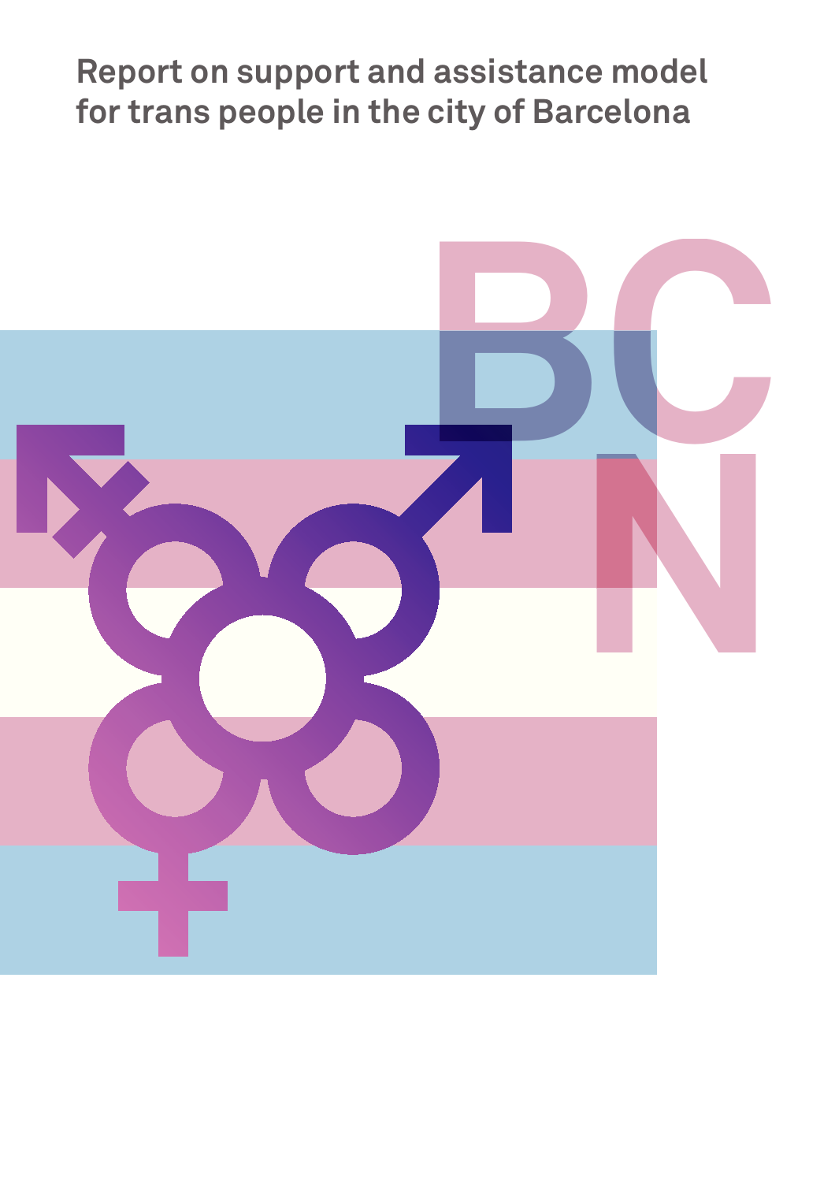# Report on support and assistance model for trans people in the city of Barcelona

BCN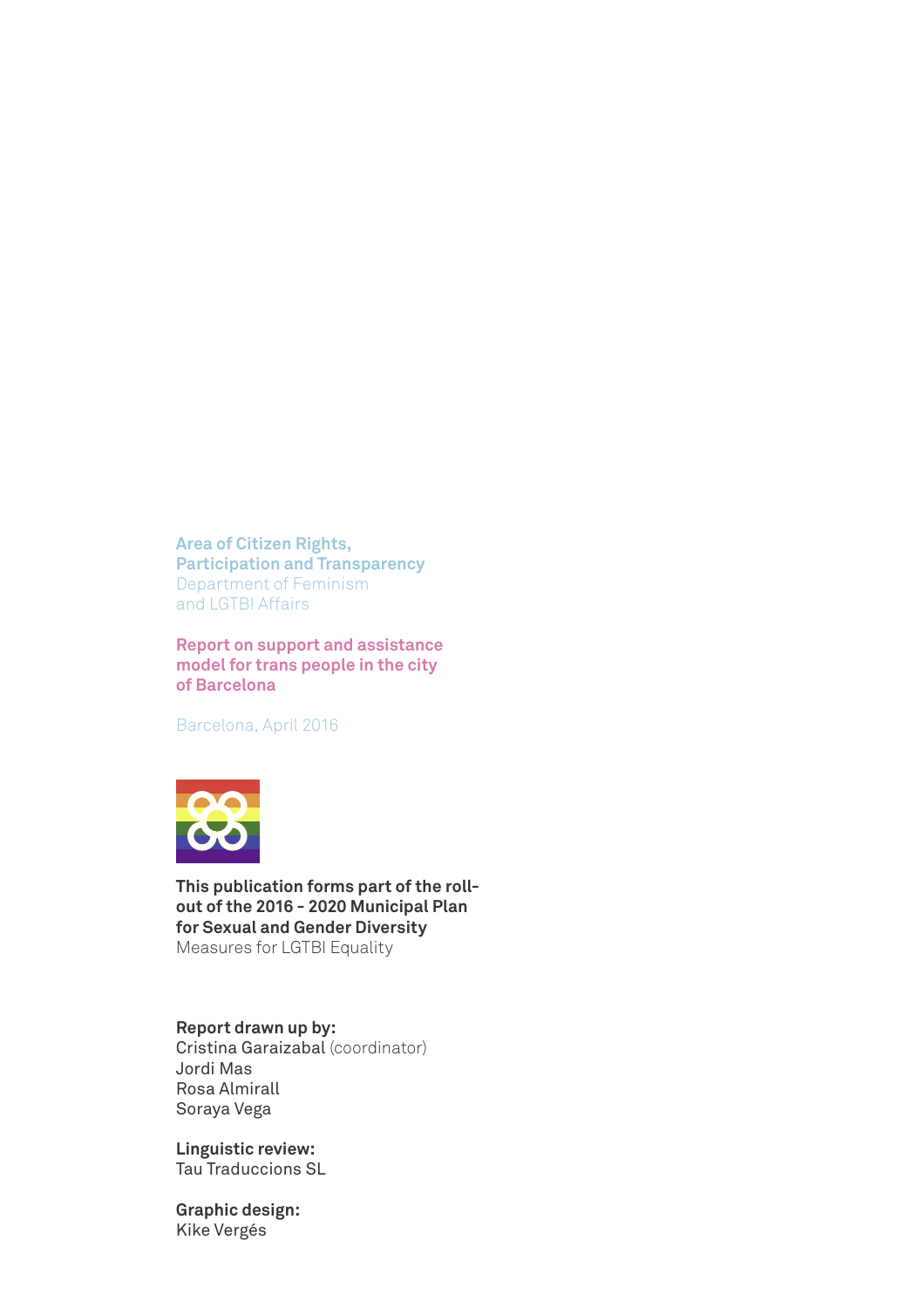**Area of Citizen Rights, Participation and Transparency**
Department of Feminism and LGTBI Affairs

**Report on support and assistance model for trans people in the city of Barcelona**

Barcelona, April 2016

**This publication forms part of the roll-out of the 2016 - 2020 Municipal Plan for Sexual and Gender Diversity**
Measures for LGTBI Equality

**Report drawn up by:**
Cristina Garaizabal (coordinator)
Jordi Mas
Rosa Almirall
Soraya Vega

**Linguistic review:**
Tau Traduccions SL

**Graphic design:**
Kike Vergés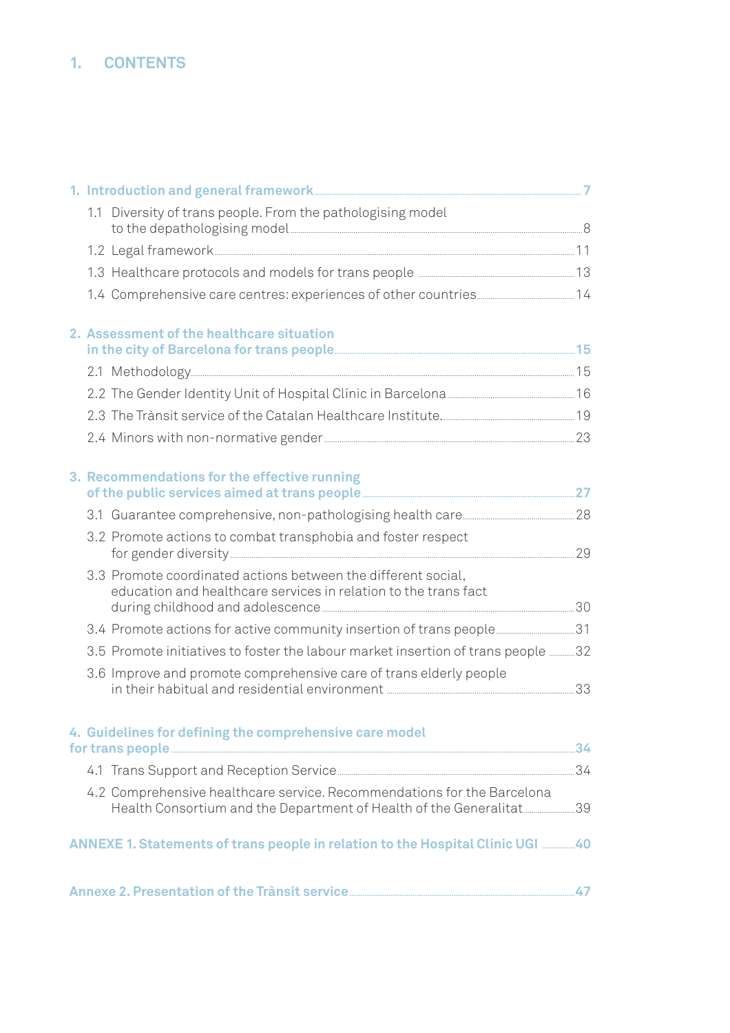# 1. CONTENTS

**1. Introduction and general framework** .......... **7**

- 1.1 Diversity of trans people. From the pathologising model to the depathologising model .......... 8
- 1.2 Legal framework .......... 11
- 1.3 Healthcare protocols and models for trans people .......... 13
- 1.4 Comprehensive care centres: experiences of other countries .......... 14

**2. Assessment of the healthcare situation in the city of Barcelona for trans people** .......... **15**

- 2.1 Methodology .......... 15
- 2.2 The Gender Identity Unit of Hospital Clínic in Barcelona .......... 16
- 2.3 The Trànsit service of the Catalan Healthcare Institute. .......... 19
- 2.4 Minors with non-normative gender .......... 23

**3. Recommendations for the effective running of the public services aimed at trans people** .......... **27**

- 3.1 Guarantee comprehensive, non-pathologising health care .......... 28
- 3.2 Promote actions to combat transphobia and foster respect for gender diversity .......... 29
- 3.3 Promote coordinated actions between the different social, education and healthcare services in relation to the trans fact during childhood and adolescence .......... 30
- 3.4 Promote actions for active community insertion of trans people .......... 31
- 3.5 Promote initiatives to foster the labour market insertion of trans people .......... 32
- 3.6 Improve and promote comprehensive care of trans elderly people in their habitual and residential environment .......... 33

**4. Guidelines for defining the comprehensive care model for trans people** .......... **34**

- 4.1 Trans Support and Reception Service .......... 34
- 4.2 Comprehensive healthcare service. Recommendations for the Barcelona Health Consortium and the Department of Health of the Generalitat .......... 39

**ANNEXE 1. Statements of trans people in relation to the Hospital Clínic UGI** .......... **40**

**Annexe 2. Presentation of the Trànsit service** .......... **47**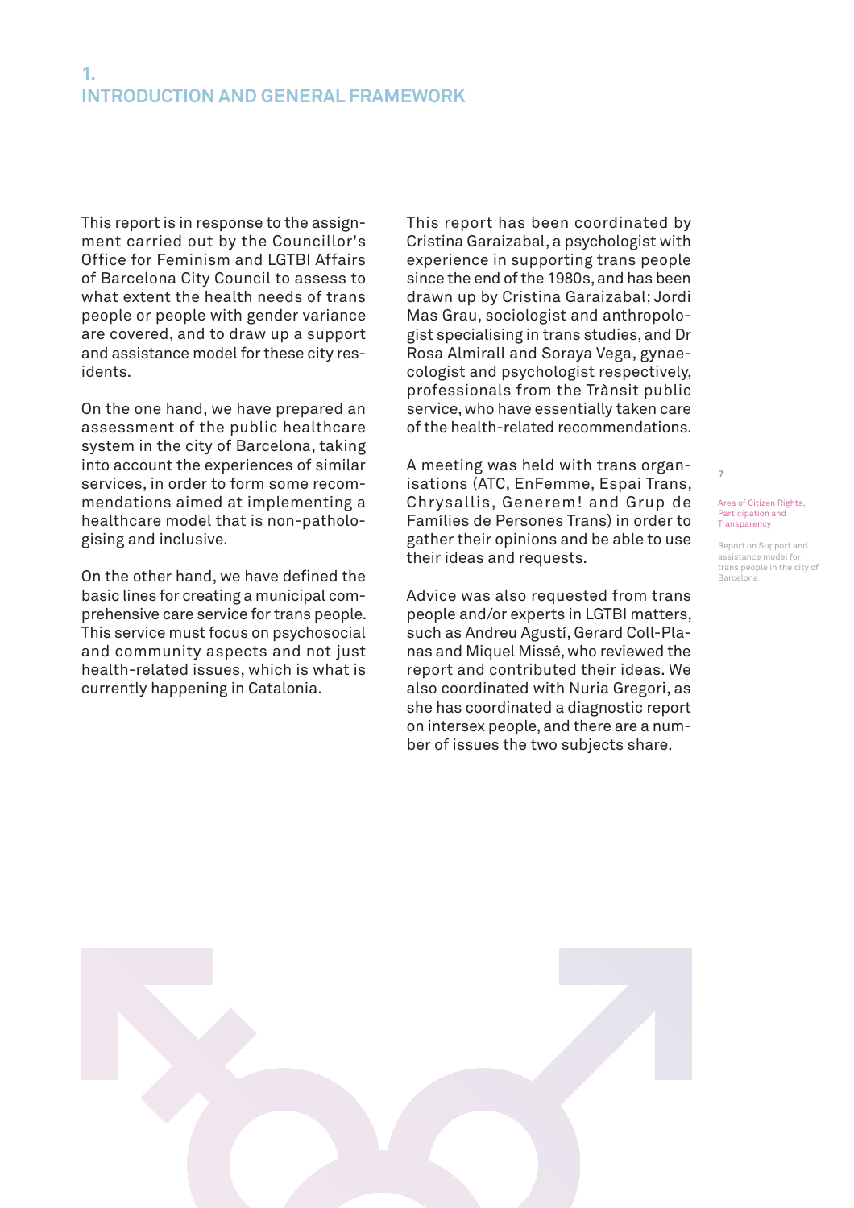# 1. INTRODUCTION AND GENERAL FRAMEWORK

This report is in response to the assignment carried out by the Councillor's Office for Feminism and LGTBI Affairs of Barcelona City Council to assess to what extent the health needs of trans people or people with gender variance are covered, and to draw up a support and assistance model for these city residents.

On the one hand, we have prepared an assessment of the public healthcare system in the city of Barcelona, taking into account the experiences of similar services, in order to form some recommendations aimed at implementing a healthcare model that is non-pathologising and inclusive.

On the other hand, we have defined the basic lines for creating a municipal comprehensive care service for trans people. This service must focus on psychosocial and community aspects and not just health-related issues, which is what is currently happening in Catalonia.

This report has been coordinated by Cristina Garaizabal, a psychologist with experience in supporting trans people since the end of the 1980s, and has been drawn up by Cristina Garaizabal; Jordi Mas Grau, sociologist and anthropologist specialising in trans studies, and Dr Rosa Almirall and Soraya Vega, gynaecologist and psychologist respectively, professionals from the Trànsit public service, who have essentially taken care of the health-related recommendations.

A meeting was held with trans organisations (ATC, EnFemme, Espai Trans, Chrysallis, Generem! and Grup de Famílies de Persones Trans) in order to gather their opinions and be able to use their ideas and requests.

Advice was also requested from trans people and/or experts in LGTBI matters, such as Andreu Agustí, Gerard Coll-Planas and Miquel Missé, who reviewed the report and contributed their ideas. We also coordinated with Nuria Gregori, as she has coordinated a diagnostic report on intersex people, and there are a number of issues the two subjects share.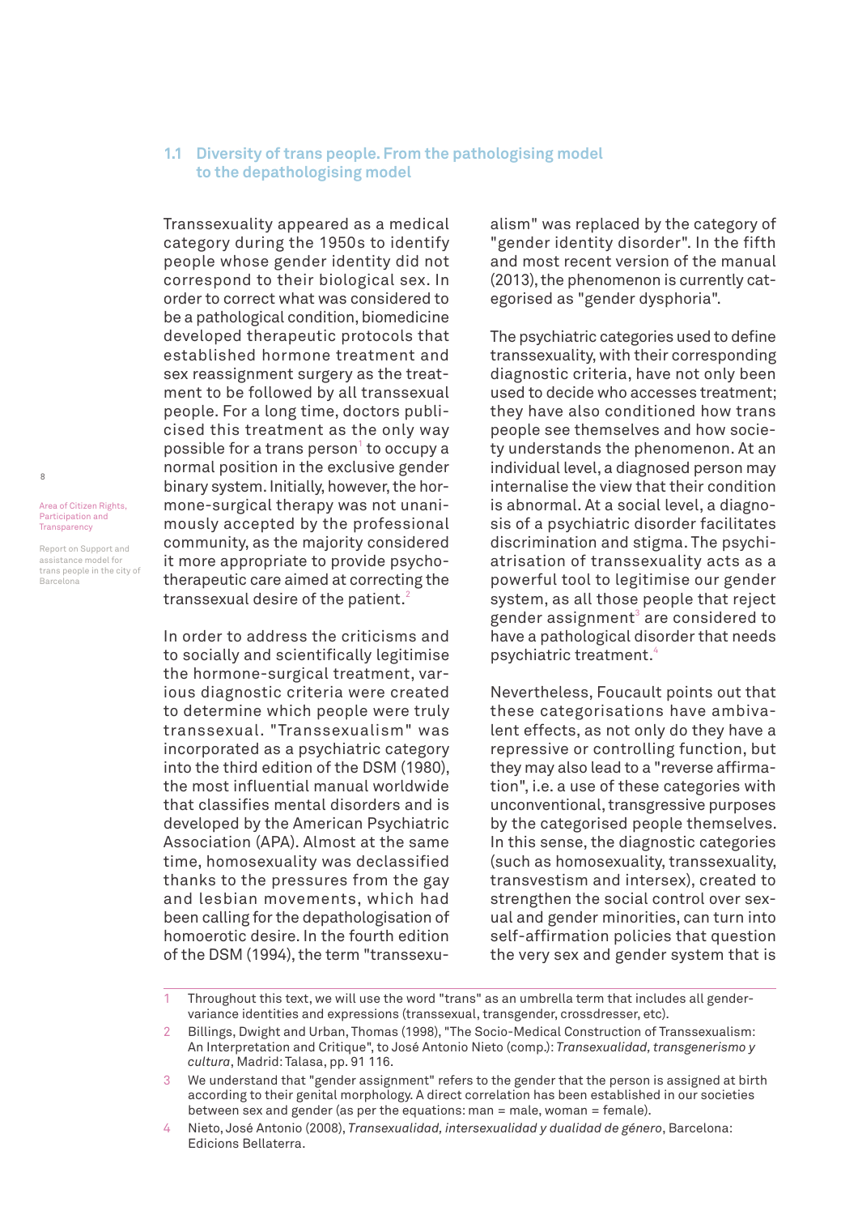## 1.1 Diversity of trans people. From the pathologising model to the depathologising model

Transsexuality appeared as a medical category during the 1950s to identify people whose gender identity did not correspond to their biological sex. In order to correct what was considered to be a pathological condition, biomedicine developed therapeutic protocols that established hormone treatment and sex reassignment surgery as the treatment to be followed by all transsexual people. For a long time, doctors publicised this treatment as the only way possible for a trans person[1] to occupy a normal position in the exclusive gender binary system. Initially, however, the hormone-surgical therapy was not unanimously accepted by the professional community, as the majority considered it more appropriate to provide psychotherapeutic care aimed at correcting the transsexual desire of the patient.[2]

In order to address the criticisms and to socially and scientifically legitimise the hormone-surgical treatment, various diagnostic criteria were created to determine which people were truly transsexual. "Transsexualism" was incorporated as a psychiatric category into the third edition of the DSM (1980), the most influential manual worldwide that classifies mental disorders and is developed by the American Psychiatric Association (APA). Almost at the same time, homosexuality was declassified thanks to the pressures from the gay and lesbian movements, which had been calling for the depathologisation of homoerotic desire. In the fourth edition of the DSM (1994), the term "transsexualism" was replaced by the category of "gender identity disorder". In the fifth and most recent version of the manual (2013), the phenomenon is currently categorised as "gender dysphoria".

The psychiatric categories used to define transsexuality, with their corresponding diagnostic criteria, have not only been used to decide who accesses treatment; they have also conditioned how trans people see themselves and how society understands the phenomenon. At an individual level, a diagnosed person may internalise the view that their condition is abnormal. At a social level, a diagnosis of a psychiatric disorder facilitates discrimination and stigma. The psychiatrisation of transsexuality acts as a powerful tool to legitimise our gender system, as all those people that reject gender assignment[3] are considered to have a pathological disorder that needs psychiatric treatment.[4]

Nevertheless, Foucault points out that these categorisations have ambivalent effects, as not only do they have a repressive or controlling function, but they may also lead to a "reverse affirmation", i.e. a use of these categories with unconventional, transgressive purposes by the categorised people themselves. In this sense, the diagnostic categories (such as homosexuality, transsexuality, transvestism and intersex), created to strengthen the social control over sexual and gender minorities, can turn into self-affirmation policies that question the very sex and gender system that is

---

1 Throughout this text, we will use the word "trans" as an umbrella term that includes all gender-variance identities and expressions (transsexual, transgender, crossdresser, etc).

2 Billings, Dwight and Urban, Thomas (1998), "The Socio-Medical Construction of Transsexualism: An Interpretation and Critique", to José Antonio Nieto (comp.): *Transexualidad, transgenerismo y cultura*, Madrid: Talasa, pp. 91 116.

3 We understand that "gender assignment" refers to the gender that the person is assigned at birth according to their genital morphology. A direct correlation has been established in our societies between sex and gender (as per the equations: man = male, woman = female).

4 Nieto, José Antonio (2008), *Transexualidad, intersexualidad y dualidad de género*, Barcelona: Edicions Bellaterra.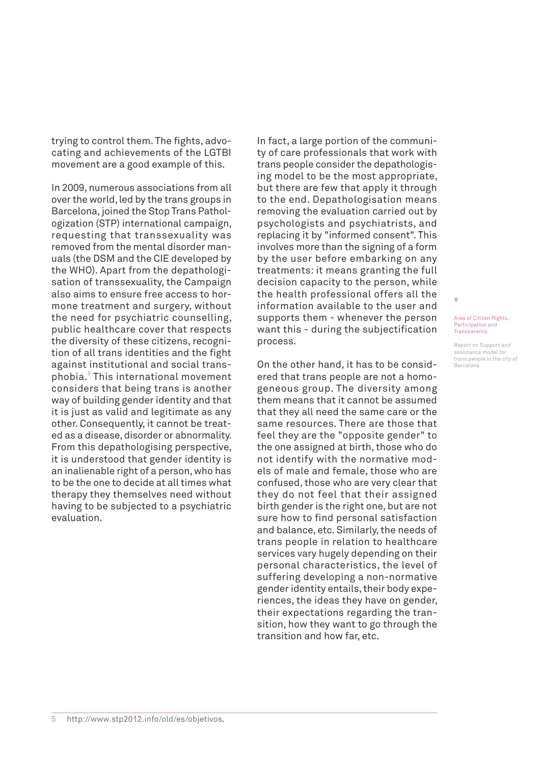trying to control them. The fights, advocating and achievements of the LGTBI movement are a good example of this.

In 2009, numerous associations from all over the world, led by the trans groups in Barcelona, joined the Stop Trans Pathologization (STP) international campaign, requesting that transsexuality was removed from the mental disorder manuals (the DSM and the CIE developed by the WHO). Apart from the depathologisation of transsexuality, the Campaign also aims to ensure free access to hormone treatment and surgery, without the need for psychiatric counselling, public healthcare cover that respects the diversity of these citizens, recognition of all trans identities and the fight against institutional and social transphobia.[5] This international movement considers that being trans is another way of building gender identity and that it is just as valid and legitimate as any other. Consequently, it cannot be treated as a disease, disorder or abnormality. From this depathologising perspective, it is understood that gender identity is an inalienable right of a person, who has to be the one to decide at all times what therapy they themselves need without having to be subjected to a psychiatric evaluation.

In fact, a large portion of the community of care professionals that work with trans people consider the depathologising model to be the most appropriate, but there are few that apply it through to the end. Depathologisation means removing the evaluation carried out by psychologists and psychiatrists, and replacing it by "informed consent". This involves more than the signing of a form by the user before embarking on any treatments: it means granting the full decision capacity to the person, while the health professional offers all the information available to the user and supports them - whenever the person want this - during the subjectification process.

On the other hand, it has to be considered that trans people are not a homogeneous group. The diversity among them means that it cannot be assumed that they all need the same care or the same resources. There are those that feel they are the "opposite gender" to the one assigned at birth, those who do not identify with the normative models of male and female, those who are confused, those who are very clear that they do not feel that their assigned birth gender is the right one, but are not sure how to find personal satisfaction and balance, etc. Similarly, the needs of trans people in relation to healthcare services vary hugely depending on their personal characteristics, the level of suffering developing a non-normative gender identity entails, their body experiences, the ideas they have on gender, their expectations regarding the transition, how they want to go through the transition and how far, etc.

5 http://www.stp2012.info/old/es/objetivos.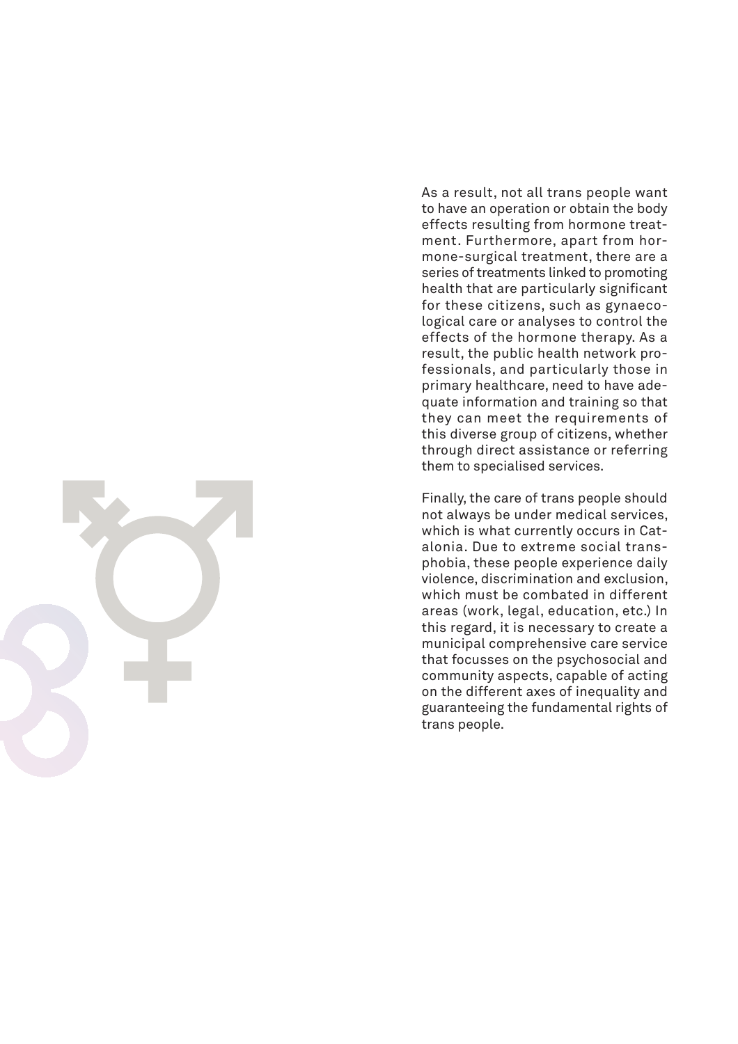As a result, not all trans people want to have an operation or obtain the body effects resulting from hormone treatment. Furthermore, apart from hormone-surgical treatment, there are a series of treatments linked to promoting health that are particularly significant for these citizens, such as gynaecological care or analyses to control the effects of the hormone therapy. As a result, the public health network professionals, and particularly those in primary healthcare, need to have adequate information and training so that they can meet the requirements of this diverse group of citizens, whether through direct assistance or referring them to specialised services.

Finally, the care of trans people should not always be under medical services, which is what currently occurs in Catalonia. Due to extreme social transphobia, these people experience daily violence, discrimination and exclusion, which must be combated in different areas (work, legal, education, etc.) In this regard, it is necessary to create a municipal comprehensive care service that focusses on the psychosocial and community aspects, capable of acting on the different axes of inequality and guaranteeing the fundamental rights of trans people.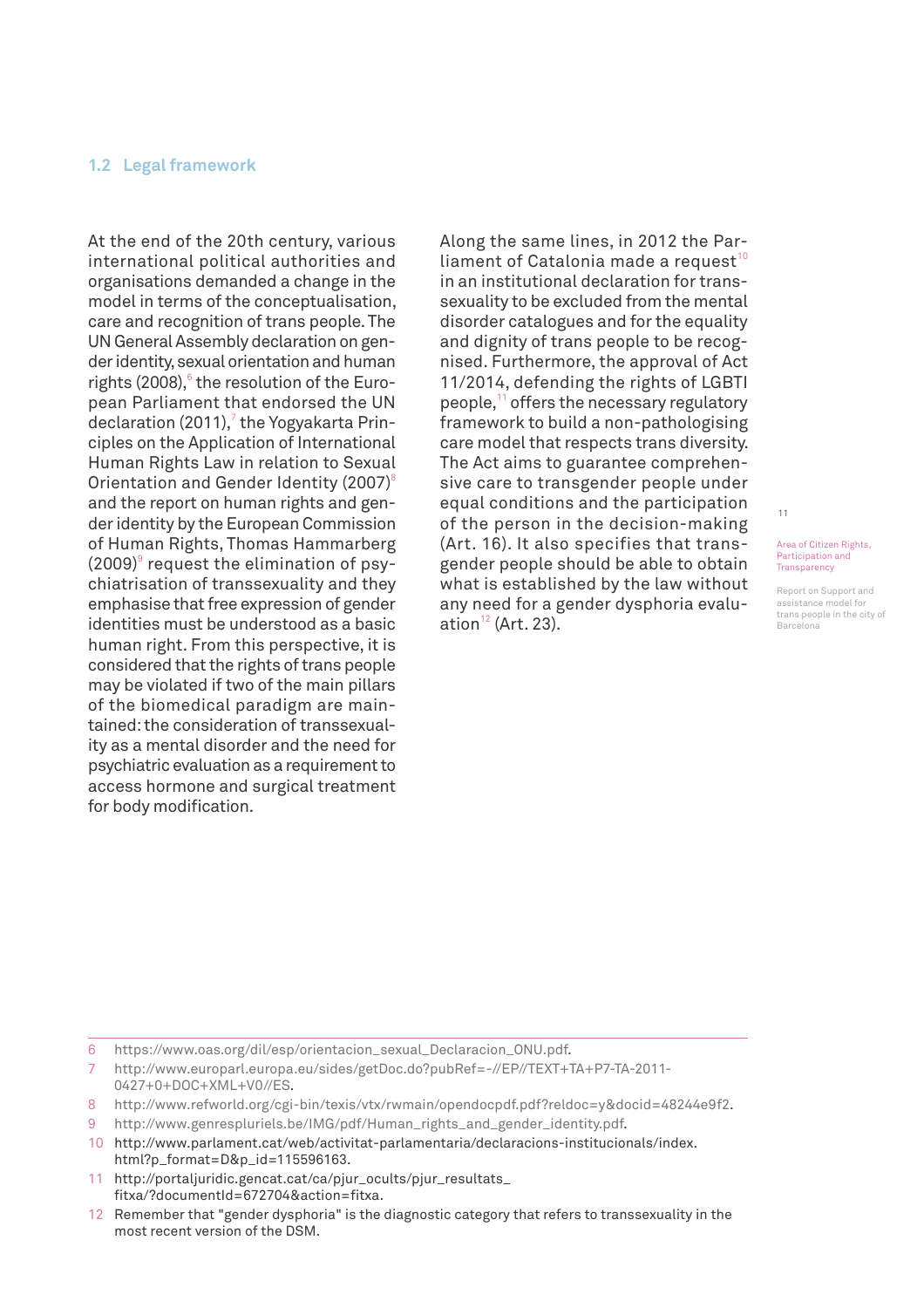## 1.2 Legal framework

At the end of the 20th century, various international political authorities and organisations demanded a change in the model in terms of the conceptualisation, care and recognition of trans people. The UN General Assembly declaration on gender identity, sexual orientation and human rights (2008),[6] the resolution of the European Parliament that endorsed the UN declaration (2011),[7] the Yogyakarta Principles on the Application of International Human Rights Law in relation to Sexual Orientation and Gender Identity (2007)[8] and the report on human rights and gender identity by the European Commission of Human Rights, Thomas Hammarberg (2009)[9] request the elimination of psychiatrisation of transsexuality and they emphasise that free expression of gender identities must be understood as a basic human right. From this perspective, it is considered that the rights of trans people may be violated if two of the main pillars of the biomedical paradigm are maintained: the consideration of transsexuality as a mental disorder and the need for psychiatric evaluation as a requirement to access hormone and surgical treatment for body modification.

Along the same lines, in 2012 the Parliament of Catalonia made a request[10] in an institutional declaration for transsexuality to be excluded from the mental disorder catalogues and for the equality and dignity of trans people to be recognised. Furthermore, the approval of Act 11/2014, defending the rights of LGBTI people,[11] offers the necessary regulatory framework to build a non-pathologising care model that respects trans diversity. The Act aims to guarantee comprehensive care to transgender people under equal conditions and the participation of the person in the decision-making (Art. 16). It also specifies that transgender people should be able to obtain what is established by the law without any need for a gender dysphoria evaluation[12] (Art. 23).

---

6 https://www.oas.org/dil/esp/orientacion_sexual_Declaracion_ONU.pdf.

7 http://www.europarl.europa.eu/sides/getDoc.do?pubRef=-//EP//TEXT+TA+P7-TA-2011-0427+0+DOC+XML+V0//ES.

8 http://www.refworld.org/cgi-bin/texis/vtx/rwmain/opendocpdf.pdf?reldoc=y&docid=48244e9f2.

9 http://www.genrespluriels.be/IMG/pdf/Human_rights_and_gender_identity.pdf.

10 http://www.parlament.cat/web/activitat-parlamentaria/declaracions-institucionals/index.html?p_format=D&p_id=115596163.

11 http://portaljuridic.gencat.cat/ca/pjur_ocults/pjur_resultats_fitxa/?documentId=672704&action=fitxa.

12 Remember that "gender dysphoria" is the diagnostic category that refers to transsexuality in the most recent version of the DSM.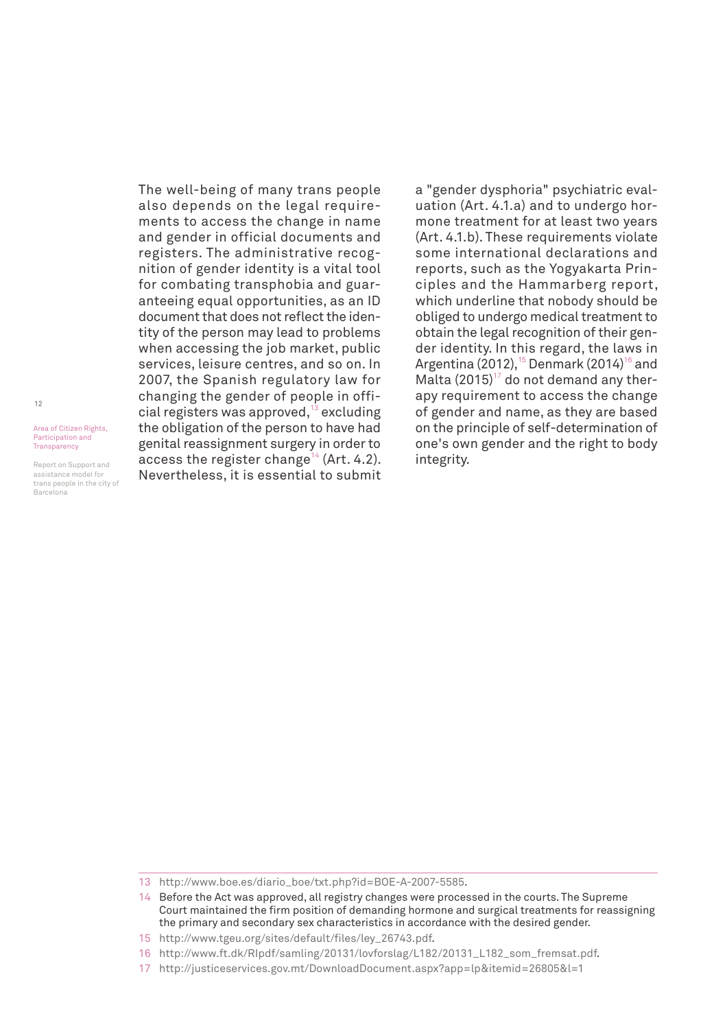The well-being of many trans people also depends on the legal requirements to access the change in name and gender in official documents and registers. The administrative recognition of gender identity is a vital tool for combating transphobia and guaranteeing equal opportunities, as an ID document that does not reflect the identity of the person may lead to problems when accessing the job market, public services, leisure centres, and so on. In 2007, the Spanish regulatory law for changing the gender of people in official registers was approved,[13] excluding the obligation of the person to have had genital reassignment surgery in order to access the register change[14] (Art. 4.2). Nevertheless, it is essential to submit a "gender dysphoria" psychiatric evaluation (Art. 4.1.a) and to undergo hormone treatment for at least two years (Art. 4.1.b). These requirements violate some international declarations and reports, such as the Yogyakarta Principles and the Hammarberg report, which underline that nobody should be obliged to undergo medical treatment to obtain the legal recognition of their gender identity. In this regard, the laws in Argentina (2012),[15] Denmark (2014)[16] and Malta (2015)[17] do not demand any therapy requirement to access the change of gender and name, as they are based on the principle of self-determination of one's own gender and the right to body integrity.

---

13 http://www.boe.es/diario_boe/txt.php?id=BOE-A-2007-5585.

14 Before the Act was approved, all registry changes were processed in the courts. The Supreme Court maintained the firm position of demanding hormone and surgical treatments for reassigning the primary and secondary sex characteristics in accordance with the desired gender.

15 http://www.tgeu.org/sites/default/files/ley_26743.pdf.

16 http://www.ft.dk/RIpdf/samling/20131/lovforslag/L182/20131_L182_som_fremsat.pdf.

17 http://justiceservices.gov.mt/DownloadDocument.aspx?app=lp&itemid=26805&l=1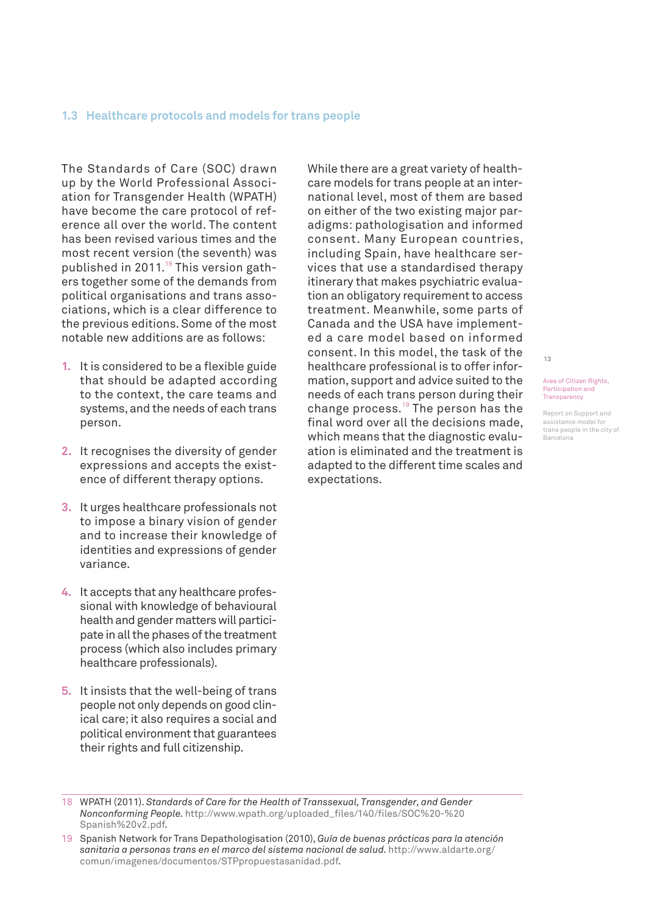### 1.3 Healthcare protocols and models for trans people

The Standards of Care (SOC) drawn up by the World Professional Association for Transgender Health (WPATH) have become the care protocol of reference all over the world. The content has been revised various times and the most recent version (the seventh) was published in 2011.[18] This version gathers together some of the demands from political organisations and trans associations, which is a clear difference to the previous editions. Some of the most notable new additions are as follows:

1. It is considered to be a flexible guide that should be adapted according to the context, the care teams and systems, and the needs of each trans person.
2. It recognises the diversity of gender expressions and accepts the existence of different therapy options.
3. It urges healthcare professionals not to impose a binary vision of gender and to increase their knowledge of identities and expressions of gender variance.
4. It accepts that any healthcare professional with knowledge of behavioural health and gender matters will participate in all the phases of the treatment process (which also includes primary healthcare professionals).
5. It insists that the well-being of trans people not only depends on good clinical care; it also requires a social and political environment that guarantees their rights and full citizenship.

While there are a great variety of healthcare models for trans people at an international level, most of them are based on either of the two existing major paradigms: pathologisation and informed consent. Many European countries, including Spain, have healthcare services that use a standardised therapy itinerary that makes psychiatric evaluation an obligatory requirement to access treatment. Meanwhile, some parts of Canada and the USA have implemented a care model based on informed consent. In this model, the task of the healthcare professional is to offer information, support and advice suited to the needs of each trans person during their change process.[19] The person has the final word over all the decisions made, which means that the diagnostic evaluation is eliminated and the treatment is adapted to the different time scales and expectations.

---

18 WPATH (2011). *Standards of Care for the Health of Transsexual, Transgender, and Gender Nonconforming People.* http://www.wpath.org/uploaded_files/140/files/SOC%20-%20Spanish%20v2.pdf.

19 Spanish Network for Trans Depathologisation (2010), *Guía de buenas prácticas para la atención sanitaria a personas trans en el marco del sistema nacional de salud.* http://www.aldarte.org/comun/imagenes/documentos/STPpropuestasanidad.pdf.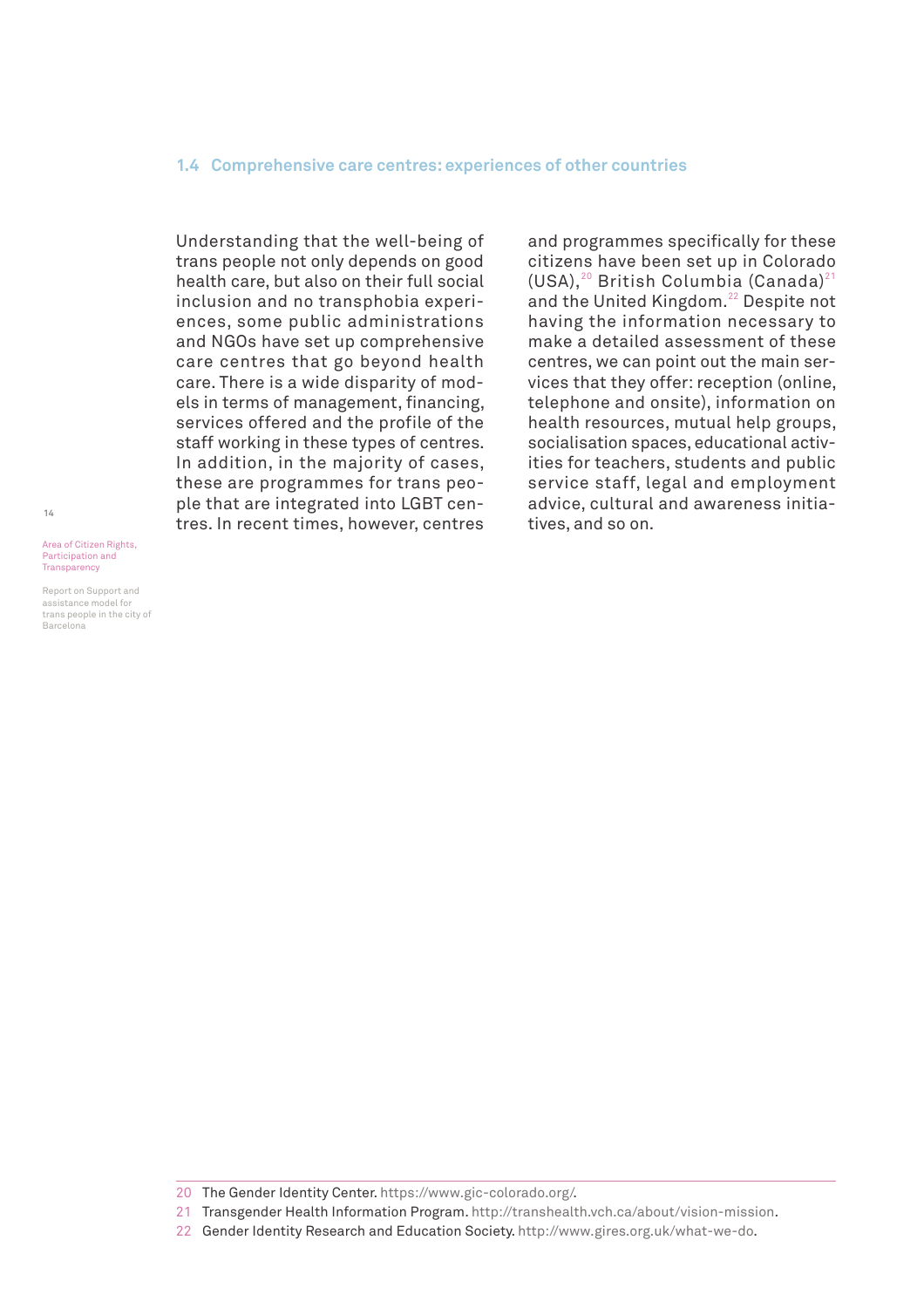### 1.4 Comprehensive care centres: experiences of other countries

Understanding that the well-being of trans people not only depends on good health care, but also on their full social inclusion and no transphobia experiences, some public administrations and NGOs have set up comprehensive care centres that go beyond health care. There is a wide disparity of models in terms of management, financing, services offered and the profile of the staff working in these types of centres. In addition, in the majority of cases, these are programmes for trans people that are integrated into LGBT centres. In recent times, however, centres and programmes specifically for these citizens have been set up in Colorado (USA),[20] British Columbia (Canada)[21] and the United Kingdom.[22] Despite not having the information necessary to make a detailed assessment of these centres, we can point out the main services that they offer: reception (online, telephone and onsite), information on health resources, mutual help groups, socialisation spaces, educational activities for teachers, students and public service staff, legal and employment advice, cultural and awareness initiatives, and so on.

---

20 The Gender Identity Center. https://www.gic-colorado.org/.

21 Transgender Health Information Program. http://transhealth.vch.ca/about/vision-mission.

22 Gender Identity Research and Education Society. http://www.gires.org.uk/what-we-do.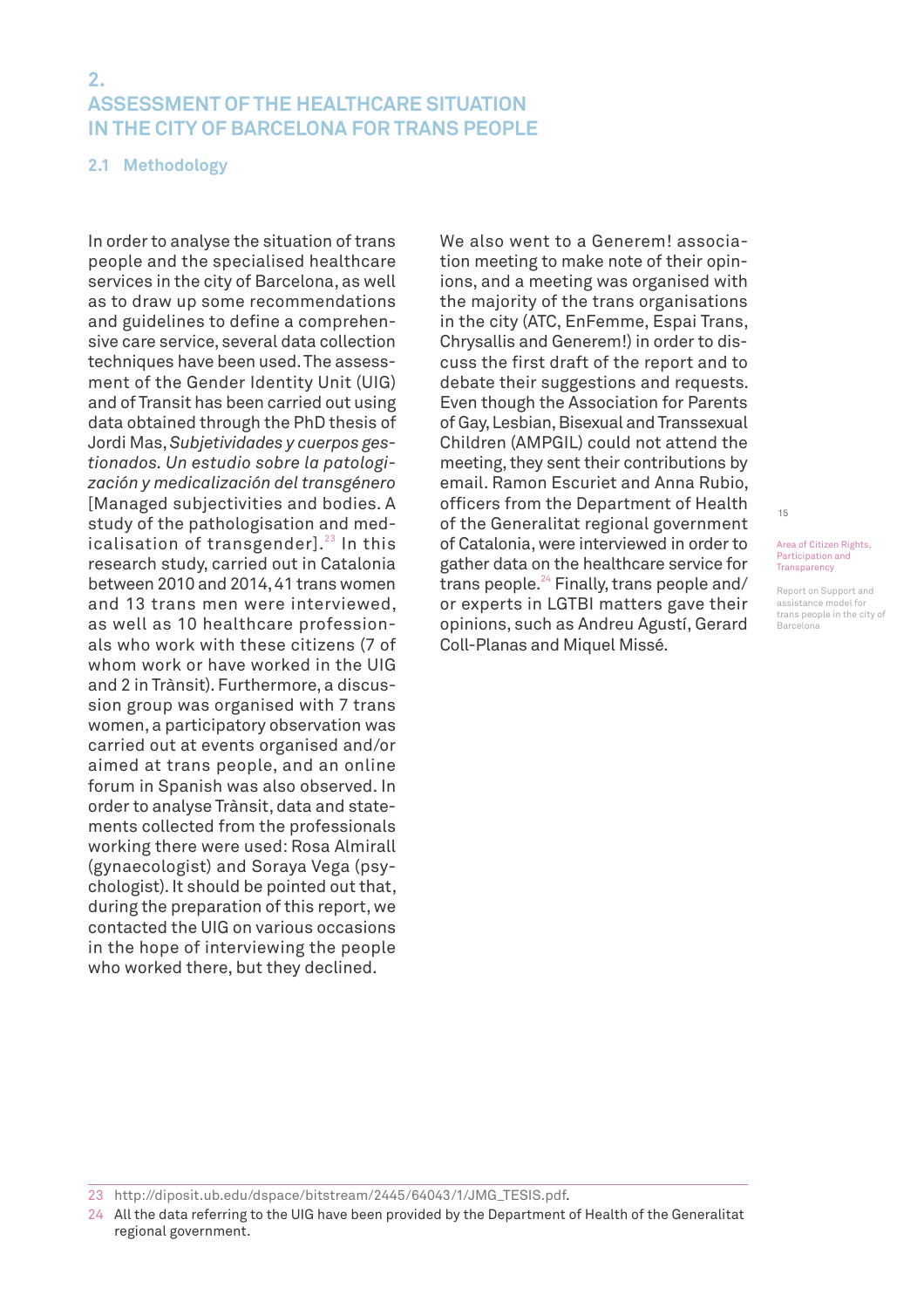## 2. ASSESSMENT OF THE HEALTHCARE SITUATION IN THE CITY OF BARCELONA FOR TRANS PEOPLE

### 2.1 Methodology

In order to analyse the situation of trans people and the specialised healthcare services in the city of Barcelona, as well as to draw up some recommendations and guidelines to define a comprehensive care service, several data collection techniques have been used. The assessment of the Gender Identity Unit (UIG) and of Transit has been carried out using data obtained through the PhD thesis of Jordi Mas, *Subjetividades y cuerpos gestionados. Un estudio sobre la patologización y medicalización del transgénero* [Managed subjectivities and bodies. A study of the pathologisation and medicalisation of transgender].[23] In this research study, carried out in Catalonia between 2010 and 2014, 41 trans women and 13 trans men were interviewed, as well as 10 healthcare professionals who work with these citizens (7 of whom work or have worked in the UIG and 2 in Trànsit). Furthermore, a discussion group was organised with 7 trans women, a participatory observation was carried out at events organised and/or aimed at trans people, and an online forum in Spanish was also observed. In order to analyse Trànsit, data and statements collected from the professionals working there were used: Rosa Almirall (gynaecologist) and Soraya Vega (psychologist). It should be pointed out that, during the preparation of this report, we contacted the UIG on various occasions in the hope of interviewing the people who worked there, but they declined.

We also went to a Generem! association meeting to make note of their opinions, and a meeting was organised with the majority of the trans organisations in the city (ATC, EnFemme, Espai Trans, Chrysallis and Generem!) in order to discuss the first draft of the report and to debate their suggestions and requests. Even though the Association for Parents of Gay, Lesbian, Bisexual and Transsexual Children (AMPGIL) could not attend the meeting, they sent their contributions by email. Ramon Escuriet and Anna Rubio, officers from the Department of Health of the Generalitat regional government of Catalonia, were interviewed in order to gather data on the healthcare service for trans people.[24] Finally, trans people and/or experts in LGTBI matters gave their opinions, such as Andreu Agustí, Gerard Coll-Planas and Miquel Missé.

---

23 http://diposit.ub.edu/dspace/bitstream/2445/64043/1/JMG_TESIS.pdf.

24 All the data referring to the UIG have been provided by the Department of Health of the Generalitat regional government.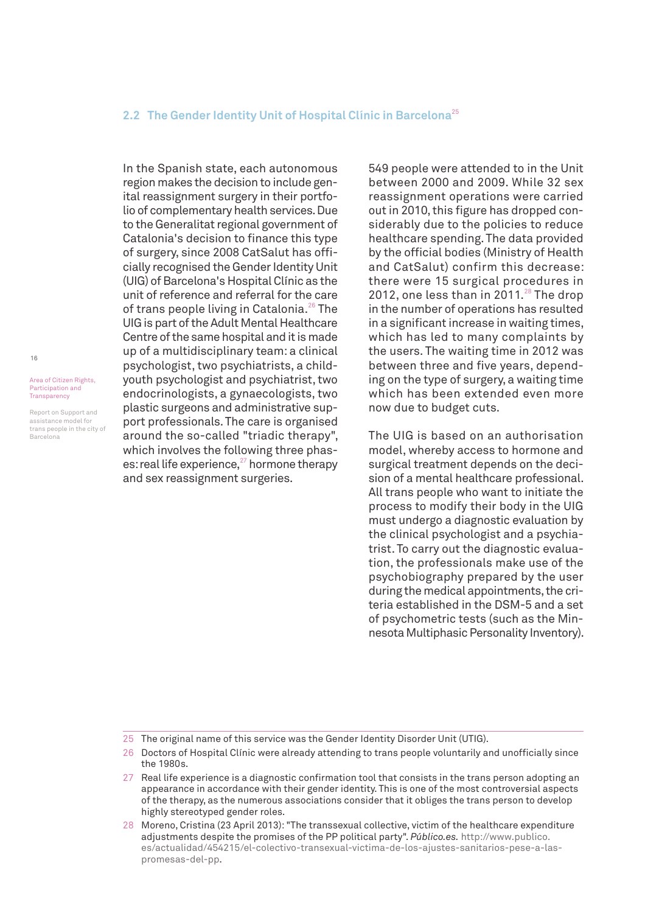## 2.2 The Gender Identity Unit of Hospital Clínic in Barcelona[25]

In the Spanish state, each autonomous region makes the decision to include genital reassignment surgery in their portfolio of complementary health services. Due to the Generalitat regional government of Catalonia's decision to finance this type of surgery, since 2008 CatSalut has officially recognised the Gender Identity Unit (UIG) of Barcelona's Hospital Clínic as the unit of reference and referral for the care of trans people living in Catalonia.[26] The UIG is part of the Adult Mental Healthcare Centre of the same hospital and it is made up of a multidisciplinary team: a clinical psychologist, two psychiatrists, a child-youth psychologist and psychiatrist, two endocrinologists, a gynaecologists, two plastic surgeons and administrative support professionals. The care is organised around the so-called "triadic therapy", which involves the following three phases: real life experience,[27] hormone therapy and sex reassignment surgeries.

549 people were attended to in the Unit between 2000 and 2009. While 32 sex reassignment operations were carried out in 2010, this figure has dropped considerably due to the policies to reduce healthcare spending. The data provided by the official bodies (Ministry of Health and CatSalut) confirm this decrease: there were 15 surgical procedures in 2012, one less than in 2011.[28] The drop in the number of operations has resulted in a significant increase in waiting times, which has led to many complaints by the users. The waiting time in 2012 was between three and five years, depending on the type of surgery, a waiting time which has been extended even more now due to budget cuts.

The UIG is based on an authorisation model, whereby access to hormone and surgical treatment depends on the decision of a mental healthcare professional. All trans people who want to initiate the process to modify their body in the UIG must undergo a diagnostic evaluation by the clinical psychologist and a psychiatrist. To carry out the diagnostic evaluation, the professionals make use of the psychobiography prepared by the user during the medical appointments, the criteria established in the DSM-5 and a set of psychometric tests (such as the Minnesota Multiphasic Personality Inventory).

---

25 The original name of this service was the Gender Identity Disorder Unit (UTIG).

26 Doctors of Hospital Clínic were already attending to trans people voluntarily and unofficially since the 1980s.

27 Real life experience is a diagnostic confirmation tool that consists in the trans person adopting an appearance in accordance with their gender identity. This is one of the most controversial aspects of the therapy, as the numerous associations consider that it obliges the trans person to develop highly stereotyped gender roles.

28 Moreno, Cristina (23 April 2013): "The transsexual collective, victim of the healthcare expenditure adjustments despite the promises of the PP political party". *Público.es.* http://www.publico.es/actualidad/454215/el-colectivo-transexual-victima-de-los-ajustes-sanitarios-pese-a-las-promesas-del-pp.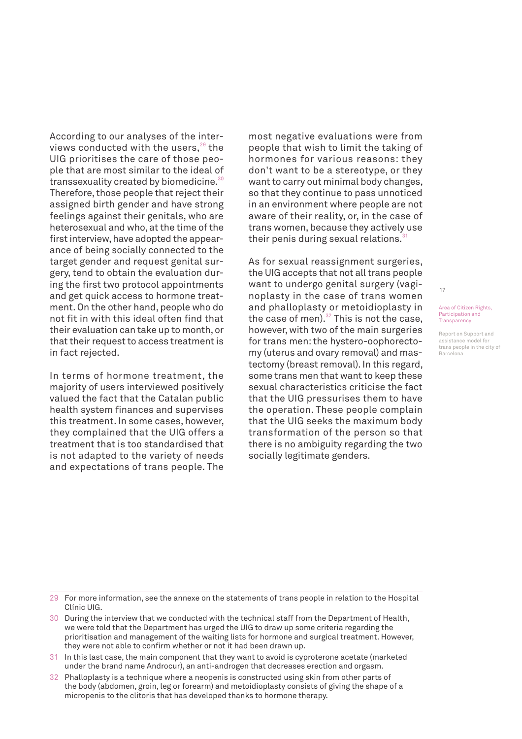According to our analyses of the interviews conducted with the users,[29] the UIG prioritises the care of those people that are most similar to the ideal of transsexuality created by biomedicine.[30] Therefore, those people that reject their assigned birth gender and have strong feelings against their genitals, who are heterosexual and who, at the time of the first interview, have adopted the appearance of being socially connected to the target gender and request genital surgery, tend to obtain the evaluation during the first two protocol appointments and get quick access to hormone treatment. On the other hand, people who do not fit in with this ideal often find that their evaluation can take up to month, or that their request to access treatment is in fact rejected.

In terms of hormone treatment, the majority of users interviewed positively valued the fact that the Catalan public health system finances and supervises this treatment. In some cases, however, they complained that the UIG offers a treatment that is too standardised that is not adapted to the variety of needs and expectations of trans people. The most negative evaluations were from people that wish to limit the taking of hormones for various reasons: they don't want to be a stereotype, or they want to carry out minimal body changes, so that they continue to pass unnoticed in an environment where people are not aware of their reality, or, in the case of trans women, because they actively use their penis during sexual relations.[31]

As for sexual reassignment surgeries, the UIG accepts that not all trans people want to undergo genital surgery (vaginoplasty in the case of trans women and phalloplasty or metoidioplasty in the case of men).[32] This is not the case, however, with two of the main surgeries for trans men: the hystero-oophorectomy (uterus and ovary removal) and mastectomy (breast removal). In this regard, some trans men that want to keep these sexual characteristics criticise the fact that the UIG pressurises them to have the operation. These people complain that the UIG seeks the maximum body transformation of the person so that there is no ambiguity regarding the two socially legitimate genders.

---

29 For more information, see the annexe on the statements of trans people in relation to the Hospital Clínic UIG.

30 During the interview that we conducted with the technical staff from the Department of Health, we were told that the Department has urged the UIG to draw up some criteria regarding the prioritisation and management of the waiting lists for hormone and surgical treatment. However, they were not able to confirm whether or not it had been drawn up.

31 In this last case, the main component that they want to avoid is cyproterone acetate (marketed under the brand name Androcur), an anti-androgen that decreases erection and orgasm.

32 Phalloplasty is a technique where a neopenis is constructed using skin from other parts of the body (abdomen, groin, leg or forearm) and metoidioplasty consists of giving the shape of a micropenis to the clitoris that has developed thanks to hormone therapy.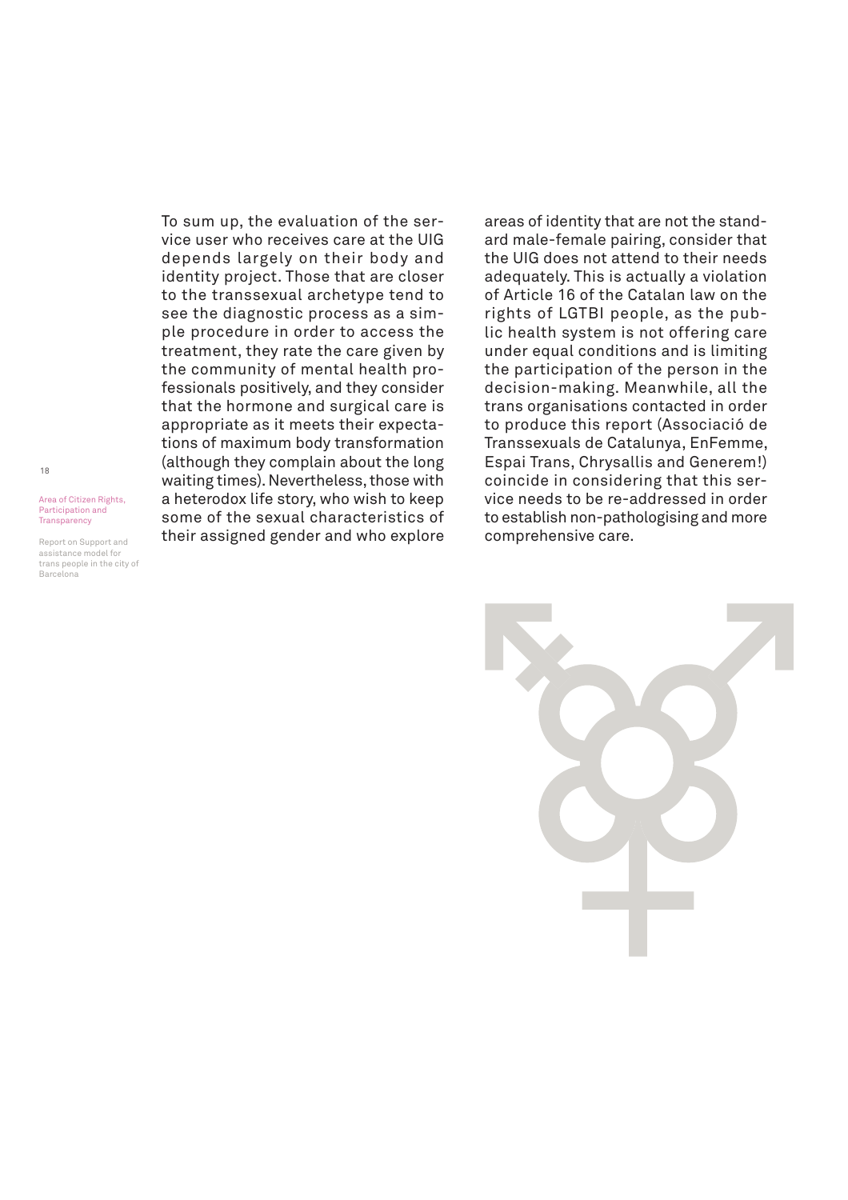To sum up, the evaluation of the service user who receives care at the UIG depends largely on their body and identity project. Those that are closer to the transsexual archetype tend to see the diagnostic process as a simple procedure in order to access the treatment, they rate the care given by the community of mental health professionals positively, and they consider that the hormone and surgical care is appropriate as it meets their expectations of maximum body transformation (although they complain about the long waiting times). Nevertheless, those with a heterodox life story, who wish to keep some of the sexual characteristics of their assigned gender and who explore areas of identity that are not the standard male-female pairing, consider that the UIG does not attend to their needs adequately. This is actually a violation of Article 16 of the Catalan law on the rights of LGTBI people, as the public health system is not offering care under equal conditions and is limiting the participation of the person in the decision-making. Meanwhile, all the trans organisations contacted in order to produce this report (Associació de Transsexuals de Catalunya, EnFemme, Espai Trans, Chrysallis and Generem!) coincide in considering that this service needs to be re-addressed in order to establish non-pathologising and more comprehensive care.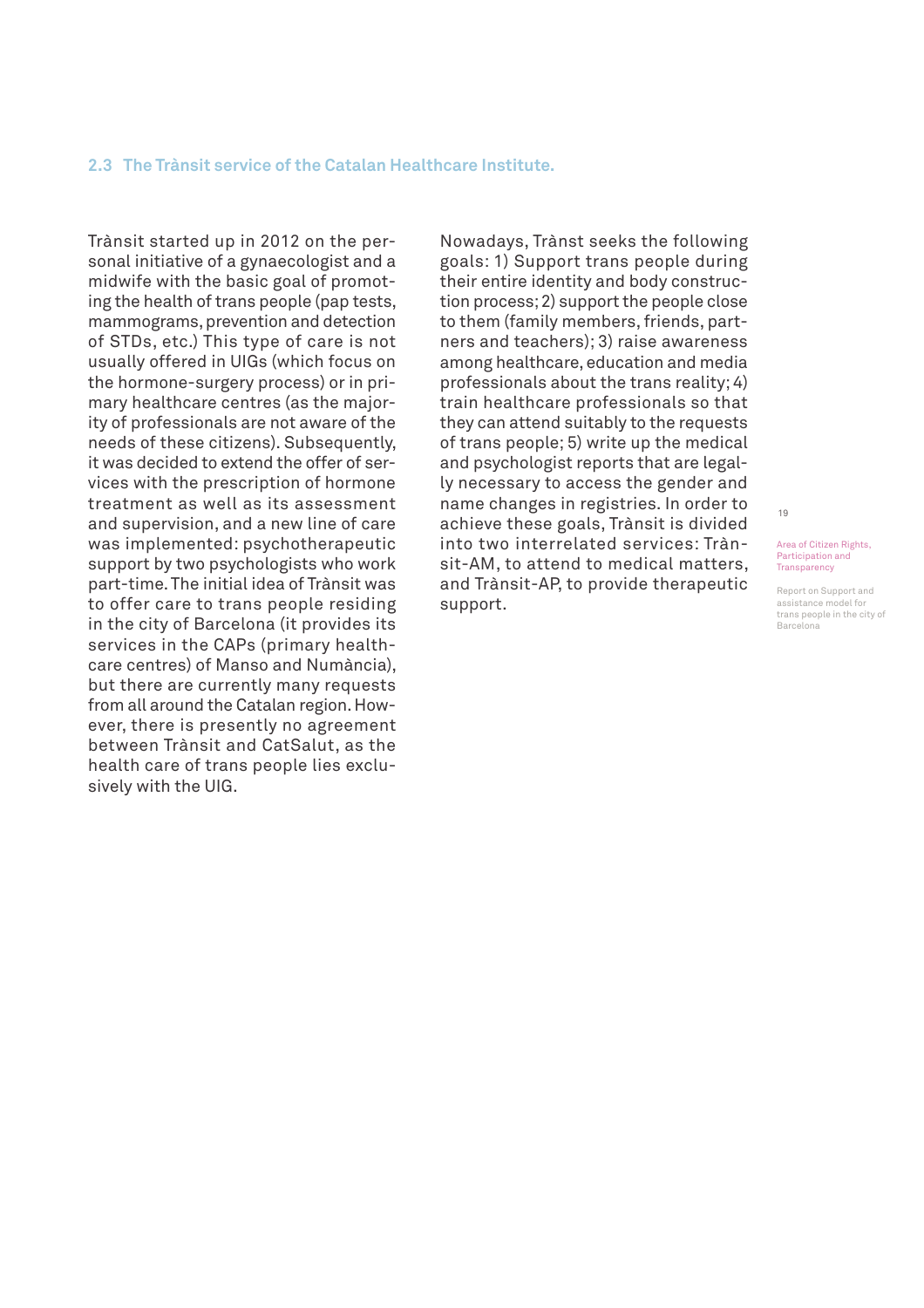### 2.3 The Trànsit service of the Catalan Healthcare Institute.

Trànsit started up in 2012 on the personal initiative of a gynaecologist and a midwife with the basic goal of promoting the health of trans people (pap tests, mammograms, prevention and detection of STDs, etc.) This type of care is not usually offered in UIGs (which focus on the hormone-surgery process) or in primary healthcare centres (as the majority of professionals are not aware of the needs of these citizens). Subsequently, it was decided to extend the offer of services with the prescription of hormone treatment as well as its assessment and supervision, and a new line of care was implemented: psychotherapeutic support by two psychologists who work part-time. The initial idea of Trànsit was to offer care to trans people residing in the city of Barcelona (it provides its services in the CAPs (primary healthcare centres) of Manso and Numància), but there are currently many requests from all around the Catalan region. However, there is presently no agreement between Trànsit and CatSalut, as the health care of trans people lies exclusively with the UIG.

Nowadays, Trànst seeks the following goals: 1) Support trans people during their entire identity and body construction process; 2) support the people close to them (family members, friends, partners and teachers); 3) raise awareness among healthcare, education and media professionals about the trans reality; 4) train healthcare professionals so that they can attend suitably to the requests of trans people; 5) write up the medical and psychologist reports that are legally necessary to access the gender and name changes in registries. In order to achieve these goals, Trànsit is divided into two interrelated services: Trànsit-AM, to attend to medical matters, and Trànsit-AP, to provide therapeutic support.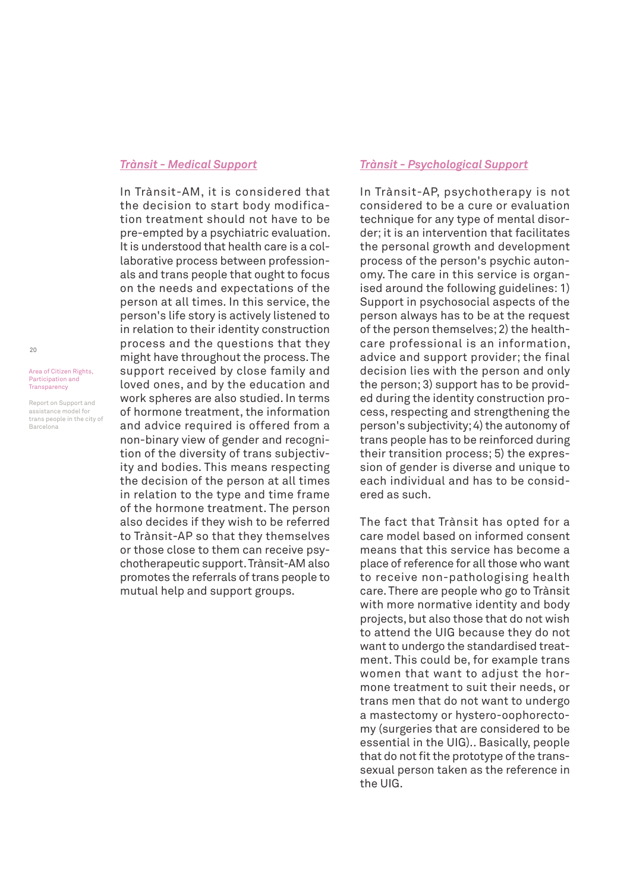### *Trànsit - Medical Support*

In Trànsit-AM, it is considered that the decision to start body modification treatment should not have to be pre-empted by a psychiatric evaluation. It is understood that health care is a collaborative process between professionals and trans people that ought to focus on the needs and expectations of the person at all times. In this service, the person's life story is actively listened to in relation to their identity construction process and the questions that they might have throughout the process. The support received by close family and loved ones, and by the education and work spheres are also studied. In terms of hormone treatment, the information and advice required is offered from a non-binary view of gender and recognition of the diversity of trans subjectivity and bodies. This means respecting the decision of the person at all times in relation to the type and time frame of the hormone treatment. The person also decides if they wish to be referred to Trànsit-AP so that they themselves or those close to them can receive psychotherapeutic support. Trànsit-AM also promotes the referrals of trans people to mutual help and support groups.

### *Trànsit - Psychological Support*

In Trànsit-AP, psychotherapy is not considered to be a cure or evaluation technique for any type of mental disorder; it is an intervention that facilitates the personal growth and development process of the person's psychic autonomy. The care in this service is organised around the following guidelines: 1) Support in psychosocial aspects of the person always has to be at the request of the person themselves; 2) the healthcare professional is an information, advice and support provider; the final decision lies with the person and only the person; 3) support has to be provided during the identity construction process, respecting and strengthening the person's subjectivity; 4) the autonomy of trans people has to be reinforced during their transition process; 5) the expression of gender is diverse and unique to each individual and has to be considered as such.

The fact that Trànsit has opted for a care model based on informed consent means that this service has become a place of reference for all those who want to receive non-pathologising health care. There are people who go to Trànsit with more normative identity and body projects, but also those that do not wish to attend the UIG because they do not want to undergo the standardised treatment. This could be, for example trans women that want to adjust the hormone treatment to suit their needs, or trans men that do not want to undergo a mastectomy or hystero-oophorectomy (surgeries that are considered to be essential in the UIG).. Basically, people that do not fit the prototype of the transsexual person taken as the reference in the UIG.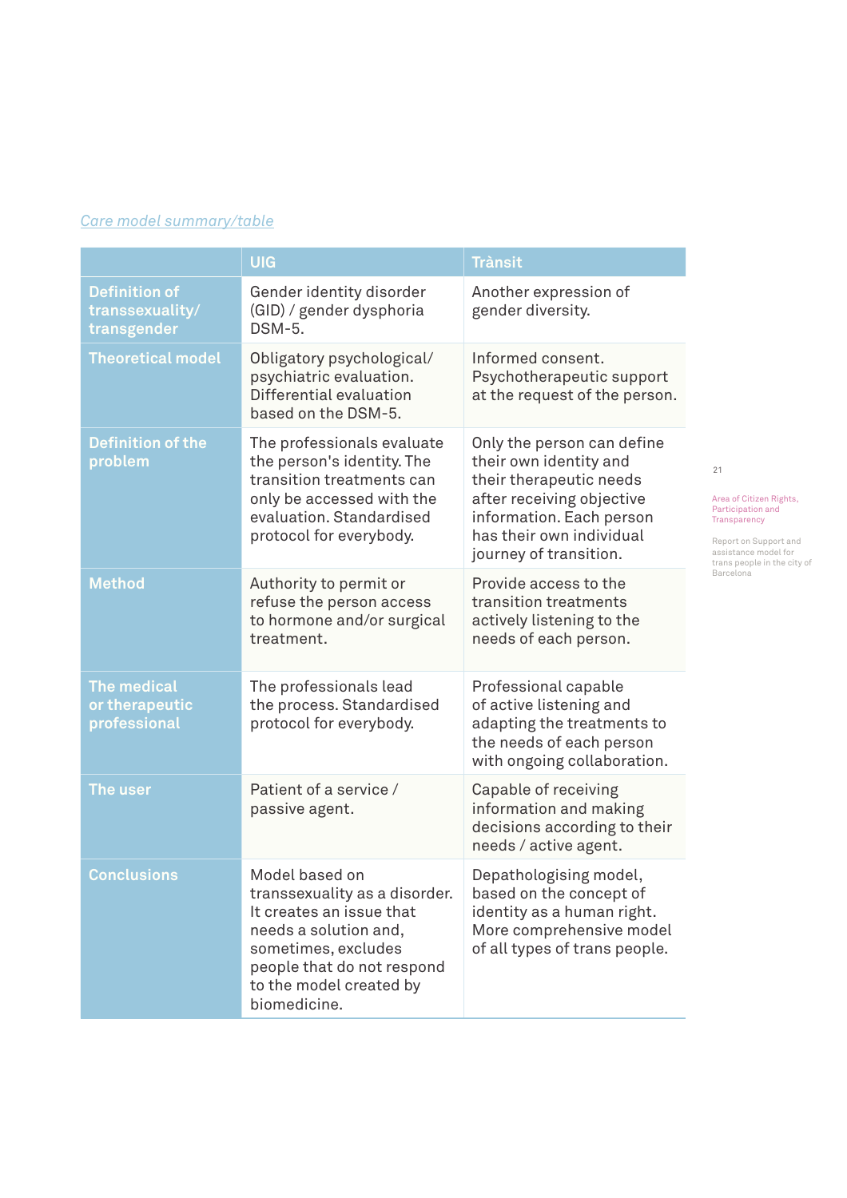*Care model summary/table*

| | UIG | Trànsit |
|---|---|---|
| **Definition of transsexuality/ transgender** | Gender identity disorder (GID) / gender dysphoria DSM-5. | Another expression of gender diversity. |
| **Theoretical model** | Obligatory psychological/ psychiatric evaluation. Differential evaluation based on the DSM-5. | Informed consent. Psychotherapeutic support at the request of the person. |
| **Definition of the problem** | The professionals evaluate the person's identity. The transition treatments can only be accessed with the evaluation. Standardised protocol for everybody. | Only the person can define their own identity and their therapeutic needs after receiving objective information. Each person has their own individual journey of transition. |
| **Method** | Authority to permit or refuse the person access to hormone and/or surgical treatment. | Provide access to the transition treatments actively listening to the needs of each person. |
| **The medical or therapeutic professional** | The professionals lead the process. Standardised protocol for everybody. | Professional capable of active listening and adapting the treatments to the needs of each person with ongoing collaboration. |
| **The user** | Patient of a service / passive agent. | Capable of receiving information and making decisions according to their needs / active agent. |
| **Conclusions** | Model based on transsexuality as a disorder. It creates an issue that needs a solution and, sometimes, excludes people that do not respond to the model created by biomedicine. | Depathologising model, based on the concept of identity as a human right. More comprehensive model of all types of trans people. |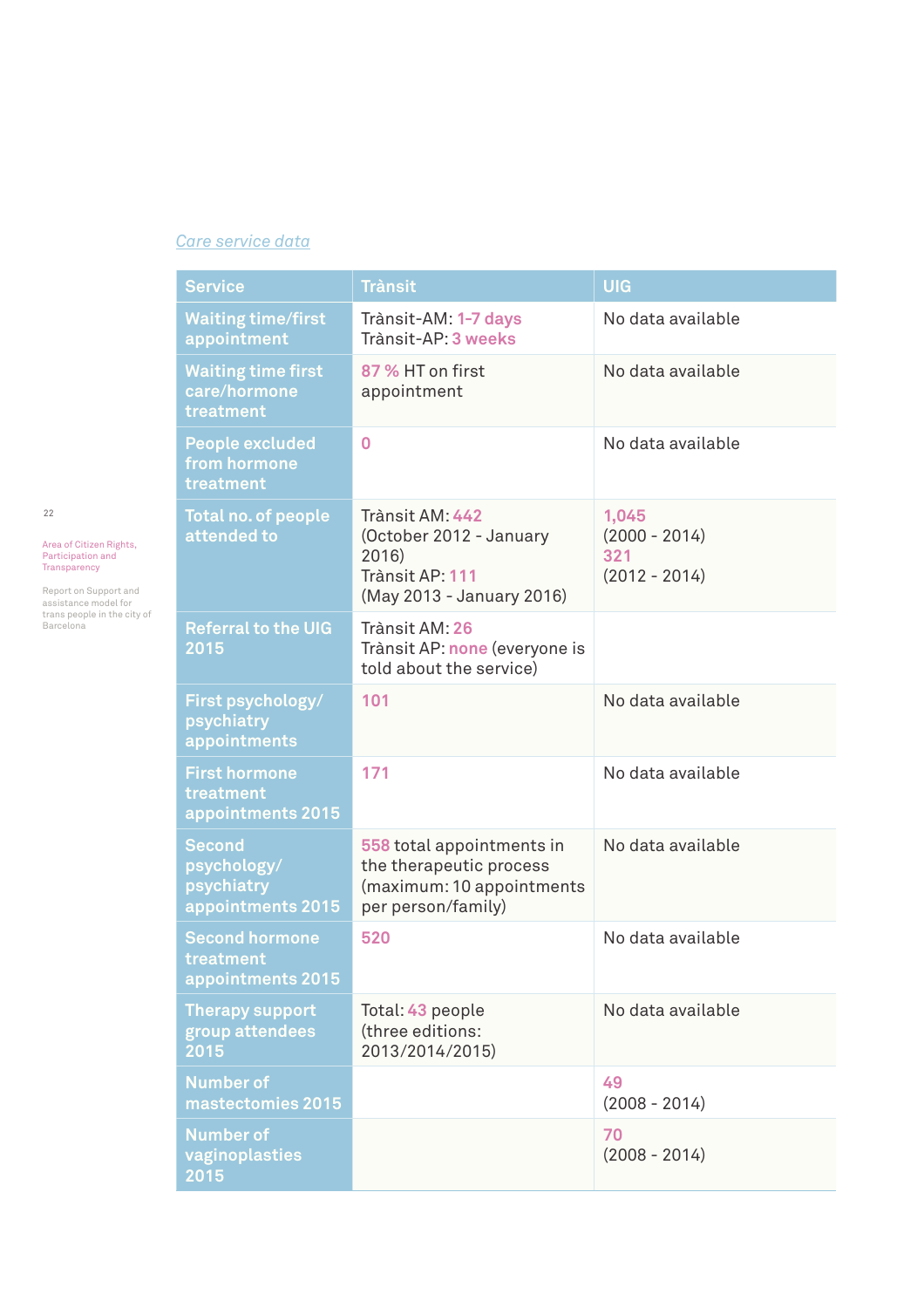*Care service data*

| Service | Trànsit | UIG |
|---|---|---|
| Waiting time/first appointment | Trànsit-AM: 1-7 days<br>Trànsit-AP: 3 weeks | No data available |
| Waiting time first care/hormone treatment | 87 % HT on first appointment | No data available |
| People excluded from hormone treatment | 0 | No data available |
| Total no. of people attended to | Trànsit AM: 442<br>(October 2012 - January 2016)<br>Trànsit AP: 111<br>(May 2013 - January 2016) | 1,045<br>(2000 - 2014)<br>321<br>(2012 - 2014) |
| Referral to the UIG 2015 | Trànsit AM: 26<br>Trànsit AP: none (everyone is told about the service) | |
| First psychology/ psychiatry appointments | 101 | No data available |
| First hormone treatment appointments 2015 | 171 | No data available |
| Second psychology/ psychiatry appointments 2015 | 558 total appointments in the therapeutic process (maximum: 10 appointments per person/family) | No data available |
| Second hormone treatment appointments 2015 | 520 | No data available |
| Therapy support group attendees 2015 | Total: 43 people<br>(three editions: 2013/2014/2015) | No data available |
| Number of mastectomies 2015 | | 49<br>(2008 - 2014) |
| Number of vaginoplasties 2015 | | 70<br>(2008 - 2014) |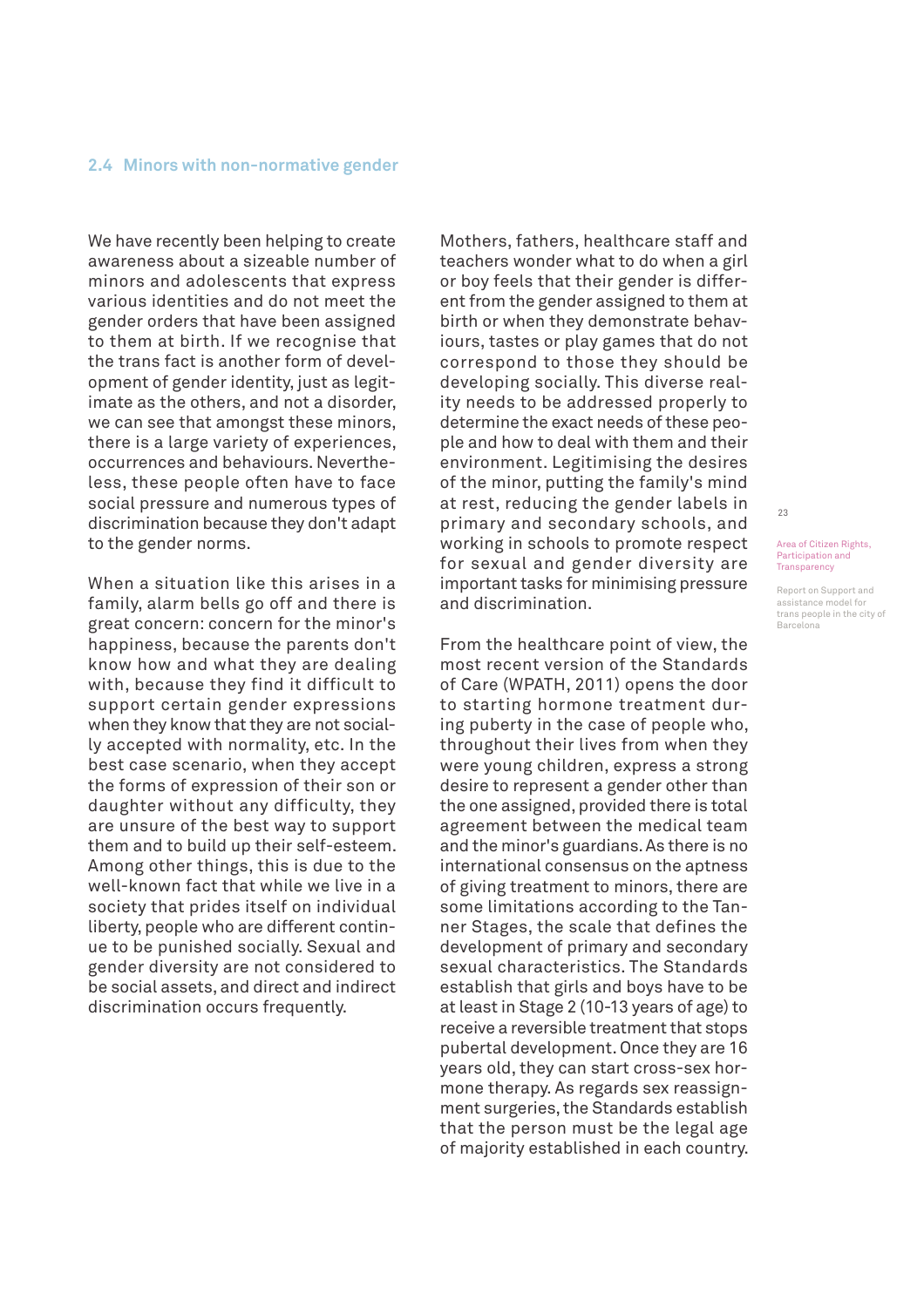### 2.4 Minors with non-normative gender

We have recently been helping to create awareness about a sizeable number of minors and adolescents that express various identities and do not meet the gender orders that have been assigned to them at birth. If we recognise that the trans fact is another form of development of gender identity, just as legitimate as the others, and not a disorder, we can see that amongst these minors, there is a large variety of experiences, occurrences and behaviours. Nevertheless, these people often have to face social pressure and numerous types of discrimination because they don't adapt to the gender norms.

When a situation like this arises in a family, alarm bells go off and there is great concern: concern for the minor's happiness, because the parents don't know how and what they are dealing with, because they find it difficult to support certain gender expressions when they know that they are not socially accepted with normality, etc. In the best case scenario, when they accept the forms of expression of their son or daughter without any difficulty, they are unsure of the best way to support them and to build up their self-esteem. Among other things, this is due to the well-known fact that while we live in a society that prides itself on individual liberty, people who are different continue to be punished socially. Sexual and gender diversity are not considered to be social assets, and direct and indirect discrimination occurs frequently.

Mothers, fathers, healthcare staff and teachers wonder what to do when a girl or boy feels that their gender is different from the gender assigned to them at birth or when they demonstrate behaviours, tastes or play games that do not correspond to those they should be developing socially. This diverse reality needs to be addressed properly to determine the exact needs of these people and how to deal with them and their environment. Legitimising the desires of the minor, putting the family's mind at rest, reducing the gender labels in primary and secondary schools, and working in schools to promote respect for sexual and gender diversity are important tasks for minimising pressure and discrimination.

From the healthcare point of view, the most recent version of the Standards of Care (WPATH, 2011) opens the door to starting hormone treatment during puberty in the case of people who, throughout their lives from when they were young children, express a strong desire to represent a gender other than the one assigned, provided there is total agreement between the medical team and the minor's guardians. As there is no international consensus on the aptness of giving treatment to minors, there are some limitations according to the Tanner Stages, the scale that defines the development of primary and secondary sexual characteristics. The Standards establish that girls and boys have to be at least in Stage 2 (10-13 years of age) to receive a reversible treatment that stops pubertal development. Once they are 16 years old, they can start cross-sex hormone therapy. As regards sex reassignment surgeries, the Standards establish that the person must be the legal age of majority established in each country.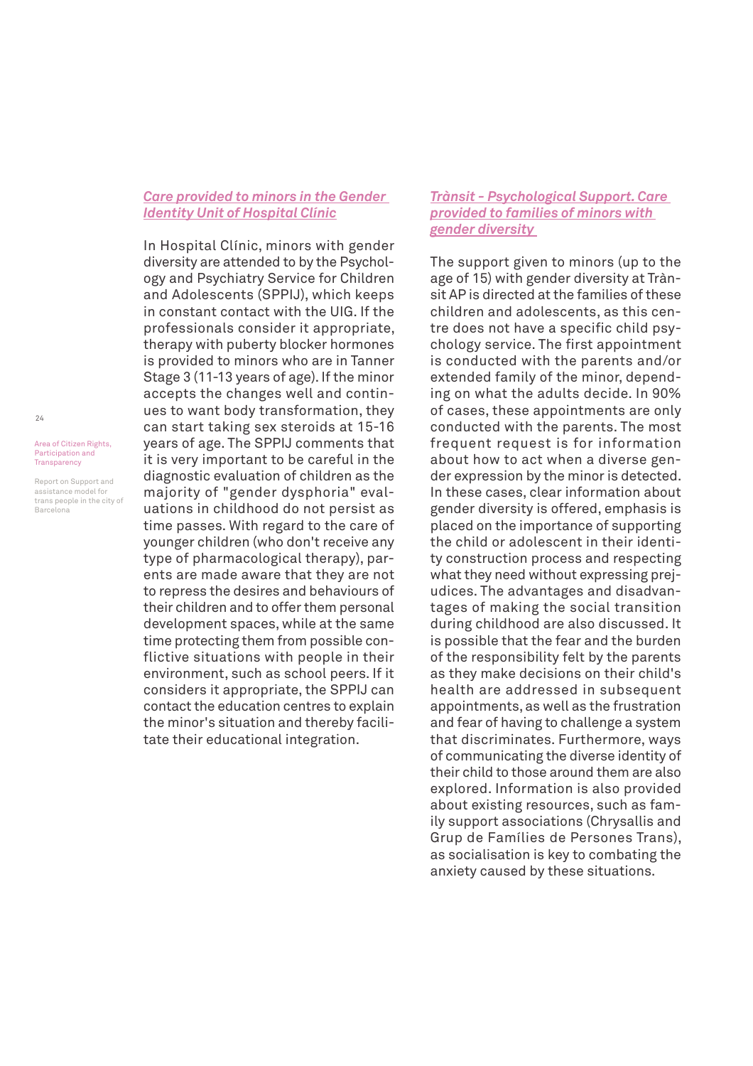### *Care provided to minors in the Gender Identity Unit of Hospital Clínic*

In Hospital Clínic, minors with gender diversity are attended to by the Psychology and Psychiatry Service for Children and Adolescents (SPPIJ), which keeps in constant contact with the UIG. If the professionals consider it appropriate, therapy with puberty blocker hormones is provided to minors who are in Tanner Stage 3 (11-13 years of age). If the minor accepts the changes well and continues to want body transformation, they can start taking sex steroids at 15-16 years of age. The SPPIJ comments that it is very important to be careful in the diagnostic evaluation of children as the majority of "gender dysphoria" evaluations in childhood do not persist as time passes. With regard to the care of younger children (who don't receive any type of pharmacological therapy), parents are made aware that they are not to repress the desires and behaviours of their children and to offer them personal development spaces, while at the same time protecting them from possible conflictive situations with people in their environment, such as school peers. If it considers it appropriate, the SPPIJ can contact the education centres to explain the minor's situation and thereby facilitate their educational integration.

### *Trànsit - Psychological Support. Care provided to families of minors with gender diversity*

The support given to minors (up to the age of 15) with gender diversity at Trànsit AP is directed at the families of these children and adolescents, as this centre does not have a specific child psychology service. The first appointment is conducted with the parents and/or extended family of the minor, depending on what the adults decide. In 90% of cases, these appointments are only conducted with the parents. The most frequent request is for information about how to act when a diverse gender expression by the minor is detected. In these cases, clear information about gender diversity is offered, emphasis is placed on the importance of supporting the child or adolescent in their identity construction process and respecting what they need without expressing prejudices. The advantages and disadvantages of making the social transition during childhood are also discussed. It is possible that the fear and the burden of the responsibility felt by the parents as they make decisions on their child's health are addressed in subsequent appointments, as well as the frustration and fear of having to challenge a system that discriminates. Furthermore, ways of communicating the diverse identity of their child to those around them are also explored. Information is also provided about existing resources, such as family support associations (Chrysallis and Grup de Famílies de Persones Trans), as socialisation is key to combating the anxiety caused by these situations.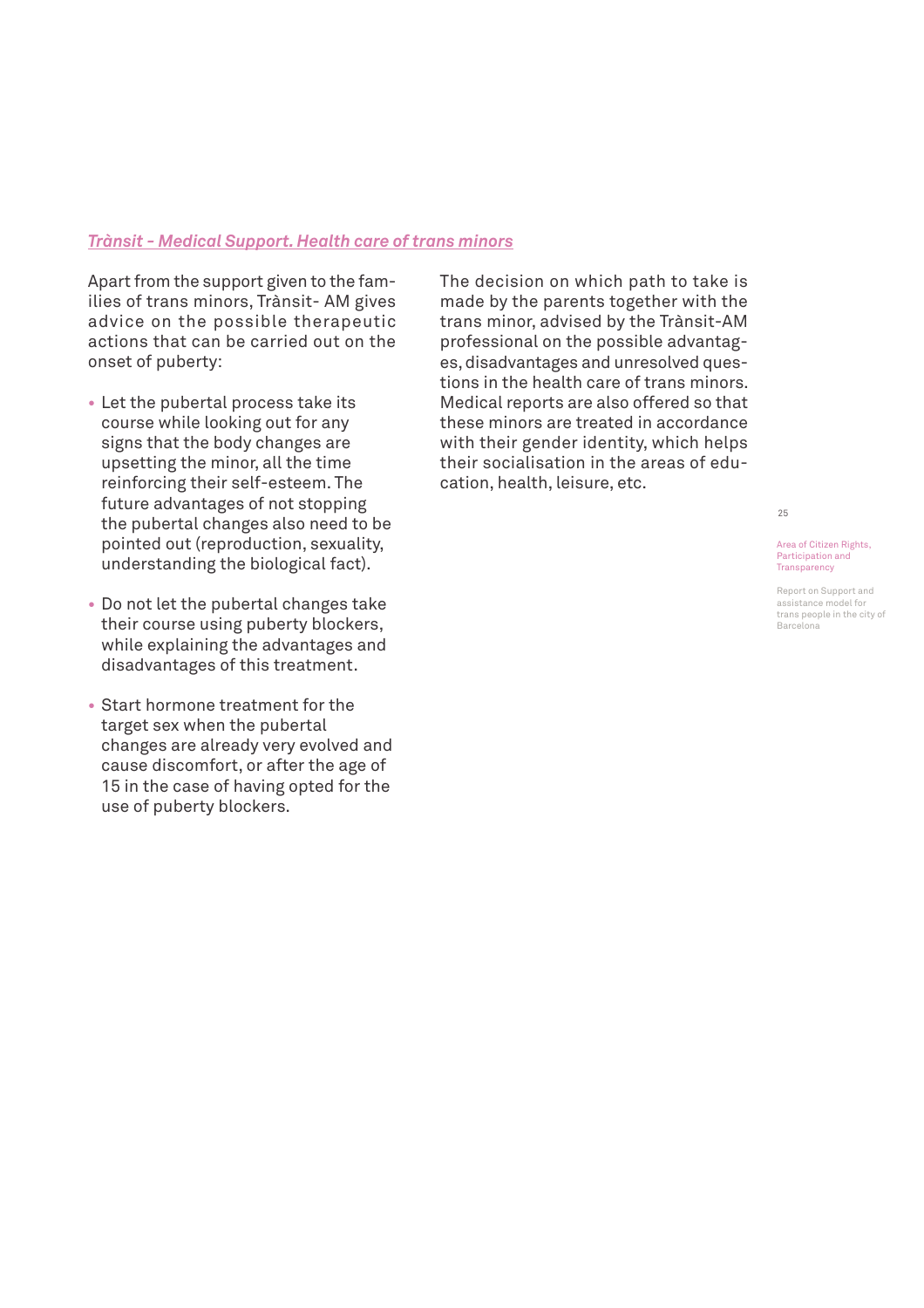### *Trànsit - Medical Support. Health care of trans minors*

Apart from the support given to the families of trans minors, Trànsit- AM gives advice on the possible therapeutic actions that can be carried out on the onset of puberty:

- Let the pubertal process take its course while looking out for any signs that the body changes are upsetting the minor, all the time reinforcing their self-esteem. The future advantages of not stopping the pubertal changes also need to be pointed out (reproduction, sexuality, understanding the biological fact).
- Do not let the pubertal changes take their course using puberty blockers, while explaining the advantages and disadvantages of this treatment.
- Start hormone treatment for the target sex when the pubertal changes are already very evolved and cause discomfort, or after the age of 15 in the case of having opted for the use of puberty blockers.

The decision on which path to take is made by the parents together with the trans minor, advised by the Trànsit-AM professional on the possible advantages, disadvantages and unresolved questions in the health care of trans minors. Medical reports are also offered so that these minors are treated in accordance with their gender identity, which helps their socialisation in the areas of education, health, leisure, etc.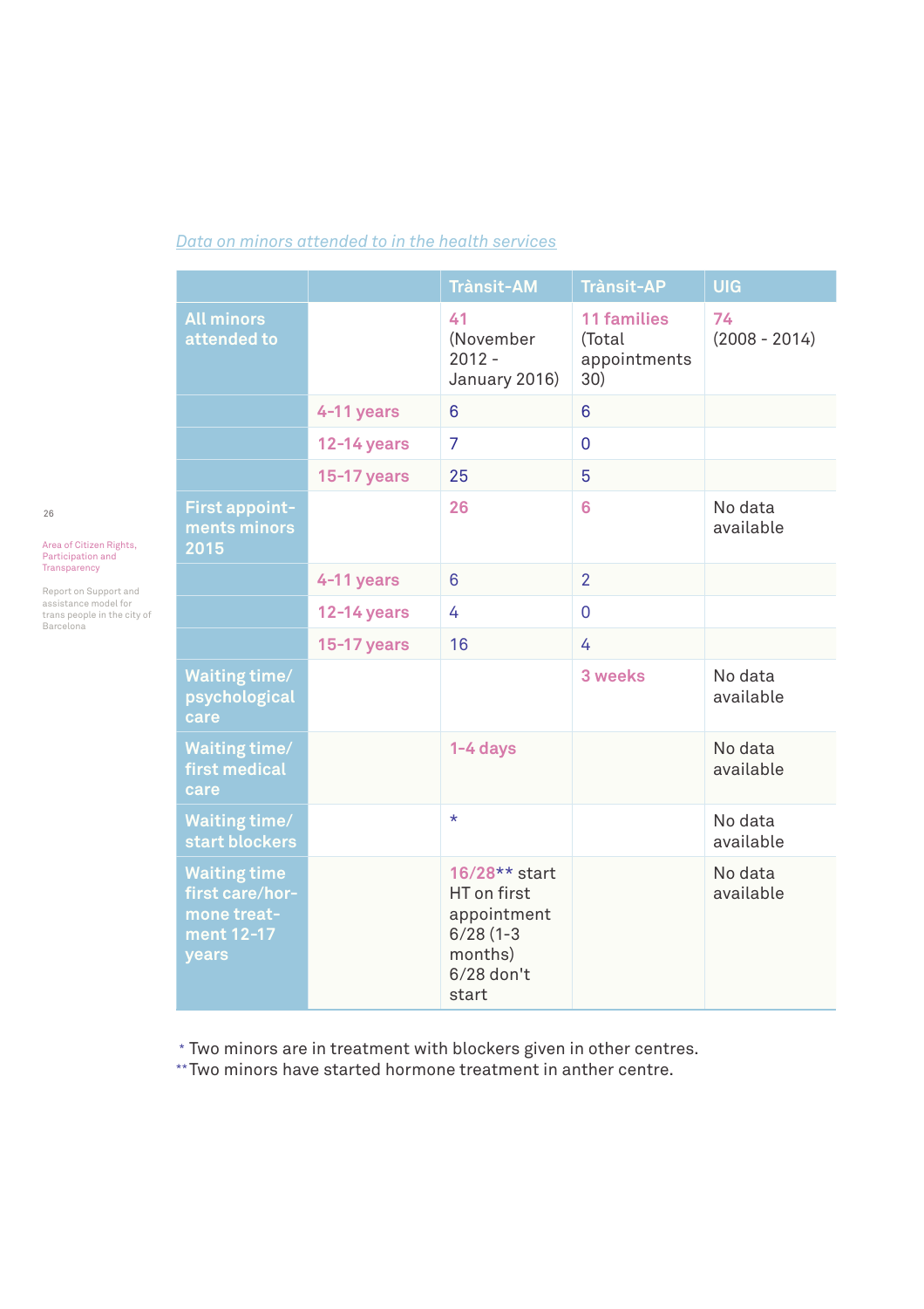*Data on minors attended to in the health services*

| | | Trànsit-AM | Trànsit-AP | UIG |
|---|---|---|---|---|
| All minors attended to | | 41 (November 2012 - January 2016) | 11 families (Total appointments 30) | 74 (2008 - 2014) |
| | 4-11 years | 6 | 6 | |
| | 12-14 years | 7 | 0 | |
| | 15-17 years | 25 | 5 | |
| First appointments minors 2015 | | 26 | 6 | No data available |
| | 4-11 years | 6 | 2 | |
| | 12-14 years | 4 | 0 | |
| | 15-17 years | 16 | 4 | |
| Waiting time/ psychological care | | | 3 weeks | No data available |
| Waiting time/ first medical care | | 1-4 days | | No data available |
| Waiting time/ start blockers | | * | | No data available |
| Waiting time first care/hormone treatment 12-17 years | | 16/28** start HT on first appointment 6/28 (1-3 months) 6/28 don't start | | No data available |

* Two minors are in treatment with blockers given in other centres.
** Two minors have started hormone treatment in anther centre.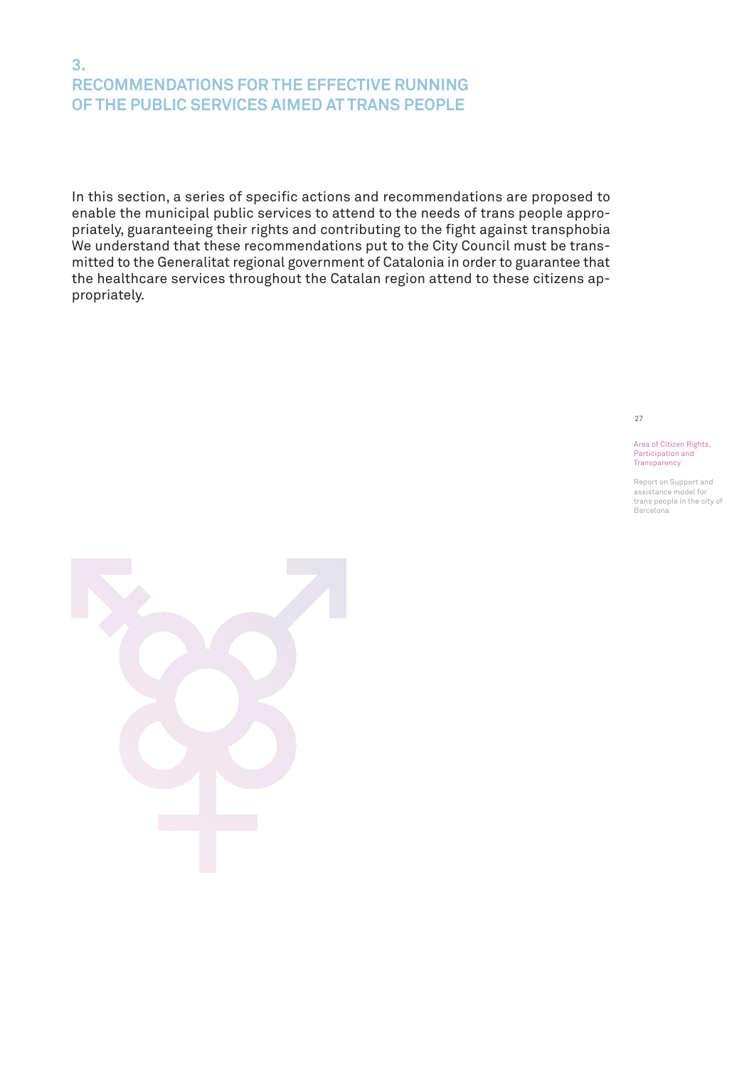# 3. RECOMMENDATIONS FOR THE EFFECTIVE RUNNING OF THE PUBLIC SERVICES AIMED AT TRANS PEOPLE

In this section, a series of specific actions and recommendations are proposed to enable the municipal public services to attend to the needs of trans people appropriately, guaranteeing their rights and contributing to the fight against transphobia We understand that these recommendations put to the City Council must be transmitted to the Generalitat regional government of Catalonia in order to guarantee that the healthcare services throughout the Catalan region attend to these citizens appropriately.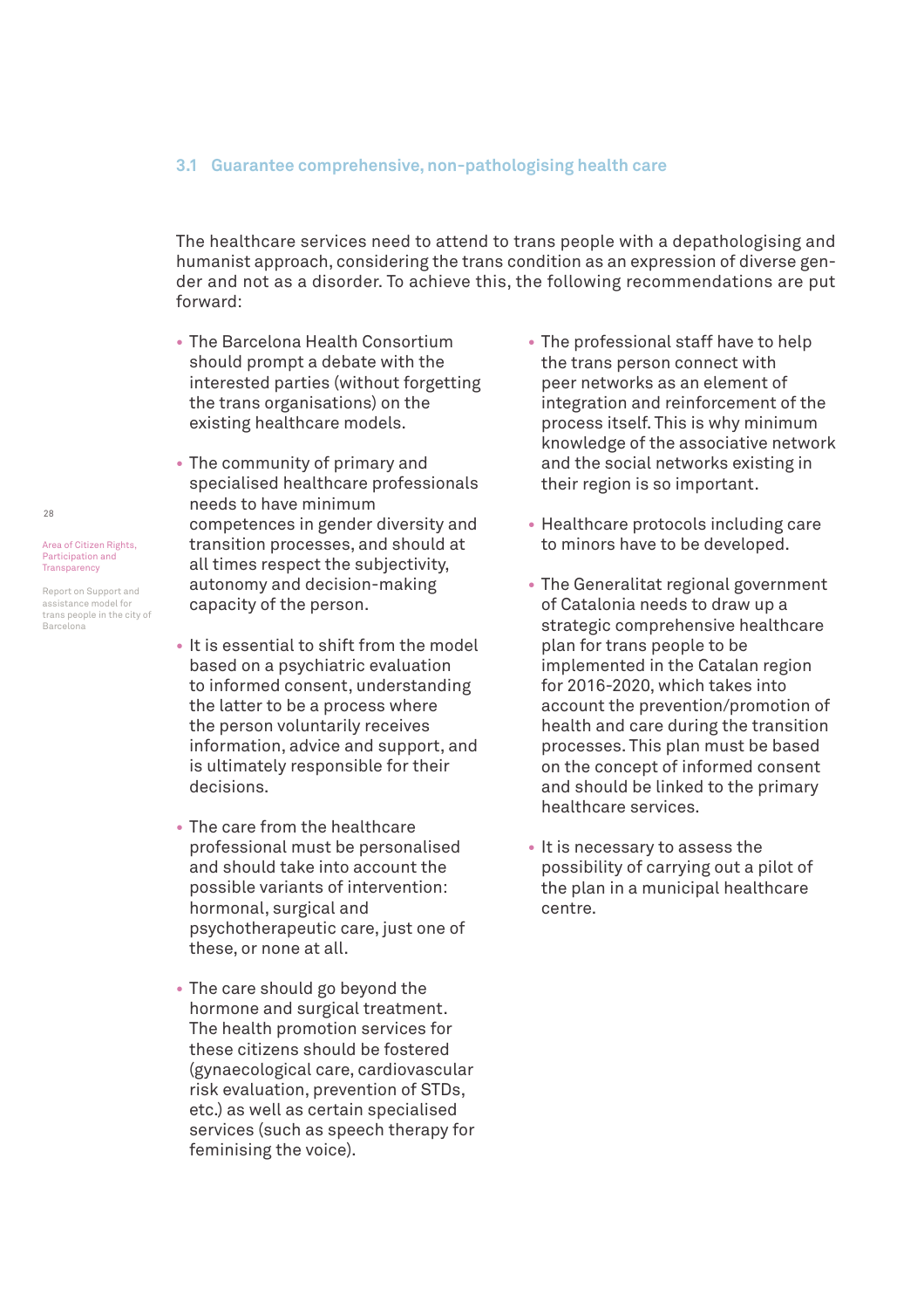### 3.1 Guarantee comprehensive, non-pathologising health care

The healthcare services need to attend to trans people with a depathologising and humanist approach, considering the trans condition as an expression of diverse gender and not as a disorder. To achieve this, the following recommendations are put forward:

- The Barcelona Health Consortium should prompt a debate with the interested parties (without forgetting the trans organisations) on the existing healthcare models.
- The community of primary and specialised healthcare professionals needs to have minimum competences in gender diversity and transition processes, and should at all times respect the subjectivity, autonomy and decision-making capacity of the person.
- It is essential to shift from the model based on a psychiatric evaluation to informed consent, understanding the latter to be a process where the person voluntarily receives information, advice and support, and is ultimately responsible for their decisions.
- The care from the healthcare professional must be personalised and should take into account the possible variants of intervention: hormonal, surgical and psychotherapeutic care, just one of these, or none at all.
- The care should go beyond the hormone and surgical treatment. The health promotion services for these citizens should be fostered (gynaecological care, cardiovascular risk evaluation, prevention of STDs, etc.) as well as certain specialised services (such as speech therapy for feminising the voice).
- The professional staff have to help the trans person connect with peer networks as an element of integration and reinforcement of the process itself. This is why minimum knowledge of the associative network and the social networks existing in their region is so important.
- Healthcare protocols including care to minors have to be developed.
- The Generalitat regional government of Catalonia needs to draw up a strategic comprehensive healthcare plan for trans people to be implemented in the Catalan region for 2016-2020, which takes into account the prevention/promotion of health and care during the transition processes. This plan must be based on the concept of informed consent and should be linked to the primary healthcare services.
- It is necessary to assess the possibility of carrying out a pilot of the plan in a municipal healthcare centre.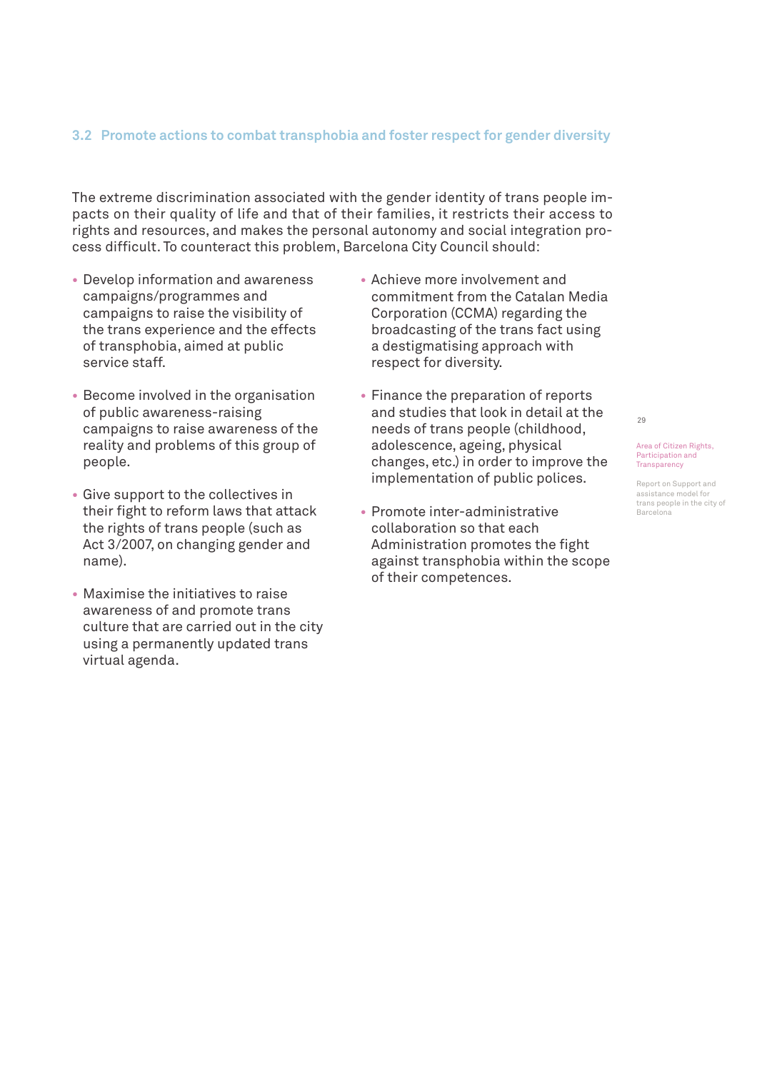### 3.2 Promote actions to combat transphobia and foster respect for gender diversity

The extreme discrimination associated with the gender identity of trans people impacts on their quality of life and that of their families, it restricts their access to rights and resources, and makes the personal autonomy and social integration process difficult. To counteract this problem, Barcelona City Council should:

- Develop information and awareness campaigns/programmes and campaigns to raise the visibility of the trans experience and the effects of transphobia, aimed at public service staff.
- Become involved in the organisation of public awareness-raising campaigns to raise awareness of the reality and problems of this group of people.
- Give support to the collectives in their fight to reform laws that attack the rights of trans people (such as Act 3/2007, on changing gender and name).
- Maximise the initiatives to raise awareness of and promote trans culture that are carried out in the city using a permanently updated trans virtual agenda.
- Achieve more involvement and commitment from the Catalan Media Corporation (CCMA) regarding the broadcasting of the trans fact using a destigmatising approach with respect for diversity.
- Finance the preparation of reports and studies that look in detail at the needs of trans people (childhood, adolescence, ageing, physical changes, etc.) in order to improve the implementation of public polices.
- Promote inter-administrative collaboration so that each Administration promotes the fight against transphobia within the scope of their competences.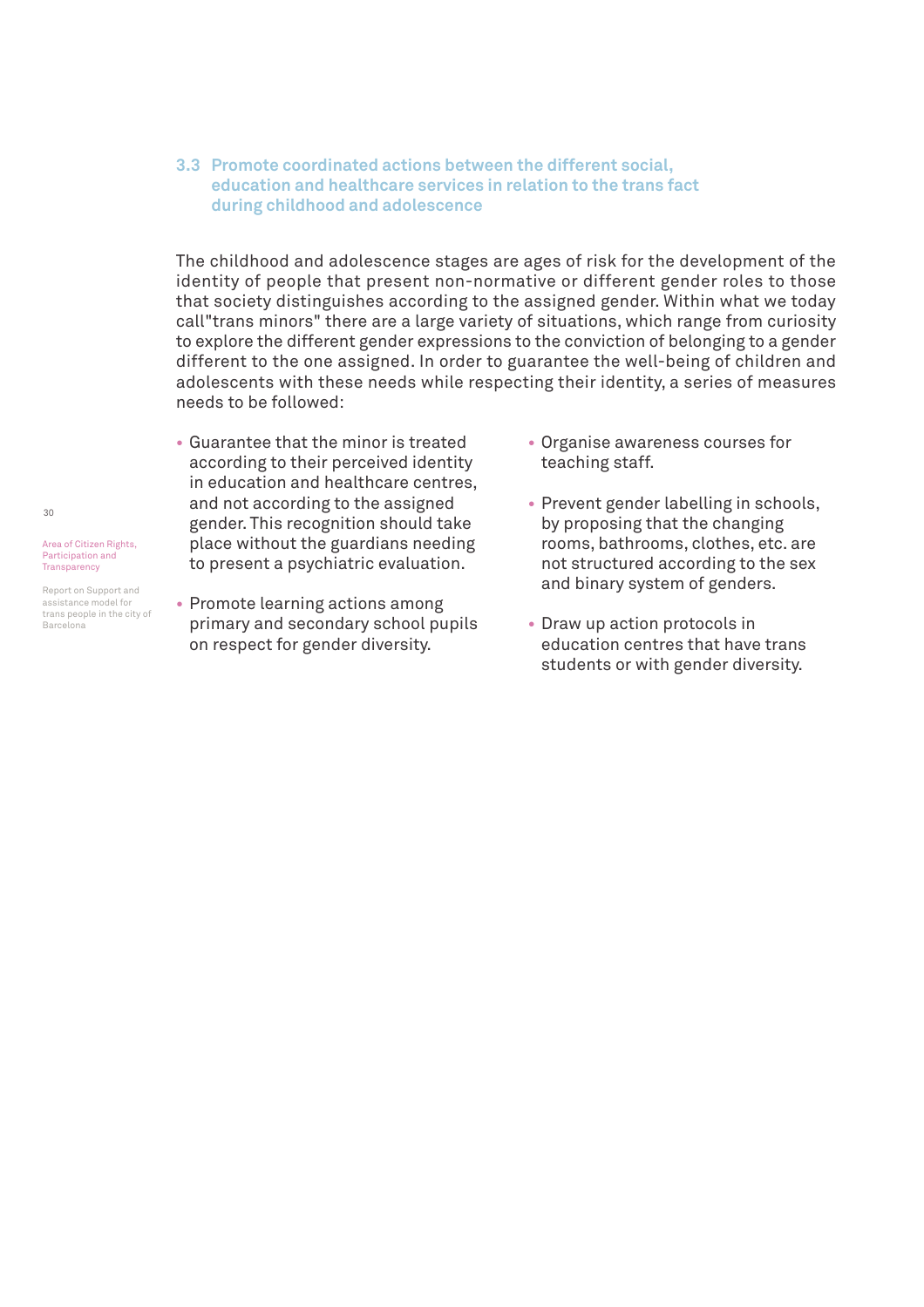### 3.3 Promote coordinated actions between the different social, education and healthcare services in relation to the trans fact during childhood and adolescence

The childhood and adolescence stages are ages of risk for the development of the identity of people that present non-normative or different gender roles to those that society distinguishes according to the assigned gender. Within what we today call"trans minors" there are a large variety of situations, which range from curiosity to explore the different gender expressions to the conviction of belonging to a gender different to the one assigned. In order to guarantee the well-being of children and adolescents with these needs while respecting their identity, a series of measures needs to be followed:

- Guarantee that the minor is treated according to their perceived identity in education and healthcare centres, and not according to the assigned gender. This recognition should take place without the guardians needing to present a psychiatric evaluation.
- Promote learning actions among primary and secondary school pupils on respect for gender diversity.
- Organise awareness courses for teaching staff.
- Prevent gender labelling in schools, by proposing that the changing rooms, bathrooms, clothes, etc. are not structured according to the sex and binary system of genders.
- Draw up action protocols in education centres that have trans students or with gender diversity.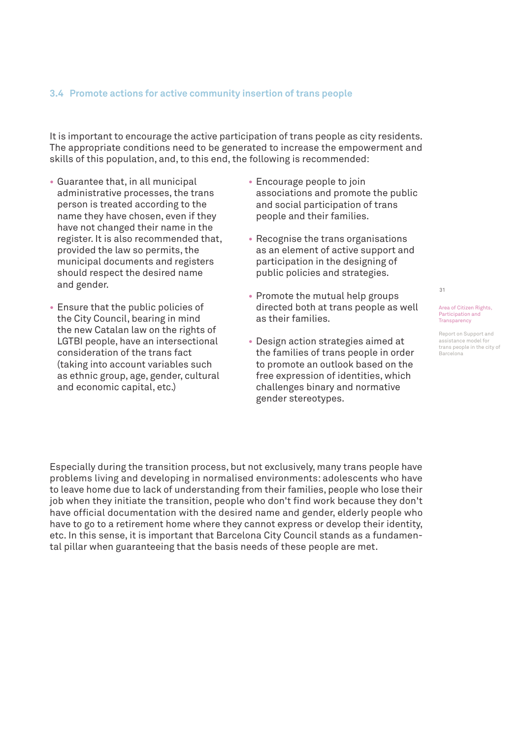### 3.4 Promote actions for active community insertion of trans people

It is important to encourage the active participation of trans people as city residents. The appropriate conditions need to be generated to increase the empowerment and skills of this population, and, to this end, the following is recommended:

- Guarantee that, in all municipal administrative processes, the trans person is treated according to the name they have chosen, even if they have not changed their name in the register. It is also recommended that, provided the law so permits, the municipal documents and registers should respect the desired name and gender.
- Ensure that the public policies of the City Council, bearing in mind the new Catalan law on the rights of LGTBI people, have an intersectional consideration of the trans fact (taking into account variables such as ethnic group, age, gender, cultural and economic capital, etc.)
- Encourage people to join associations and promote the public and social participation of trans people and their families.
- Recognise the trans organisations as an element of active support and participation in the designing of public policies and strategies.
- Promote the mutual help groups directed both at trans people as well as their families.
- Design action strategies aimed at the families of trans people in order to promote an outlook based on the free expression of identities, which challenges binary and normative gender stereotypes.

Especially during the transition process, but not exclusively, many trans people have problems living and developing in normalised environments: adolescents who have to leave home due to lack of understanding from their families, people who lose their job when they initiate the transition, people who don't find work because they don't have official documentation with the desired name and gender, elderly people who have to go to a retirement home where they cannot express or develop their identity, etc. In this sense, it is important that Barcelona City Council stands as a fundamental pillar when guaranteeing that the basis needs of these people are met.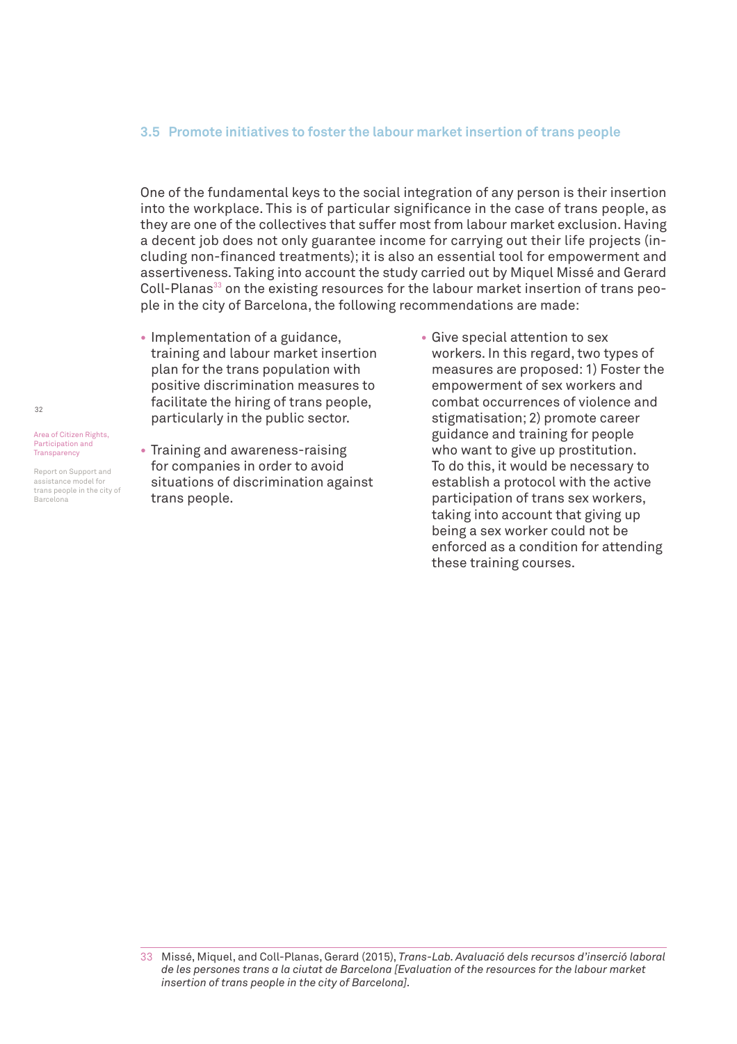### 3.5 Promote initiatives to foster the labour market insertion of trans people

One of the fundamental keys to the social integration of any person is their insertion into the workplace. This is of particular significance in the case of trans people, as they are one of the collectives that suffer most from labour market exclusion. Having a decent job does not only guarantee income for carrying out their life projects (including non-financed treatments); it is also an essential tool for empowerment and assertiveness. Taking into account the study carried out by Miquel Missé and Gerard Coll-Planas[33] on the existing resources for the labour market insertion of trans people in the city of Barcelona, the following recommendations are made:

- Implementation of a guidance, training and labour market insertion plan for the trans population with positive discrimination measures to facilitate the hiring of trans people, particularly in the public sector.
- Training and awareness-raising for companies in order to avoid situations of discrimination against trans people.
- Give special attention to sex workers. In this regard, two types of measures are proposed: 1) Foster the empowerment of sex workers and combat occurrences of violence and stigmatisation; 2) promote career guidance and training for people who want to give up prostitution. To do this, it would be necessary to establish a protocol with the active participation of trans sex workers, taking into account that giving up being a sex worker could not be enforced as a condition for attending these training courses.

33 Missé, Miquel, and Coll-Planas, Gerard (2015), *Trans-Lab. Avaluació dels recursos d'inserció laboral de les persones trans a la ciutat de Barcelona [Evaluation of the resources for the labour market insertion of trans people in the city of Barcelona].*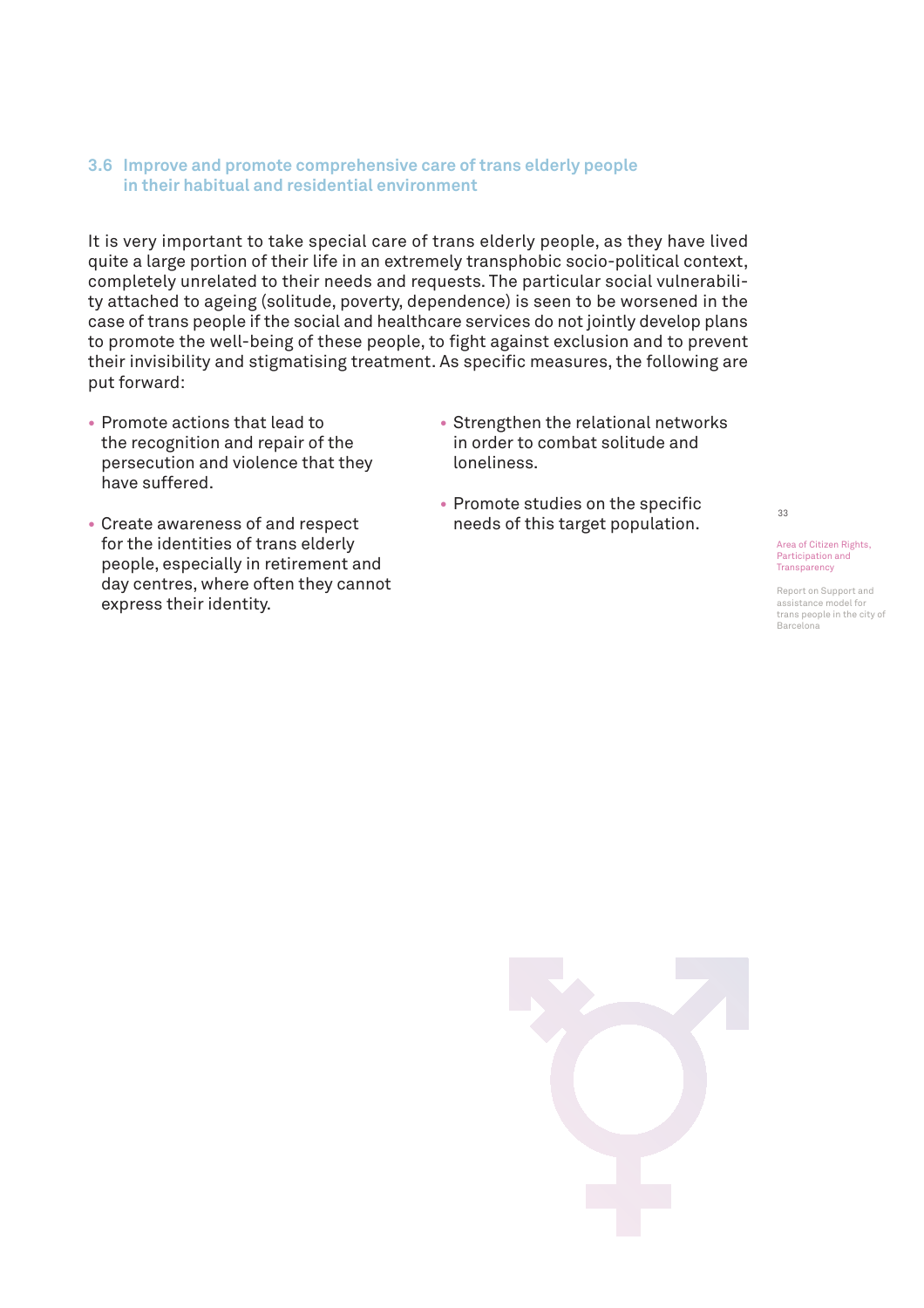### 3.6 Improve and promote comprehensive care of trans elderly people in their habitual and residential environment

It is very important to take special care of trans elderly people, as they have lived quite a large portion of their life in an extremely transphobic socio-political context, completely unrelated to their needs and requests. The particular social vulnerability attached to ageing (solitude, poverty, dependence) is seen to be worsened in the case of trans people if the social and healthcare services do not jointly develop plans to promote the well-being of these people, to fight against exclusion and to prevent their invisibility and stigmatising treatment. As specific measures, the following are put forward:

- Promote actions that lead to the recognition and repair of the persecution and violence that they have suffered.
- Create awareness of and respect for the identities of trans elderly people, especially in retirement and day centres, where often they cannot express their identity.
- Strengthen the relational networks in order to combat solitude and loneliness.
- Promote studies on the specific needs of this target population.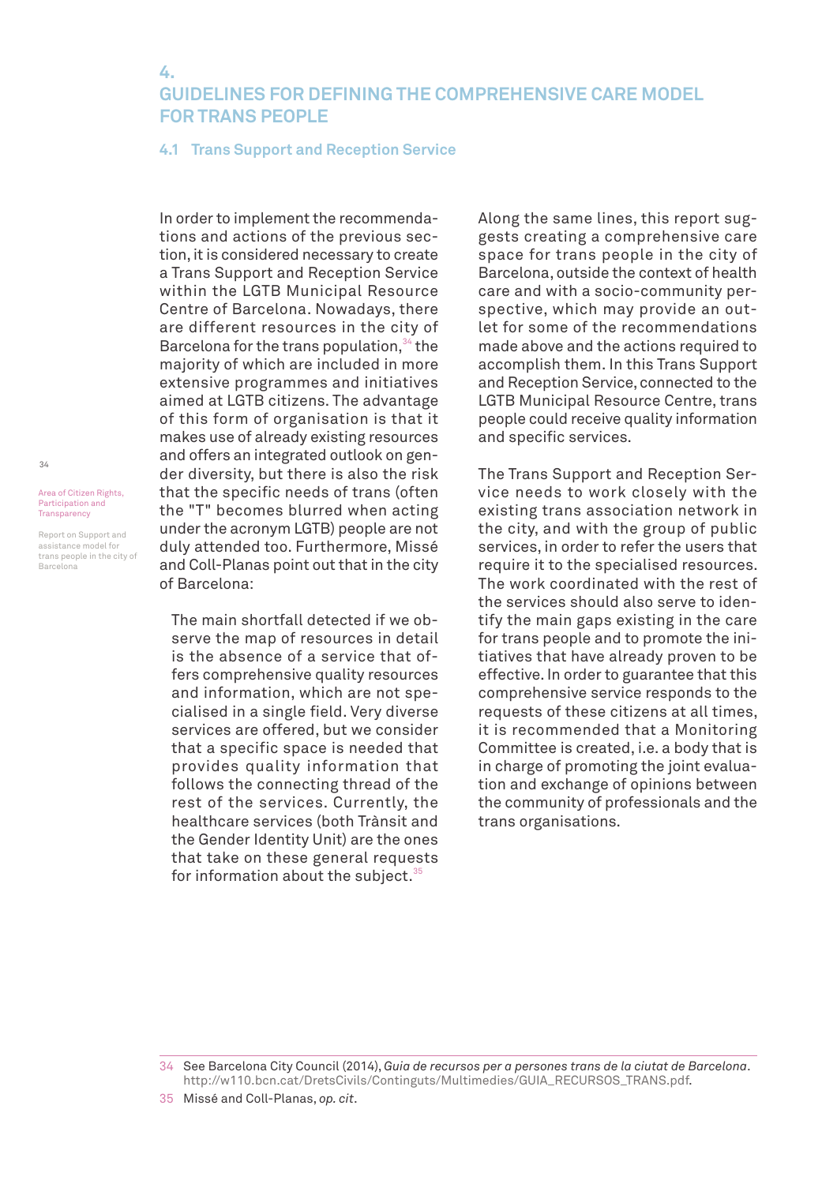# 4. GUIDELINES FOR DEFINING THE COMPREHENSIVE CARE MODEL FOR TRANS PEOPLE

## 4.1 Trans Support and Reception Service

In order to implement the recommendations and actions of the previous section, it is considered necessary to create a Trans Support and Reception Service within the LGTB Municipal Resource Centre of Barcelona. Nowadays, there are different resources in the city of Barcelona for the trans population,[34] the majority of which are included in more extensive programmes and initiatives aimed at LGTB citizens. The advantage of this form of organisation is that it makes use of already existing resources and offers an integrated outlook on gender diversity, but there is also the risk that the specific needs of trans (often the "T" becomes blurred when acting under the acronym LGTB) people are not duly attended too. Furthermore, Missé and Coll-Planas point out that in the city of Barcelona:

> The main shortfall detected if we observe the map of resources in detail is the absence of a service that offers comprehensive quality resources and information, which are not specialised in a single field. Very diverse services are offered, but we consider that a specific space is needed that provides quality information that follows the connecting thread of the rest of the services. Currently, the healthcare services (both Trànsit and the Gender Identity Unit) are the ones that take on these general requests for information about the subject.[35]

Along the same lines, this report suggests creating a comprehensive care space for trans people in the city of Barcelona, outside the context of health care and with a socio-community perspective, which may provide an outlet for some of the recommendations made above and the actions required to accomplish them. In this Trans Support and Reception Service, connected to the LGTB Municipal Resource Centre, trans people could receive quality information and specific services.

The Trans Support and Reception Service needs to work closely with the existing trans association network in the city, and with the group of public services, in order to refer the users that require it to the specialised resources. The work coordinated with the rest of the services should also serve to identify the main gaps existing in the care for trans people and to promote the initiatives that have already proven to be effective. In order to guarantee that this comprehensive service responds to the requests of these citizens at all times, it is recommended that a Monitoring Committee is created, i.e. a body that is in charge of promoting the joint evaluation and exchange of opinions between the community of professionals and the trans organisations.

---

34 See Barcelona City Council (2014), *Guia de recursos per a persones trans de la ciutat de Barcelona*. http://w110.bcn.cat/DretsCivils/Continguts/Multimedies/GUIA_RECURSOS_TRANS.pdf.

35 Missé and Coll-Planas, *op. cit*.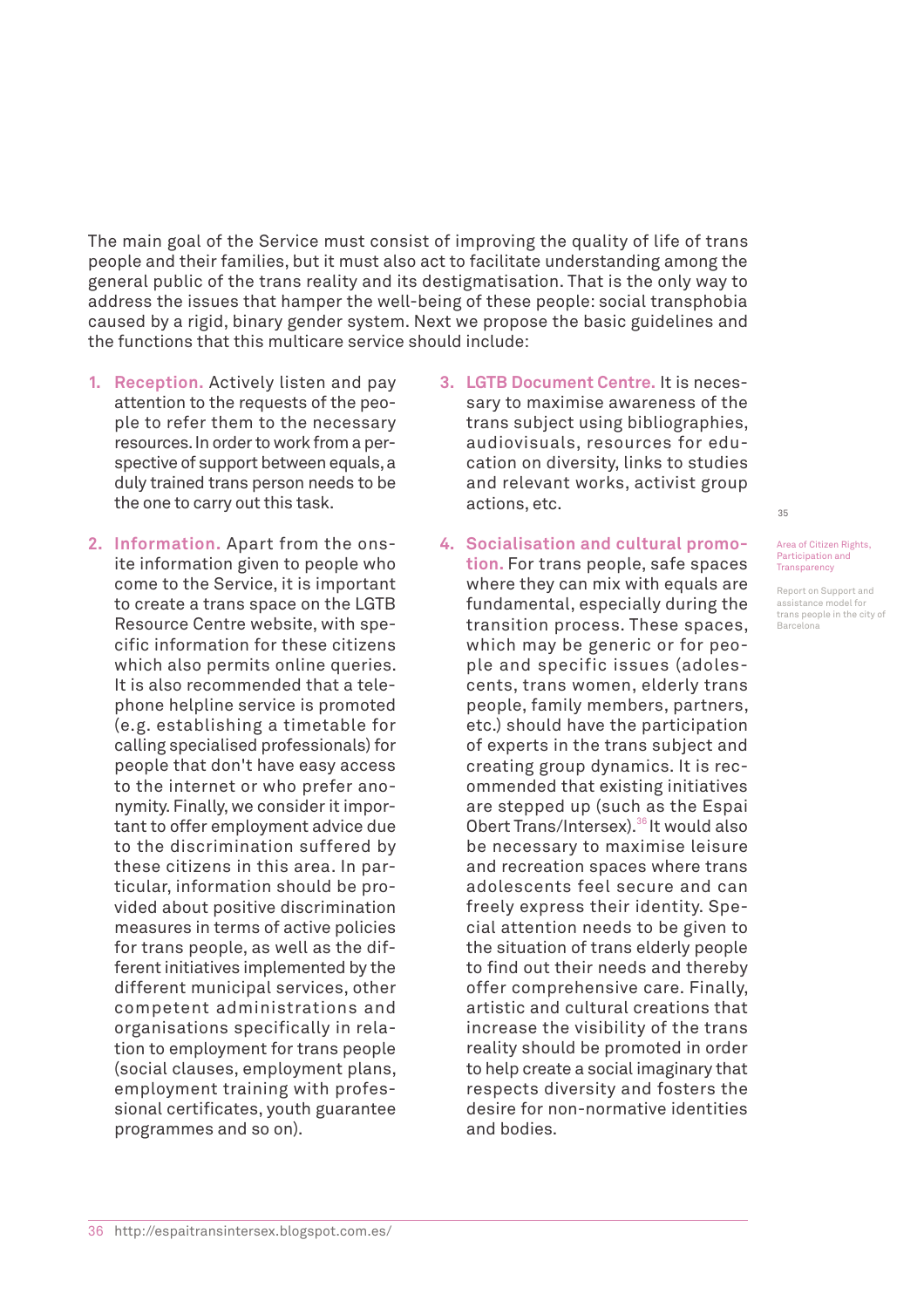The main goal of the Service must consist of improving the quality of life of trans people and their families, but it must also act to facilitate understanding among the general public of the trans reality and its destigmatisation. That is the only way to address the issues that hamper the well-being of these people: social transphobia caused by a rigid, binary gender system. Next we propose the basic guidelines and the functions that this multicare service should include:

1. **Reception.** Actively listen and pay attention to the requests of the people to refer them to the necessary resources. In order to work from a perspective of support between equals, a duly trained trans person needs to be the one to carry out this task.

2. **Information.** Apart from the onsite information given to people who come to the Service, it is important to create a trans space on the LGTB Resource Centre website, with specific information for these citizens which also permits online queries. It is also recommended that a telephone helpline service is promoted (e.g. establishing a timetable for calling specialised professionals) for people that don't have easy access to the internet or who prefer anonymity. Finally, we consider it important to offer employment advice due to the discrimination suffered by these citizens in this area. In particular, information should be provided about positive discrimination measures in terms of active policies for trans people, as well as the different initiatives implemented by the different municipal services, other competent administrations and organisations specifically in relation to employment for trans people (social clauses, employment plans, employment training with professional certificates, youth guarantee programmes and so on).

3. **LGTB Document Centre.** It is necessary to maximise awareness of the trans subject using bibliographies, audiovisuals, resources for education on diversity, links to studies and relevant works, activist group actions, etc.

4. **Socialisation and cultural promotion.** For trans people, safe spaces where they can mix with equals are fundamental, especially during the transition process. These spaces, which may be generic or for people and specific issues (adolescents, trans women, elderly trans people, family members, partners, etc.) should have the participation of experts in the trans subject and creating group dynamics. It is recommended that existing initiatives are stepped up (such as the Espai Obert Trans/Intersex).[36] It would also be necessary to maximise leisure and recreation spaces where trans adolescents feel secure and can freely express their identity. Special attention needs to be given to the situation of trans elderly people to find out their needs and thereby offer comprehensive care. Finally, artistic and cultural creations that increase the visibility of the trans reality should be promoted in order to help create a social imaginary that respects diversity and fosters the desire for non-normative identities and bodies.

---

36 http://espaitransintersex.blogspot.com.es/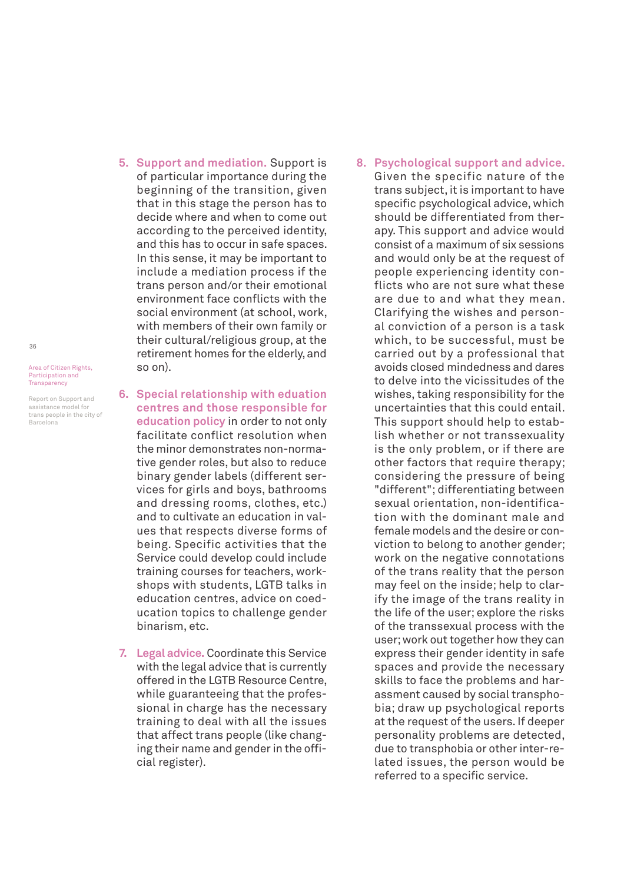5. **Support and mediation.** Support is of particular importance during the beginning of the transition, given that in this stage the person has to decide where and when to come out according to the perceived identity, and this has to occur in safe spaces. In this sense, it may be important to include a mediation process if the trans person and/or their emotional environment face conflicts with the social environment (at school, work, with members of their own family or their cultural/religious group, at the retirement homes for the elderly, and so on).

6. **Special relationship with eduation centres and those responsible for education policy** in order to not only facilitate conflict resolution when the minor demonstrates non-normative gender roles, but also to reduce binary gender labels (different services for girls and boys, bathrooms and dressing rooms, clothes, etc.) and to cultivate an education in values that respects diverse forms of being. Specific activities that the Service could develop could include training courses for teachers, workshops with students, LGTB talks in education centres, advice on coeducation topics to challenge gender binarism, etc.

7. **Legal advice.** Coordinate this Service with the legal advice that is currently offered in the LGTB Resource Centre, while guaranteeing that the professional in charge has the necessary training to deal with all the issues that affect trans people (like changing their name and gender in the official register).

8. **Psychological support and advice.** Given the specific nature of the trans subject, it is important to have specific psychological advice, which should be differentiated from therapy. This support and advice would consist of a maximum of six sessions and would only be at the request of people experiencing identity conflicts who are not sure what these are due to and what they mean. Clarifying the wishes and personal conviction of a person is a task which, to be successful, must be carried out by a professional that avoids closed mindedness and dares to delve into the vicissitudes of the wishes, taking responsibility for the uncertainties that this could entail. This support should help to establish whether or not transsexuality is the only problem, or if there are other factors that require therapy; considering the pressure of being "different"; differentiating between sexual orientation, non-identification with the dominant male and female models and the desire or conviction to belong to another gender; work on the negative connotations of the trans reality that the person may feel on the inside; help to clarify the image of the trans reality in the life of the user; explore the risks of the transsexual process with the user; work out together how they can express their gender identity in safe spaces and provide the necessary skills to face the problems and harassment caused by social transphobia; draw up psychological reports at the request of the users. If deeper personality problems are detected, due to transphobia or other inter-related issues, the person would be referred to a specific service.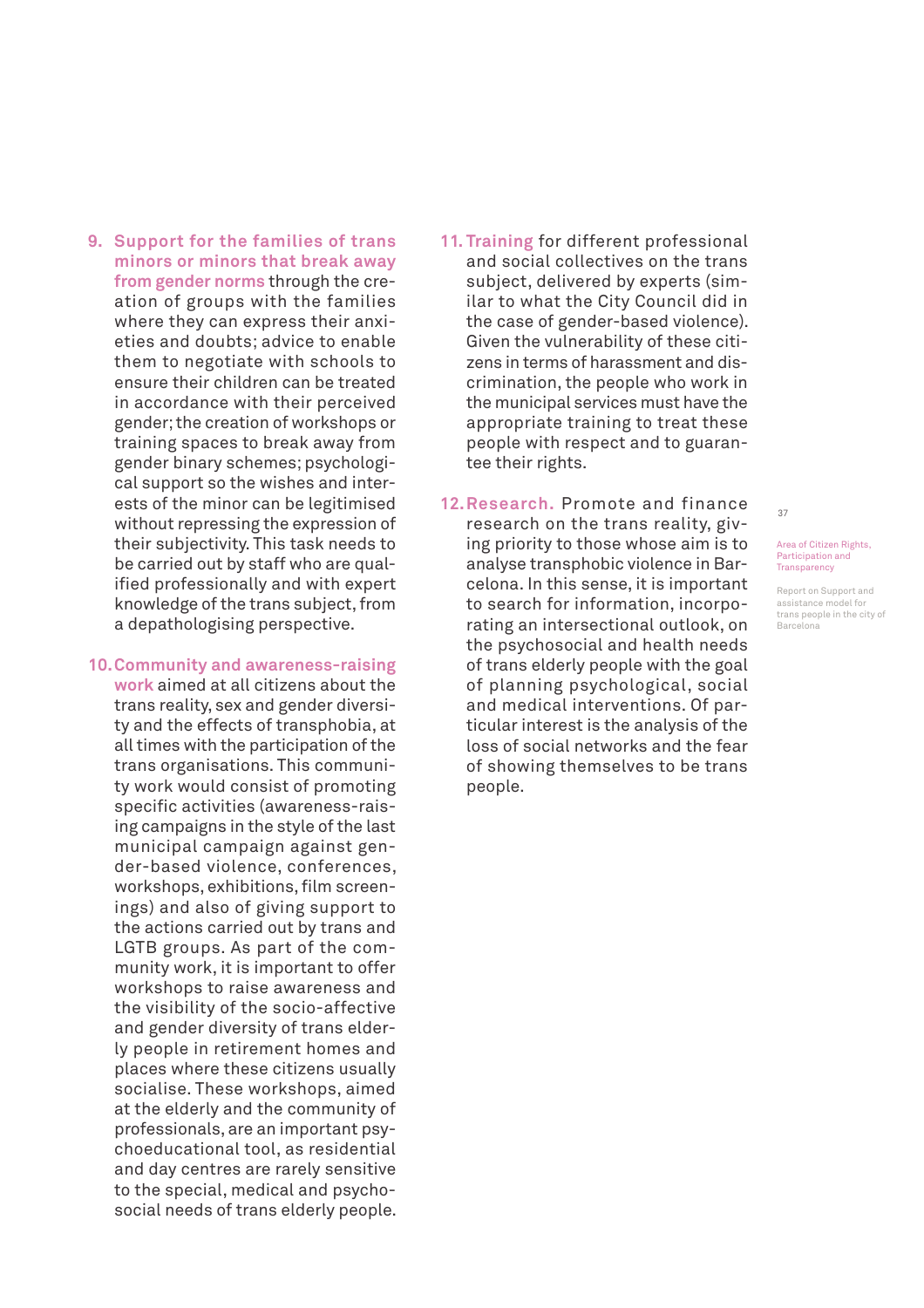9. **Support for the families of trans minors or minors that break away from gender norms** through the creation of groups with the families where they can express their anxieties and doubts; advice to enable them to negotiate with schools to ensure their children can be treated in accordance with their perceived gender; the creation of workshops or training spaces to break away from gender binary schemes; psychological support so the wishes and interests of the minor can be legitimised without repressing the expression of their subjectivity. This task needs to be carried out by staff who are qualified professionally and with expert knowledge of the trans subject, from a depathologising perspective.

10. **Community and awareness-raising work** aimed at all citizens about the trans reality, sex and gender diversity and the effects of transphobia, at all times with the participation of the trans organisations. This community work would consist of promoting specific activities (awareness-raising campaigns in the style of the last municipal campaign against gender-based violence, conferences, workshops, exhibitions, film screenings) and also of giving support to the actions carried out by trans and LGTB groups. As part of the community work, it is important to offer workshops to raise awareness and the visibility of the socio-affective and gender diversity of trans elderly people in retirement homes and places where these citizens usually socialise. These workshops, aimed at the elderly and the community of professionals, are an important psychoeducational tool, as residential and day centres are rarely sensitive to the special, medical and psychosocial needs of trans elderly people.

11. **Training** for different professional and social collectives on the trans subject, delivered by experts (similar to what the City Council did in the case of gender-based violence). Given the vulnerability of these citizens in terms of harassment and discrimination, the people who work in the municipal services must have the appropriate training to treat these people with respect and to guarantee their rights.

12. **Research.** Promote and finance research on the trans reality, giving priority to those whose aim is to analyse transphobic violence in Barcelona. In this sense, it is important to search for information, incorporating an intersectional outlook, on the psychosocial and health needs of trans elderly people with the goal of planning psychological, social and medical interventions. Of particular interest is the analysis of the loss of social networks and the fear of showing themselves to be trans people.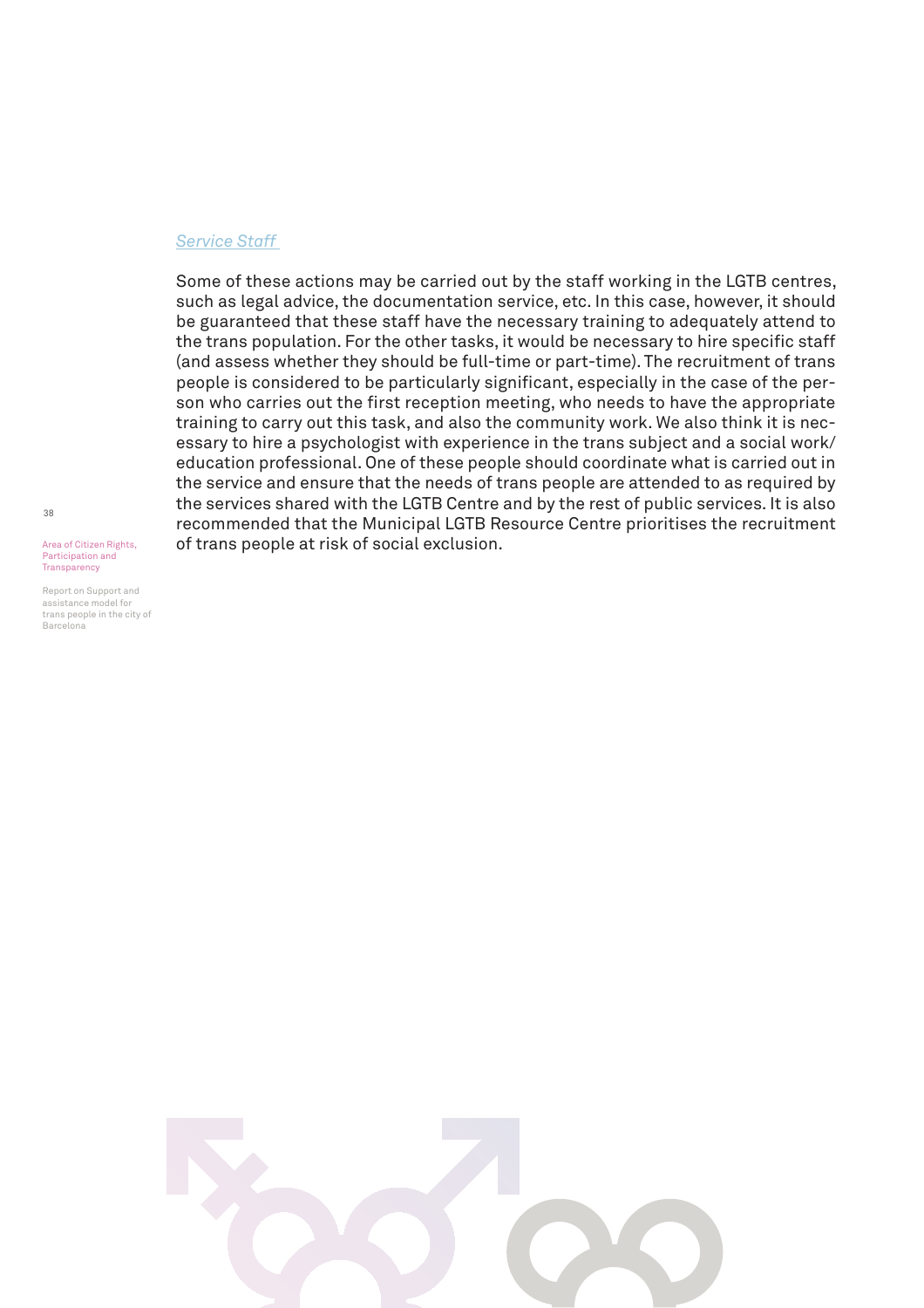*Service Staff*

Some of these actions may be carried out by the staff working in the LGTB centres, such as legal advice, the documentation service, etc. In this case, however, it should be guaranteed that these staff have the necessary training to adequately attend to the trans population. For the other tasks, it would be necessary to hire specific staff (and assess whether they should be full-time or part-time). The recruitment of trans people is considered to be particularly significant, especially in the case of the person who carries out the first reception meeting, who needs to have the appropriate training to carry out this task, and also the community work. We also think it is necessary to hire a psychologist with experience in the trans subject and a social work/education professional. One of these people should coordinate what is carried out in the service and ensure that the needs of trans people are attended to as required by the services shared with the LGTB Centre and by the rest of public services. It is also recommended that the Municipal LGTB Resource Centre prioritises the recruitment of trans people at risk of social exclusion.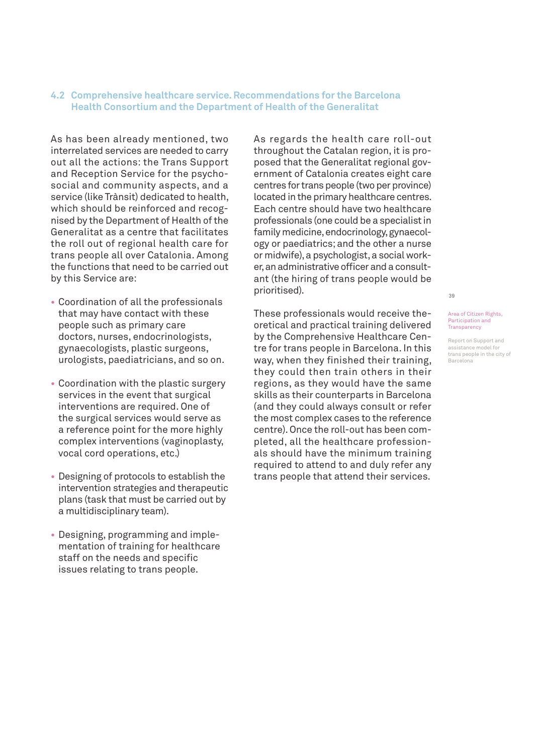## 4.2 Comprehensive healthcare service. Recommendations for the Barcelona Health Consortium and the Department of Health of the Generalitat

As has been already mentioned, two interrelated services are needed to carry out all the actions: the Trans Support and Reception Service for the psychosocial and community aspects, and a service (like Trànsit) dedicated to health, which should be reinforced and recognised by the Department of Health of the Generalitat as a centre that facilitates the roll out of regional health care for trans people all over Catalonia. Among the functions that need to be carried out by this Service are:

- Coordination of all the professionals that may have contact with these people such as primary care doctors, nurses, endocrinologists, gynaecologists, plastic surgeons, urologists, paediatricians, and so on.
- Coordination with the plastic surgery services in the event that surgical interventions are required. One of the surgical services would serve as a reference point for the more highly complex interventions (vaginoplasty, vocal cord operations, etc.)
- Designing of protocols to establish the intervention strategies and therapeutic plans (task that must be carried out by a multidisciplinary team).
- Designing, programming and implementation of training for healthcare staff on the needs and specific issues relating to trans people.

As regards the health care roll-out throughout the Catalan region, it is proposed that the Generalitat regional government of Catalonia creates eight care centres for trans people (two per province) located in the primary healthcare centres. Each centre should have two healthcare professionals (one could be a specialist in family medicine, endocrinology, gynaecology or paediatrics; and the other a nurse or midwife), a psychologist, a social worker, an administrative officer and a consultant (the hiring of trans people would be prioritised).

These professionals would receive theoretical and practical training delivered by the Comprehensive Healthcare Centre for trans people in Barcelona. In this way, when they finished their training, they could then train others in their regions, as they would have the same skills as their counterparts in Barcelona (and they could always consult or refer the most complex cases to the reference centre). Once the roll-out has been completed, all the healthcare professionals should have the minimum training required to attend to and duly refer any trans people that attend their services.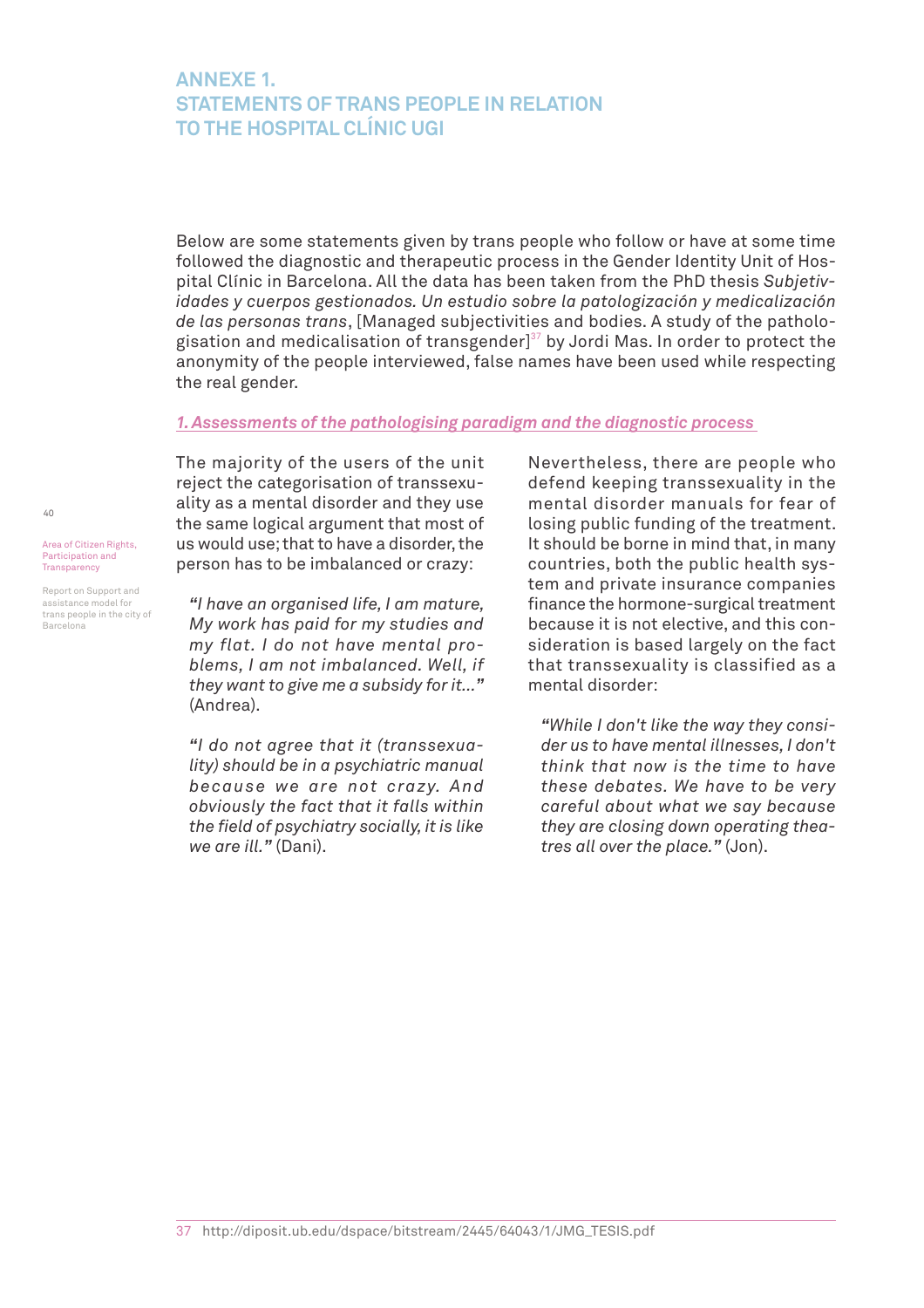# ANNEXE 1.
# STATEMENTS OF TRANS PEOPLE IN RELATION TO THE HOSPITAL CLÍNIC UGI

Below are some statements given by trans people who follow or have at some time followed the diagnostic and therapeutic process in the Gender Identity Unit of Hospital Clínic in Barcelona. All the data has been taken from the PhD thesis *Subjetividades y cuerpos gestionados. Un estudio sobre la patologización y medicalización de las personas trans*, [Managed subjectivities and bodies. A study of the pathologisation and medicalisation of transgender][37] by Jordi Mas. In order to protect the anonymity of the people interviewed, false names have been used while respecting the real gender.

## *1. Assessments of the pathologising paradigm and the diagnostic process*

The majority of the users of the unit reject the categorisation of transsexuality as a mental disorder and they use the same logical argument that most of us would use; that to have a disorder, the person has to be imbalanced or crazy:

> *"I have an organised life, I am mature, My work has paid for my studies and my flat. I do not have mental problems, I am not imbalanced. Well, if they want to give me a subsidy for it..."* (Andrea).

> *"I do not agree that it (transsexuality) should be in a psychiatric manual because we are not crazy. And obviously the fact that it falls within the field of psychiatry socially, it is like we are ill."* (Dani).

Nevertheless, there are people who defend keeping transsexuality in the mental disorder manuals for fear of losing public funding of the treatment. It should be borne in mind that, in many countries, both the public health system and private insurance companies finance the hormone-surgical treatment because it is not elective, and this consideration is based largely on the fact that transsexuality is classified as a mental disorder:

> *"While I don't like the way they consider us to have mental illnesses, I don't think that now is the time to have these debates. We have to be very careful about what we say because they are closing down operating theatres all over the place."* (Jon).

---

[37] http://diposit.ub.edu/dspace/bitstream/2445/64043/1/JMG_TESIS.pdf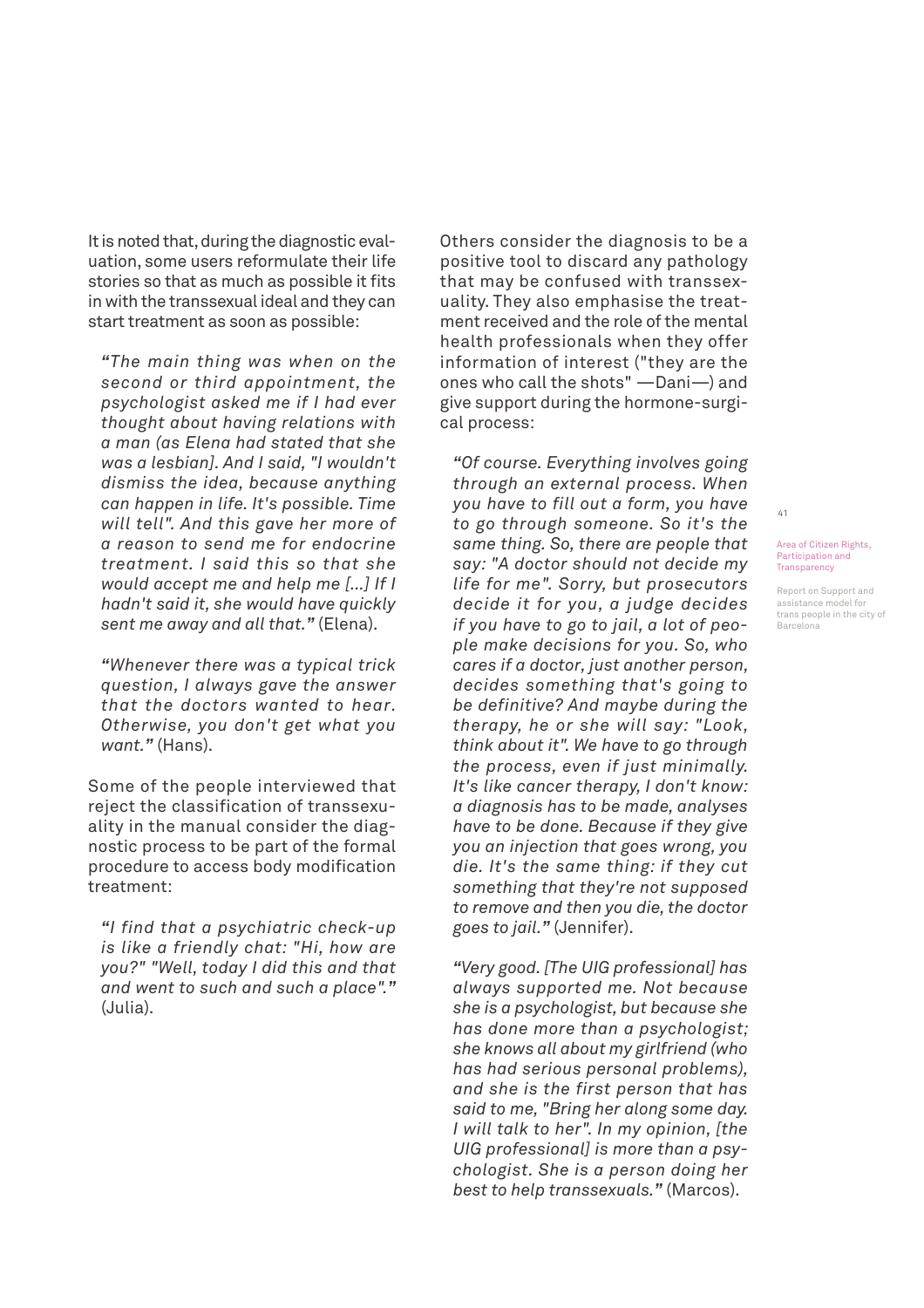It is noted that, during the diagnostic evaluation, some users reformulate their life stories so that as much as possible it fits in with the transsexual ideal and they can start treatment as soon as possible:

> *"The main thing was when on the second or third appointment, the psychologist asked me if I had ever thought about having relations with a man (as Elena had stated that she was a lesbian]. And I said, "I wouldn't dismiss the idea, because anything can happen in life. It's possible. Time will tell". And this gave her more of a reason to send me for endocrine treatment. I said this so that she would accept me and help me [...] If I hadn't said it, she would have quickly sent me away and all that."* (Elena).

> *"Whenever there was a typical trick question, I always gave the answer that the doctors wanted to hear. Otherwise, you don't get what you want."* (Hans).

Some of the people interviewed that reject the classification of transsexuality in the manual consider the diagnostic process to be part of the formal procedure to access body modification treatment:

> *"I find that a psychiatric check-up is like a friendly chat: "Hi, how are you?" "Well, today I did this and that and went to such and such a place"."* (Julia).

Others consider the diagnosis to be a positive tool to discard any pathology that may be confused with transsexuality. They also emphasise the treatment received and the role of the mental health professionals when they offer information of interest ("they are the ones who call the shots" —Dani—) and give support during the hormone-surgical process:

> *"Of course. Everything involves going through an external process. When you have to fill out a form, you have to go through someone. So it's the same thing. So, there are people that say: "A doctor should not decide my life for me". Sorry, but prosecutors decide it for you, a judge decides if you have to go to jail, a lot of people make decisions for you. So, who cares if a doctor, just another person, decides something that's going to be definitive? And maybe during the therapy, he or she will say: "Look, think about it". We have to go through the process, even if just minimally. It's like cancer therapy, I don't know: a diagnosis has to be made, analyses have to be done. Because if they give you an injection that goes wrong, you die. It's the same thing: if they cut something that they're not supposed to remove and then you die, the doctor goes to jail."* (Jennifer).

> *"Very good. [The UIG professional] has always supported me. Not because she is a psychologist, but because she has done more than a psychologist; she knows all about my girlfriend (who has had serious personal problems), and she is the first person that has said to me, "Bring her along some day. I will talk to her". In my opinion, [the UIG professional] is more than a psychologist. She is a person doing her best to help transsexuals."* (Marcos).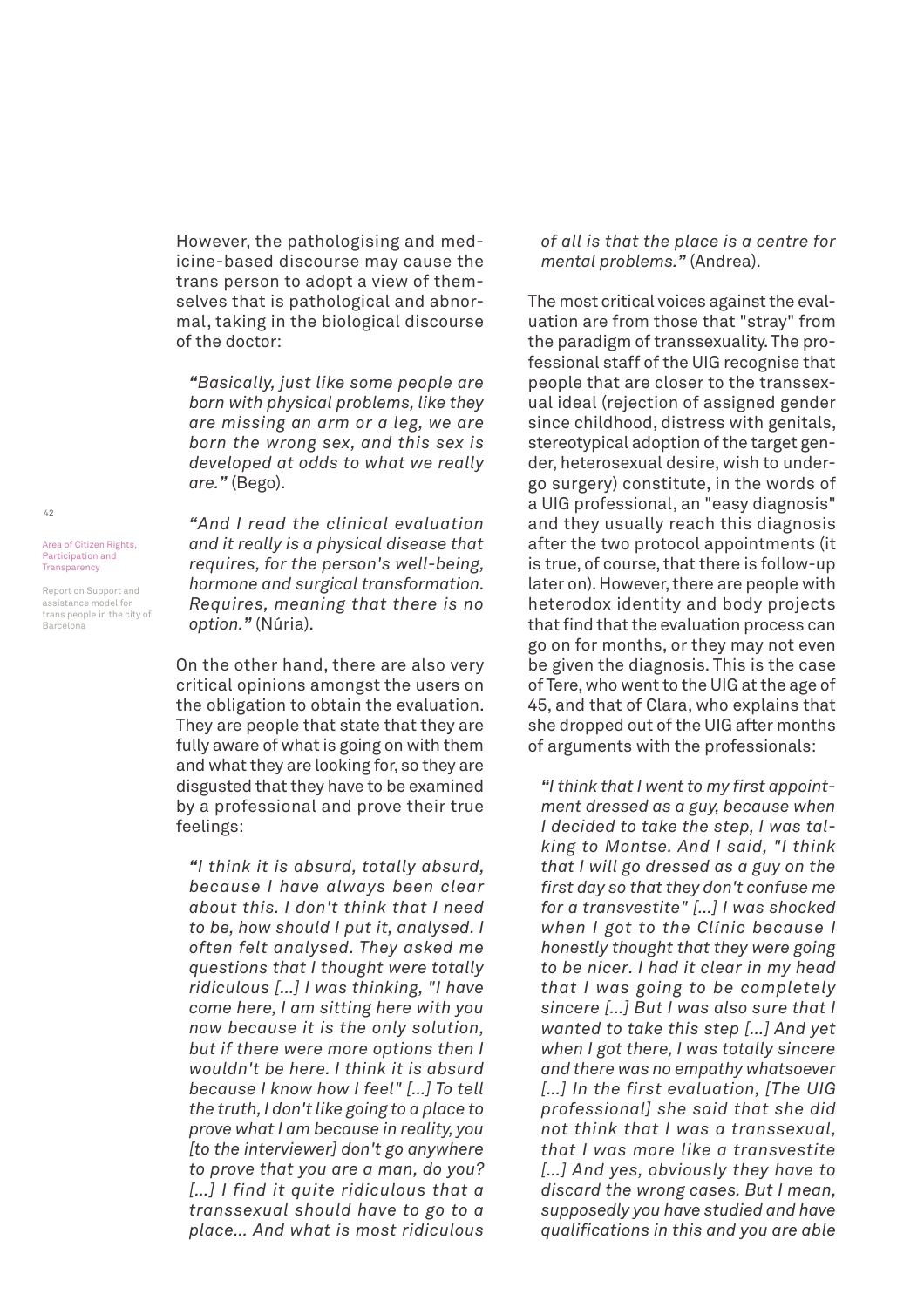However, the pathologising and medicine-based discourse may cause the trans person to adopt a view of themselves that is pathological and abnormal, taking in the biological discourse of the doctor:

> *"Basically, just like some people are born with physical problems, like they are missing an arm or a leg, we are born the wrong sex, and this sex is developed at odds to what we really are."* (Bego).

> *"And I read the clinical evaluation and it really is a physical disease that requires, for the person's well-being, hormone and surgical transformation. Requires, meaning that there is no option."* (Núria).

On the other hand, there are also very critical opinions amongst the users on the obligation to obtain the evaluation. They are people that state that they are fully aware of what is going on with them and what they are looking for, so they are disgusted that they have to be examined by a professional and prove their true feelings:

> *"I think it is absurd, totally absurd, because I have always been clear about this. I don't think that I need to be, how should I put it, analysed. I often felt analysed. They asked me questions that I thought were totally ridiculous [...] I was thinking, "I have come here, I am sitting here with you now because it is the only solution, but if there were more options then I wouldn't be here. I think it is absurd because I know how I feel" [...] To tell the truth, I don't like going to a place to prove what I am because in reality, you [to the interviewer] don't go anywhere to prove that you are a man, do you? [...] I find it quite ridiculous that a transsexual should have to go to a place... And what is most ridiculous of all is that the place is a centre for mental problems."* (Andrea).

The most critical voices against the evaluation are from those that "stray" from the paradigm of transsexuality. The professional staff of the UIG recognise that people that are closer to the transsexual ideal (rejection of assigned gender since childhood, distress with genitals, stereotypical adoption of the target gender, heterosexual desire, wish to undergo surgery) constitute, in the words of a UIG professional, an "easy diagnosis" and they usually reach this diagnosis after the two protocol appointments (it is true, of course, that there is follow-up later on). However, there are people with heterodox identity and body projects that find that the evaluation process can go on for months, or they may not even be given the diagnosis. This is the case of Tere, who went to the UIG at the age of 45, and that of Clara, who explains that she dropped out of the UIG after months of arguments with the professionals:

> *"I think that I went to my first appointment dressed as a guy, because when I decided to take the step, I was talking to Montse. And I said, "I think that I will go dressed as a guy on the first day so that they don't confuse me for a transvestite" [...] I was shocked when I got to the Clínic because I honestly thought that they were going to be nicer. I had it clear in my head that I was going to be completely sincere [...] But I was also sure that I wanted to take this step [...] And yet when I got there, I was totally sincere and there was no empathy whatsoever [...] In the first evaluation, [The UIG professional] she said that she did not think that I was a transsexual, that I was more like a transvestite [...] And yes, obviously they have to discard the wrong cases. But I mean, supposedly you have studied and have qualifications in this and you are able*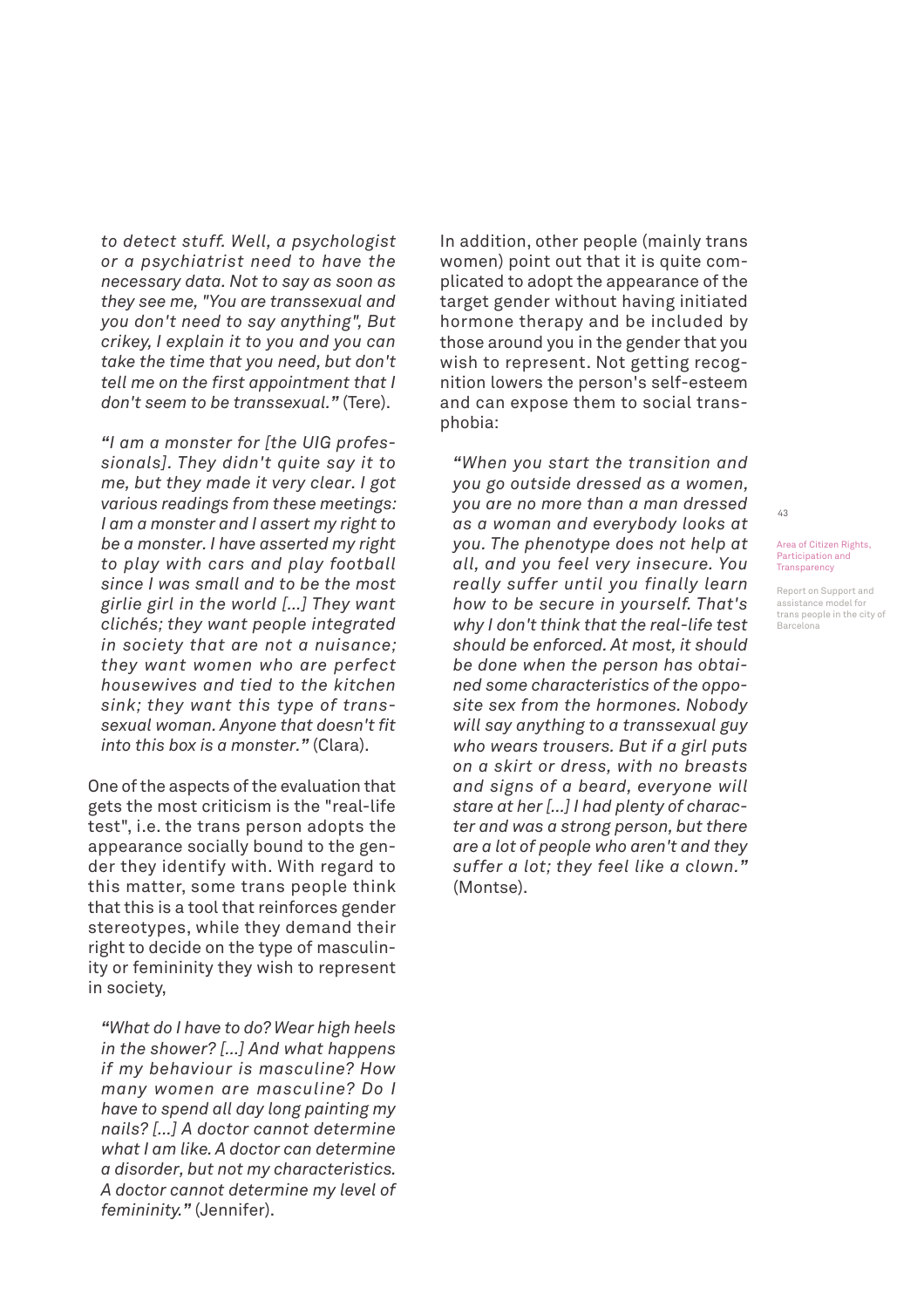*to detect stuff. Well, a psychologist or a psychiatrist need to have the necessary data. Not to say as soon as they see me, "You are transsexual and you don't need to say anything", But crikey, I explain it to you and you can take the time that you need, but don't tell me on the first appointment that I don't seem to be transsexual."* (Tere).

*"I am a monster for [the UIG professionals]. They didn't quite say it to me, but they made it very clear. I got various readings from these meetings: I am a monster and I assert my right to be a monster. I have asserted my right to play with cars and play football since I was small and to be the most girlie girl in the world [...] They want clichés; they want people integrated in society that are not a nuisance; they want women who are perfect housewives and tied to the kitchen sink; they want this type of transsexual woman. Anyone that doesn't fit into this box is a monster."* (Clara).

One of the aspects of the evaluation that gets the most criticism is the "real-life test", i.e. the trans person adopts the appearance socially bound to the gender they identify with. With regard to this matter, some trans people think that this is a tool that reinforces gender stereotypes, while they demand their right to decide on the type of masculinity or femininity they wish to represent in society,

*"What do I have to do? Wear high heels in the shower? [...] And what happens if my behaviour is masculine? How many women are masculine? Do I have to spend all day long painting my nails? [...] A doctor cannot determine what I am like. A doctor can determine a disorder, but not my characteristics. A doctor cannot determine my level of femininity."* (Jennifer).

In addition, other people (mainly trans women) point out that it is quite complicated to adopt the appearance of the target gender without having initiated hormone therapy and be included by those around you in the gender that you wish to represent. Not getting recognition lowers the person's self-esteem and can expose them to social transphobia:

*"When you start the transition and you go outside dressed as a women, you are no more than a man dressed as a woman and everybody looks at you. The phenotype does not help at all, and you feel very insecure. You really suffer until you finally learn how to be secure in yourself. That's why I don't think that the real-life test should be enforced. At most, it should be done when the person has obtained some characteristics of the opposite sex from the hormones. Nobody will say anything to a transsexual guy who wears trousers. But if a girl puts on a skirt or dress, with no breasts and signs of a beard, everyone will stare at her [...] I had plenty of character and was a strong person, but there are a lot of people who aren't and they suffer a lot; they feel like a clown."* (Montse).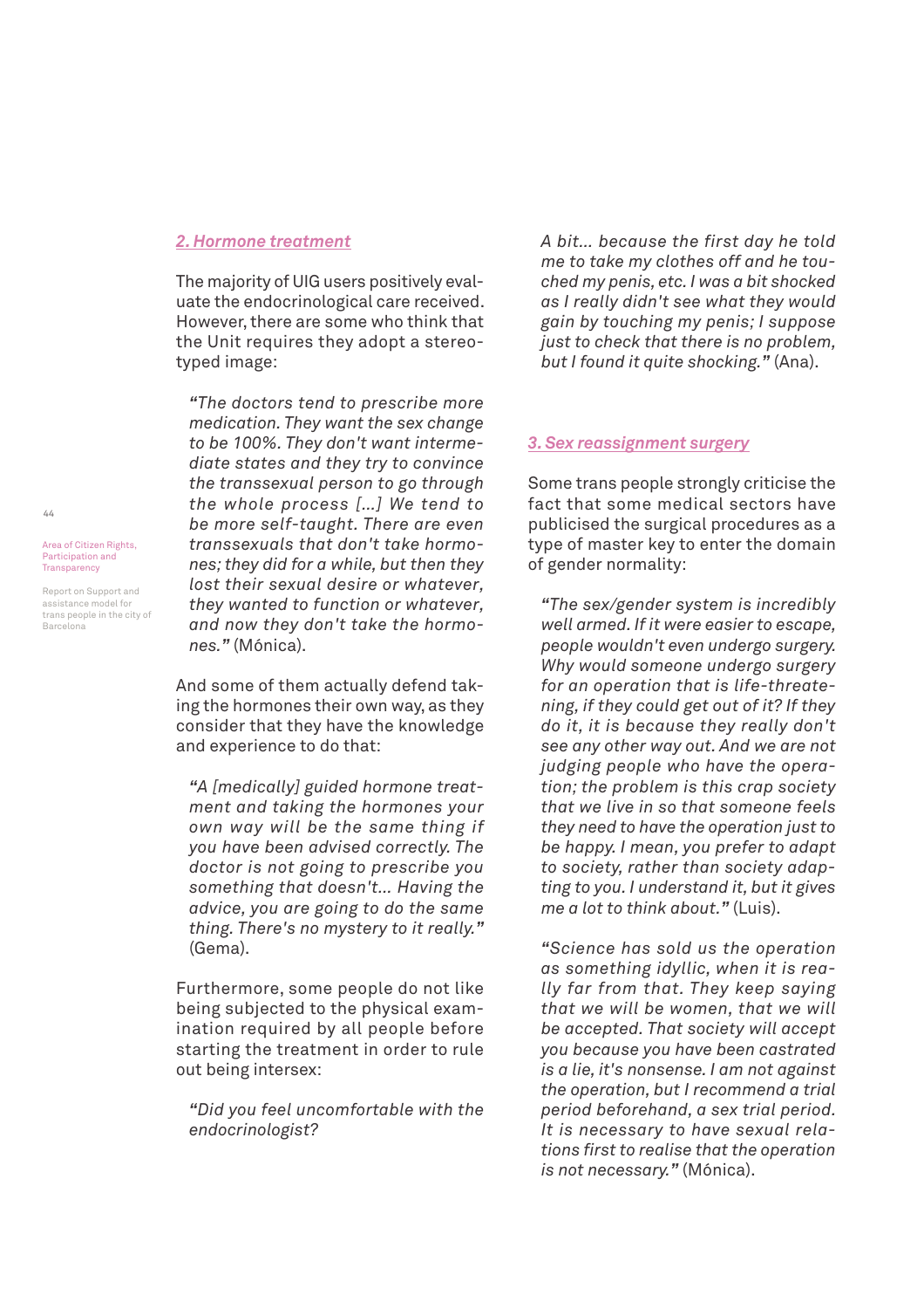## 2. Hormone treatment

The majority of UIG users positively evaluate the endocrinological care received. However, there are some who think that the Unit requires they adopt a stereotyped image:

> *"The doctors tend to prescribe more medication. They want the sex change to be 100%. They don't want intermediate states and they try to convince the transsexual person to go through the whole process [...] We tend to be more self-taught. There are even transsexuals that don't take hormones; they did for a while, but then they lost their sexual desire or whatever, they wanted to function or whatever, and now they don't take the hormones."* (Mónica).

And some of them actually defend taking the hormones their own way, as they consider that they have the knowledge and experience to do that:

> *"A [medically] guided hormone treatment and taking the hormones your own way will be the same thing if you have been advised correctly. The doctor is not going to prescribe you something that doesn't... Having the advice, you are going to do the same thing. There's no mystery to it really."* (Gema).

Furthermore, some people do not like being subjected to the physical examination required by all people before starting the treatment in order to rule out being intersex:

> *"Did you feel uncomfortable with the endocrinologist?*
>
> *A bit... because the first day he told me to take my clothes off and he touched my penis, etc. I was a bit shocked as I really didn't see what they would gain by touching my penis; I suppose just to check that there is no problem, but I found it quite shocking."* (Ana).

## 3. Sex reassignment surgery

Some trans people strongly criticise the fact that some medical sectors have publicised the surgical procedures as a type of master key to enter the domain of gender normality:

> *"The sex/gender system is incredibly well armed. If it were easier to escape, people wouldn't even undergo surgery. Why would someone undergo surgery for an operation that is life-threatening, if they could get out of it? If they do it, it is because they really don't see any other way out. And we are not judging people who have the operation; the problem is this crap society that we live in so that someone feels they need to have the operation just to be happy. I mean, you prefer to adapt to society, rather than society adapting to you. I understand it, but it gives me a lot to think about."* (Luis).

> *"Science has sold us the operation as something idyllic, when it is really far from that. They keep saying that we will be women, that we will be accepted. That society will accept you because you have been castrated is a lie, it's nonsense. I am not against the operation, but I recommend a trial period beforehand, a sex trial period. It is necessary to have sexual relations first to realise that the operation is not necessary."* (Mónica).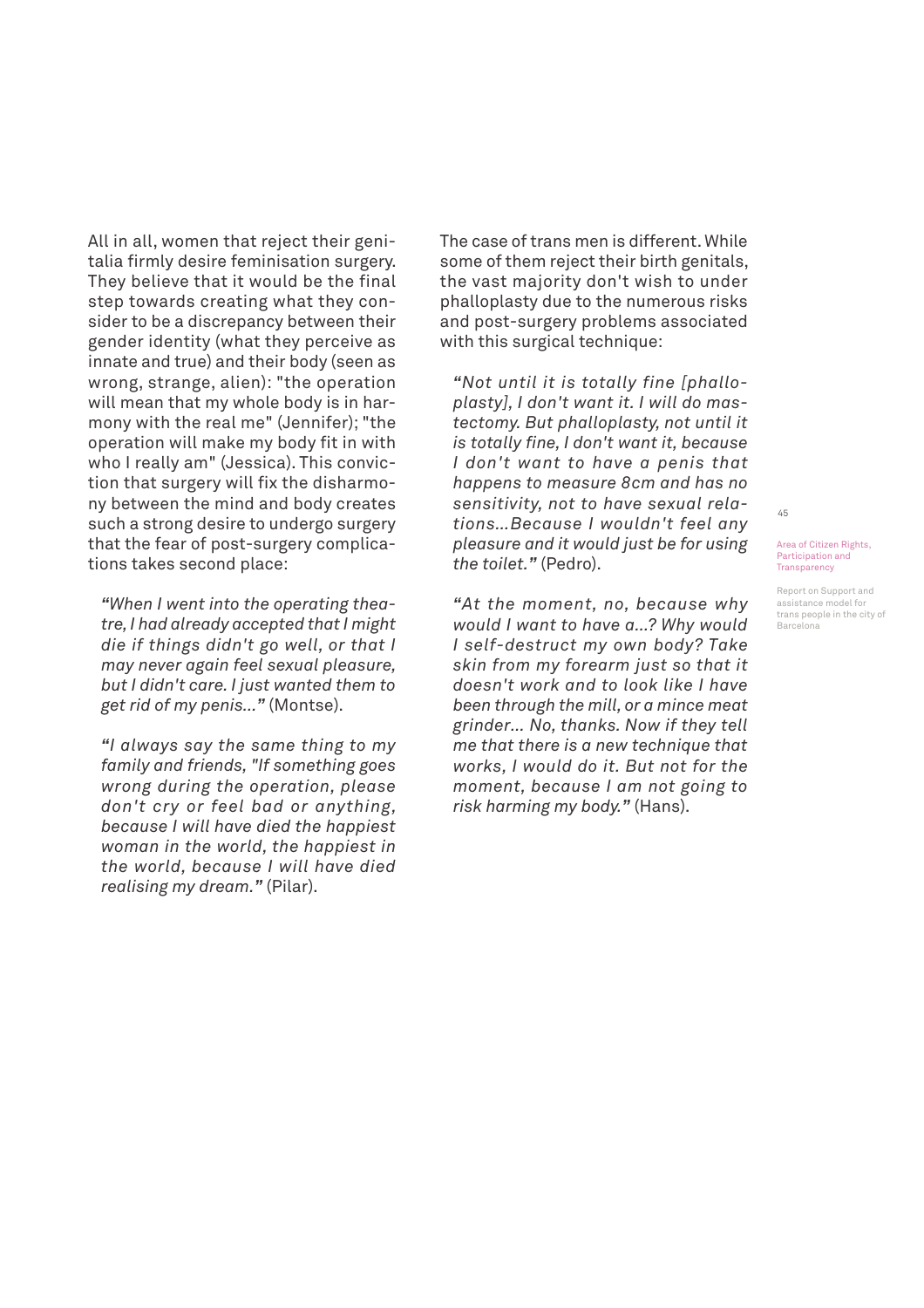All in all, women that reject their genitalia firmly desire feminisation surgery. They believe that it would be the final step towards creating what they consider to be a discrepancy between their gender identity (what they perceive as innate and true) and their body (seen as wrong, strange, alien): "the operation will mean that my whole body is in harmony with the real me" (Jennifer); "the operation will make my body fit in with who I really am" (Jessica). This conviction that surgery will fix the disharmony between the mind and body creates such a strong desire to undergo surgery that the fear of post-surgery complications takes second place:

> ***"When I went into the operating theatre, I had already accepted that I might die if things didn't go well, or that I may never again feel sexual pleasure, but I didn't care. I just wanted them to get rid of my penis..."*** (Montse).

> ***"I always say the same thing to my family and friends, "If something goes wrong during the operation, please don't cry or feel bad or anything, because I will have died the happiest woman in the world, the happiest in the world, because I will have died realising my dream."*** (Pilar).

The case of trans men is different. While some of them reject their birth genitals, the vast majority don't wish to under phalloplasty due to the numerous risks and post-surgery problems associated with this surgical technique:

> ***"Not until it is totally fine [phalloplasty], I don't want it. I will do mastectomy. But phalloplasty, not until it is totally fine, I don't want it, because I don't want to have a penis that happens to measure 8cm and has no sensitivity, not to have sexual relations...Because I wouldn't feel any pleasure and it would just be for using the toilet."*** (Pedro).

> ***"At the moment, no, because why would I want to have a...? Why would I self-destruct my own body? Take skin from my forearm just so that it doesn't work and to look like I have been through the mill, or a mince meat grinder... No, thanks. Now if they tell me that there is a new technique that works, I would do it. But not for the moment, because I am not going to risk harming my body."*** (Hans).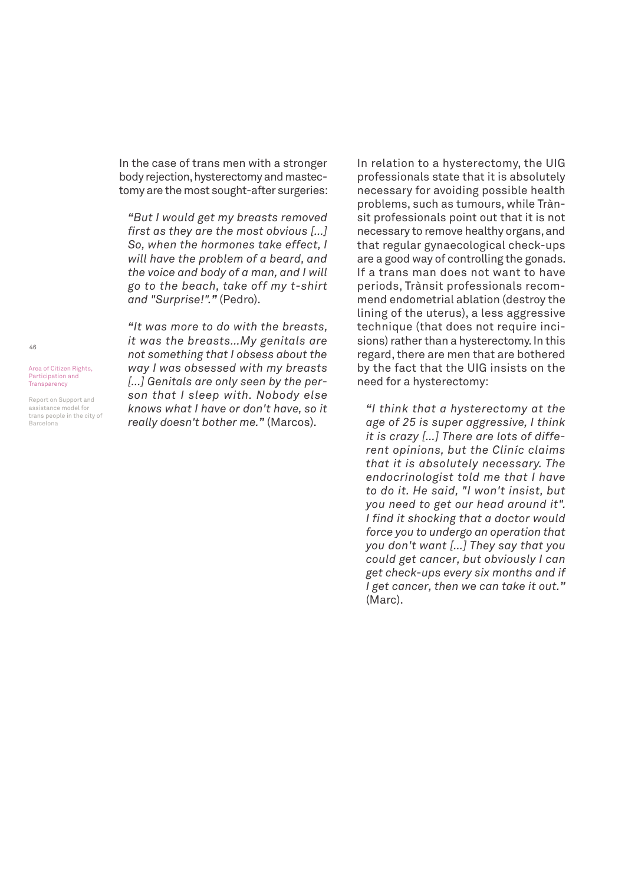In the case of trans men with a stronger body rejection, hysterectomy and mastectomy are the most sought-after surgeries:

> *"But I would get my breasts removed first as they are the most obvious [...] So, when the hormones take effect, I will have the problem of a beard, and the voice and body of a man, and I will go to the beach, take off my t-shirt and "Surprise!"."* (Pedro).

> *"It was more to do with the breasts, it was the breasts...My genitals are not something that I obsess about the way I was obsessed with my breasts [...] Genitals are only seen by the person that I sleep with. Nobody else knows what I have or don't have, so it really doesn't bother me."* (Marcos).

In relation to a hysterectomy, the UIG professionals state that it is absolutely necessary for avoiding possible health problems, such as tumours, while Trànsit professionals point out that it is not necessary to remove healthy organs, and that regular gynaecological check-ups are a good way of controlling the gonads. If a trans man does not want to have periods, Trànsit professionals recommend endometrial ablation (destroy the lining of the uterus), a less aggressive technique (that does not require incisions) rather than a hysterectomy. In this regard, there are men that are bothered by the fact that the UIG insists on the need for a hysterectomy:

> *"I think that a hysterectomy at the age of 25 is super aggressive, I think it is crazy [...] There are lots of different opinions, but the Clinic claims that it is absolutely necessary. The endocrinologist told me that I have to do it. He said, "I won't insist, but you need to get our head around it". I find it shocking that a doctor would force you to undergo an operation that you don't want [...] They say that you could get cancer, but obviously I can get check-ups every six months and if I get cancer, then we can take it out."* (Marc).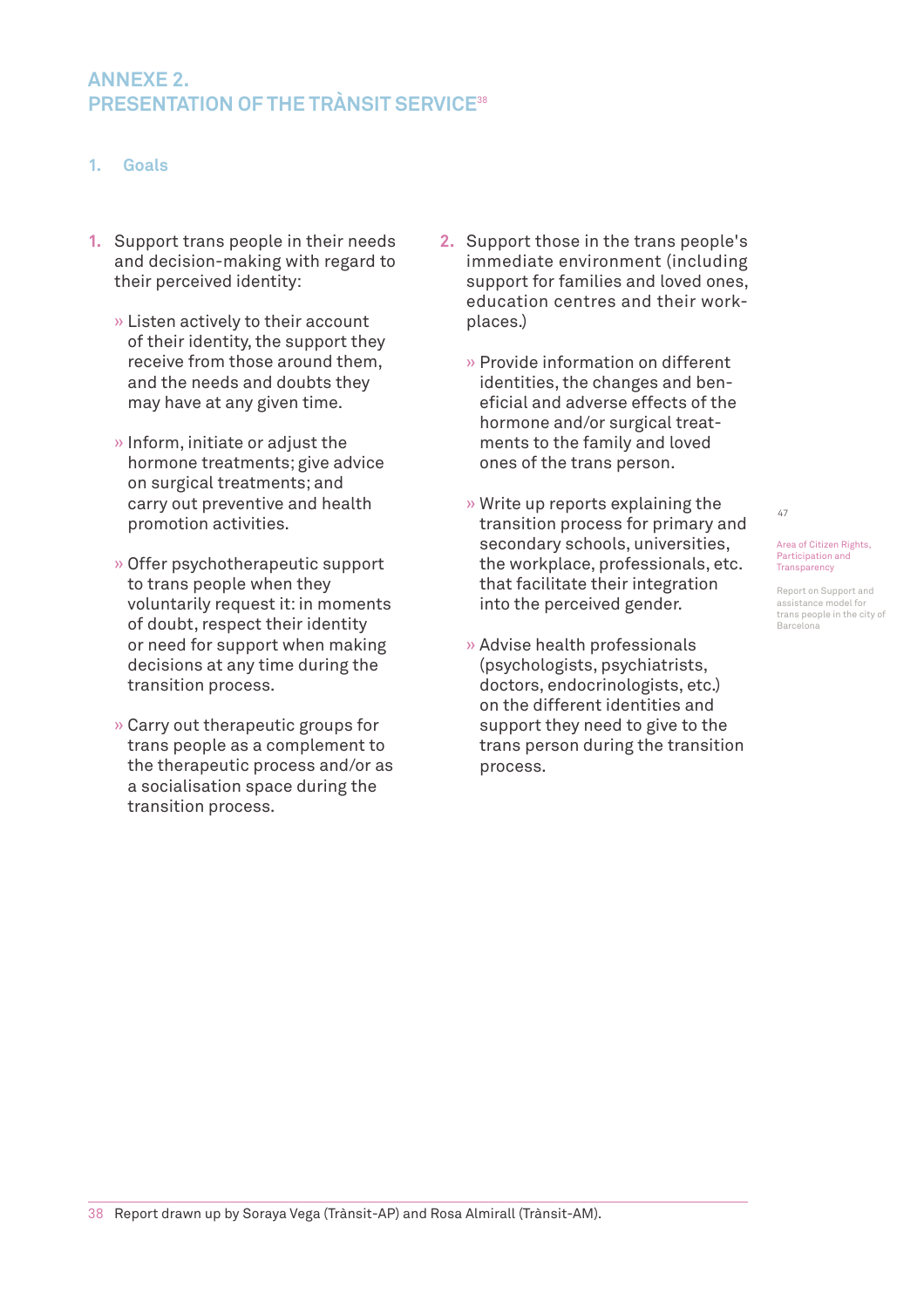## ANNEXE 2. PRESENTATION OF THE TRÀNSIT SERVICE[38]

### 1. Goals

1. Support trans people in their needs and decision-making with regard to their perceived identity:

   » Listen actively to their account of their identity, the support they receive from those around them, and the needs and doubts they may have at any given time.

   » Inform, initiate or adjust the hormone treatments; give advice on surgical treatments; and carry out preventive and health promotion activities.

   » Offer psychotherapeutic support to trans people when they voluntarily request it: in moments of doubt, respect their identity or need for support when making decisions at any time during the transition process.

   » Carry out therapeutic groups for trans people as a complement to the therapeutic process and/or as a socialisation space during the transition process.

2. Support those in the trans people's immediate environment (including support for families and loved ones, education centres and their workplaces.)

   » Provide information on different identities, the changes and beneficial and adverse effects of the hormone and/or surgical treatments to the family and loved ones of the trans person.

   » Write up reports explaining the transition process for primary and secondary schools, universities, the workplace, professionals, etc. that facilitate their integration into the perceived gender.

   » Advise health professionals (psychologists, psychiatrists, doctors, endocrinologists, etc.) on the different identities and support they need to give to the trans person during the transition process.

---

38 Report drawn up by Soraya Vega (Trànsit-AP) and Rosa Almirall (Trànsit-AM).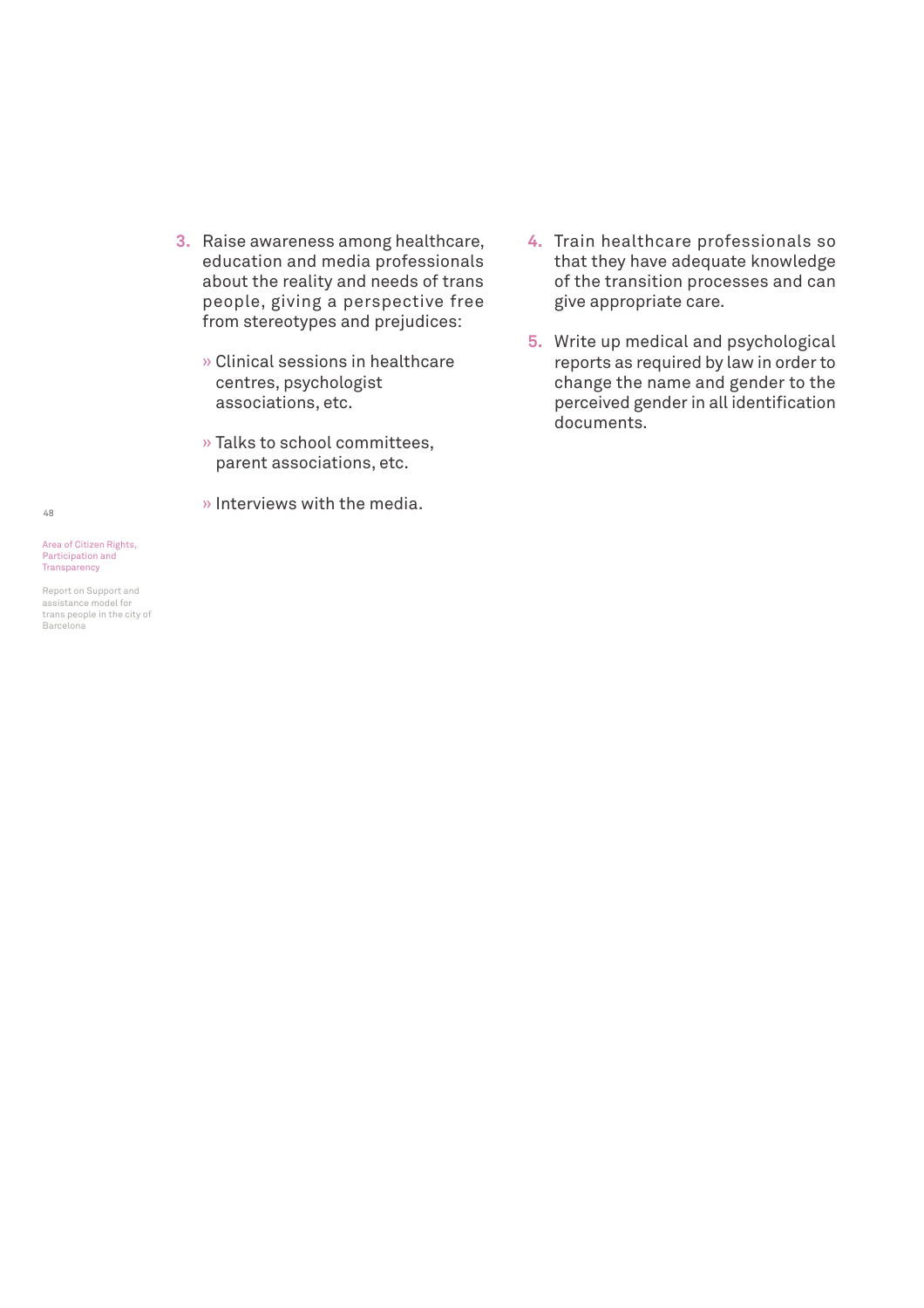3. Raise awareness among healthcare, education and media professionals about the reality and needs of trans people, giving a perspective free from stereotypes and prejudices:

   - Clinical sessions in healthcare centres, psychologist associations, etc.
   - Talks to school committees, parent associations, etc.
   - Interviews with the media.

4. Train healthcare professionals so that they have adequate knowledge of the transition processes and can give appropriate care.

5. Write up medical and psychological reports as required by law in order to change the name and gender to the perceived gender in all identification documents.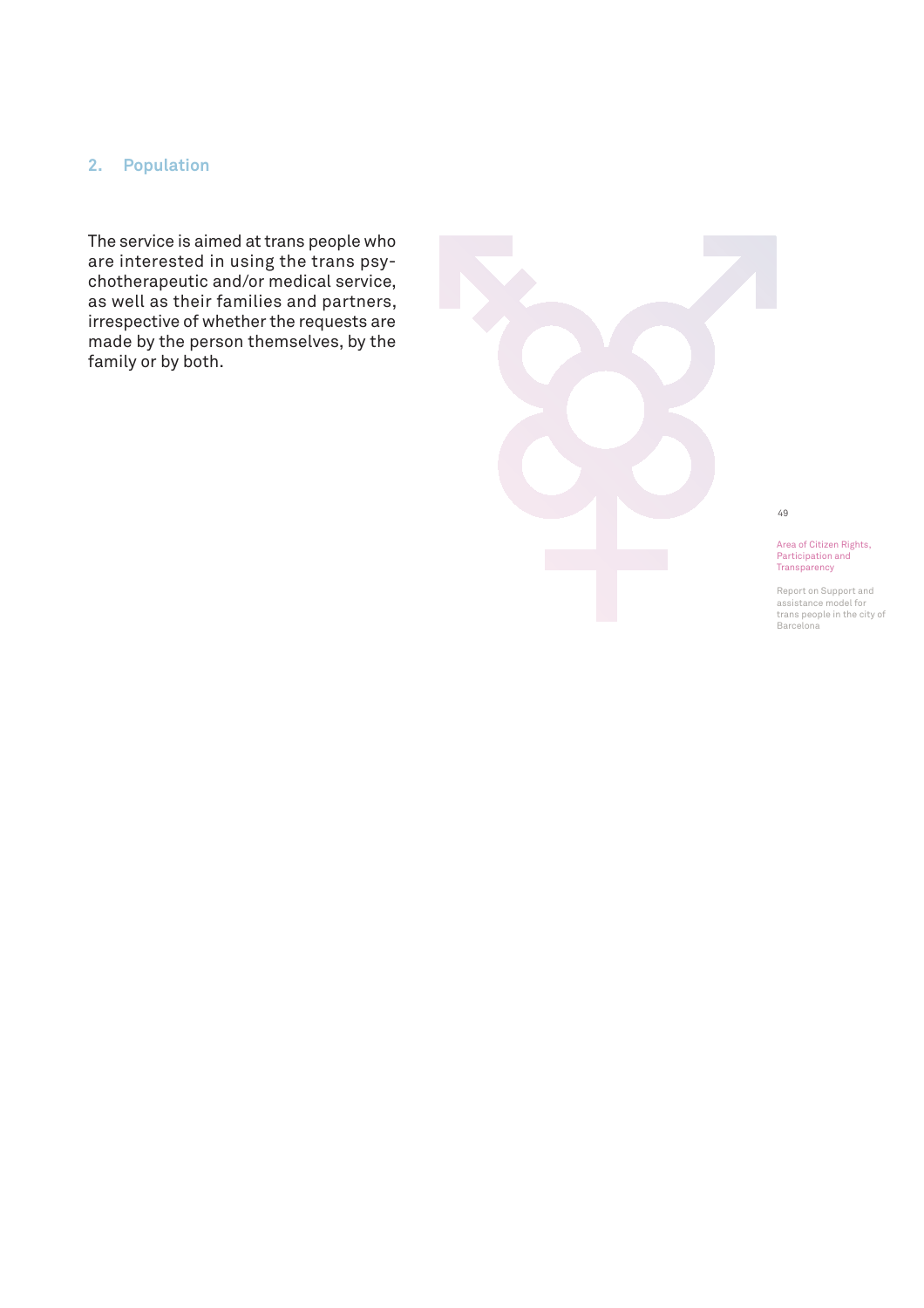## 2. Population

The service is aimed at trans people who are interested in using the trans psychotherapeutic and/or medical service, as well as their families and partners, irrespective of whether the requests are made by the person themselves, by the family or by both.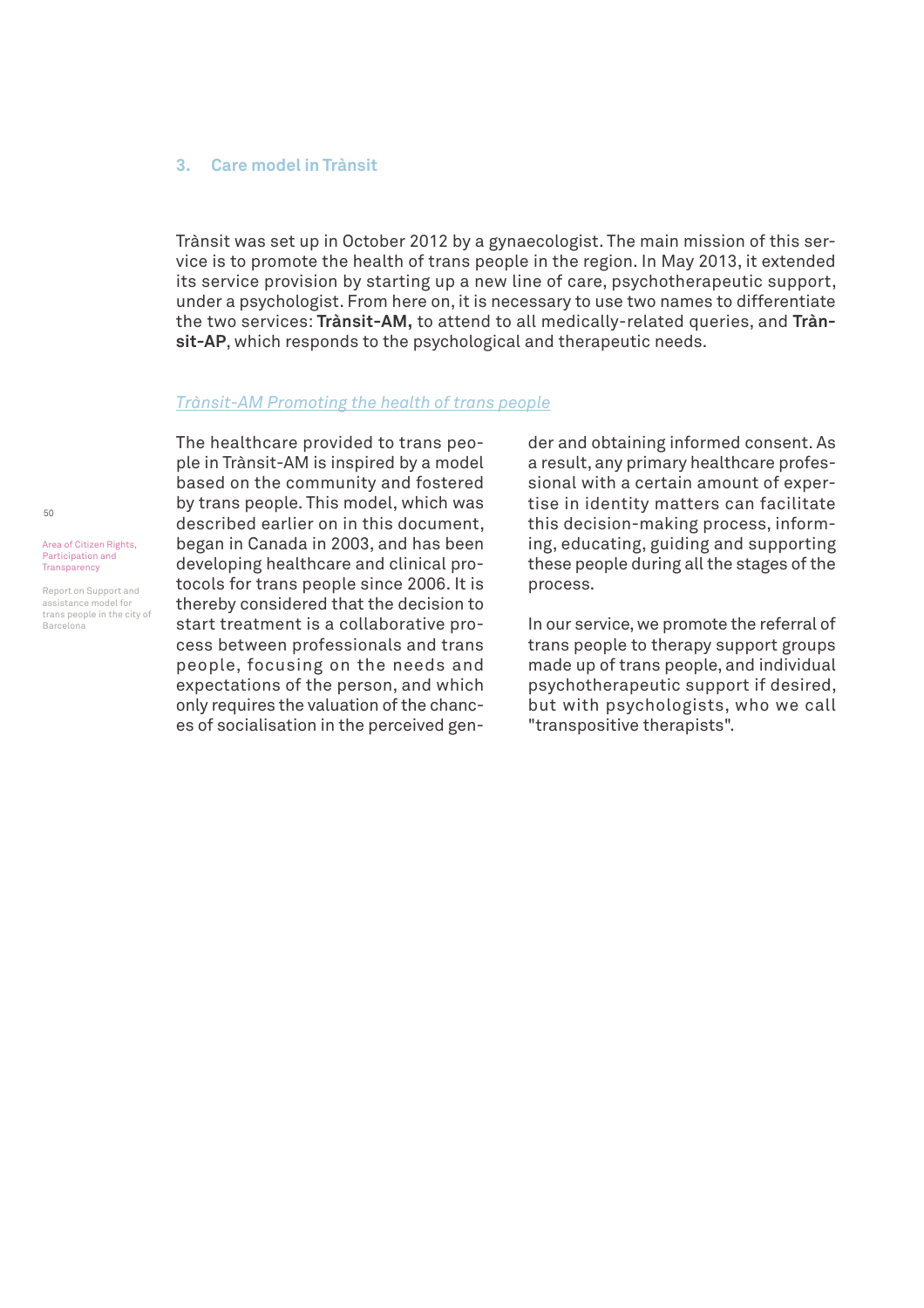## 3. Care model in Trànsit

Trànsit was set up in October 2012 by a gynaecologist. The main mission of this service is to promote the health of trans people in the region. In May 2013, it extended its service provision by starting up a new line of care, psychotherapeutic support, under a psychologist. From here on, it is necessary to use two names to differentiate the two services: **Trànsit-AM,** to attend to all medically-related queries, and **Trànsit-AP**, which responds to the psychological and therapeutic needs.

### *Trànsit-AM Promoting the health of trans people*

The healthcare provided to trans people in Trànsit-AM is inspired by a model based on the community and fostered by trans people. This model, which was described earlier on in this document, began in Canada in 2003, and has been developing healthcare and clinical protocols for trans people since 2006. It is thereby considered that the decision to start treatment is a collaborative process between professionals and trans people, focusing on the needs and expectations of the person, and which only requires the valuation of the chances of socialisation in the perceived gender and obtaining informed consent. As a result, any primary healthcare professional with a certain amount of expertise in identity matters can facilitate this decision-making process, informing, educating, guiding and supporting these people during all the stages of the process.

In our service, we promote the referral of trans people to therapy support groups made up of trans people, and individual psychotherapeutic support if desired, but with psychologists, who we call "transpositive therapists".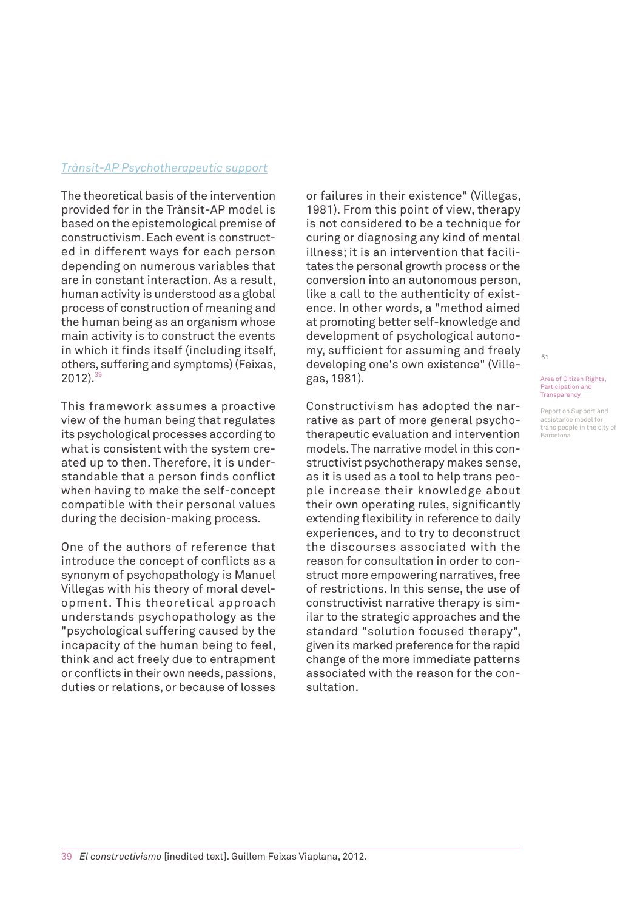### *Trànsit-AP Psychotherapeutic support*

The theoretical basis of the intervention provided for in the Trànsit-AP model is based on the epistemological premise of constructivism. Each event is constructed in different ways for each person depending on numerous variables that are in constant interaction. As a result, human activity is understood as a global process of construction of meaning and the human being as an organism whose main activity is to construct the events in which it finds itself (including itself, others, suffering and symptoms) (Feixas, 2012).[39]

This framework assumes a proactive view of the human being that regulates its psychological processes according to what is consistent with the system created up to then. Therefore, it is understandable that a person finds conflict when having to make the self-concept compatible with their personal values during the decision-making process.

One of the authors of reference that introduce the concept of conflicts as a synonym of psychopathology is Manuel Villegas with his theory of moral development. This theoretical approach understands psychopathology as the "psychological suffering caused by the incapacity of the human being to feel, think and act freely due to entrapment or conflicts in their own needs, passions, duties or relations, or because of losses or failures in their existence" (Villegas, 1981). From this point of view, therapy is not considered to be a technique for curing or diagnosing any kind of mental illness; it is an intervention that facilitates the personal growth process or the conversion into an autonomous person, like a call to the authenticity of existence. In other words, a "method aimed at promoting better self-knowledge and development of psychological autonomy, sufficient for assuming and freely developing one's own existence" (Villegas, 1981).

Constructivism has adopted the narrative as part of more general psychotherapeutic evaluation and intervention models. The narrative model in this constructivist psychotherapy makes sense, as it is used as a tool to help trans people increase their knowledge about their own operating rules, significantly extending flexibility in reference to daily experiences, and to try to deconstruct the discourses associated with the reason for consultation in order to construct more empowering narratives, free of restrictions. In this sense, the use of constructivist narrative therapy is similar to the strategic approaches and the standard "solution focused therapy", given its marked preference for the rapid change of the more immediate patterns associated with the reason for the consultation.

---

39 *El constructivismo* [inedited text]. Guillem Feixas Viaplana, 2012.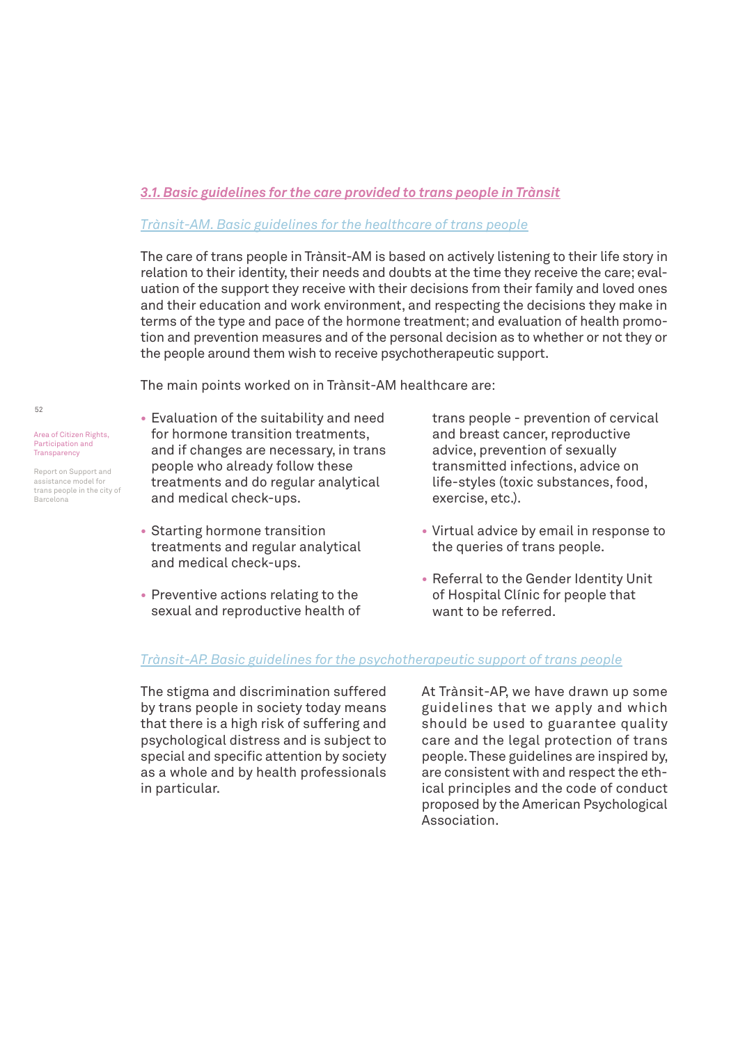### 3.1. Basic guidelines for the care provided to trans people in Trànsit

#### Trànsit-AM. Basic guidelines for the healthcare of trans people

The care of trans people in Trànsit-AM is based on actively listening to their life story in relation to their identity, their needs and doubts at the time they receive the care; evaluation of the support they receive with their decisions from their family and loved ones and their education and work environment, and respecting the decisions they make in terms of the type and pace of the hormone treatment; and evaluation of health promotion and prevention measures and of the personal decision as to whether or not they or the people around them wish to receive psychotherapeutic support.

The main points worked on in Trànsit-AM healthcare are:

- Evaluation of the suitability and need for hormone transition treatments, and if changes are necessary, in trans people who already follow these treatments and do regular analytical and medical check-ups.
- Starting hormone transition treatments and regular analytical and medical check-ups.
- Preventive actions relating to the sexual and reproductive health of trans people - prevention of cervical and breast cancer, reproductive advice, prevention of sexually transmitted infections, advice on life-styles (toxic substances, food, exercise, etc.).
- Virtual advice by email in response to the queries of trans people.
- Referral to the Gender Identity Unit of Hospital Clínic for people that want to be referred.

#### Trànsit-AP. Basic guidelines for the psychotherapeutic support of trans people

The stigma and discrimination suffered by trans people in society today means that there is a high risk of suffering and psychological distress and is subject to special and specific attention by society as a whole and by health professionals in particular.

At Trànsit-AP, we have drawn up some guidelines that we apply and which should be used to guarantee quality care and the legal protection of trans people. These guidelines are inspired by, are consistent with and respect the ethical principles and the code of conduct proposed by the American Psychological Association.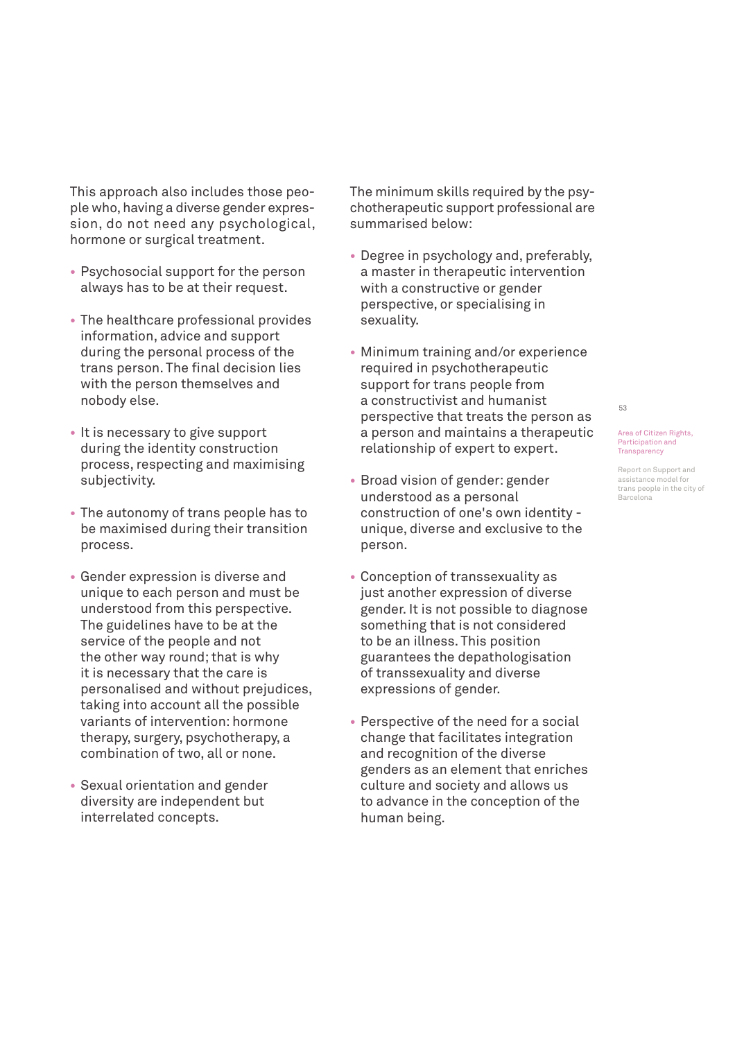This approach also includes those people who, having a diverse gender expression, do not need any psychological, hormone or surgical treatment.

- Psychosocial support for the person always has to be at their request.
- The healthcare professional provides information, advice and support during the personal process of the trans person. The final decision lies with the person themselves and nobody else.
- It is necessary to give support during the identity construction process, respecting and maximising subjectivity.
- The autonomy of trans people has to be maximised during their transition process.
- Gender expression is diverse and unique to each person and must be understood from this perspective. The guidelines have to be at the service of the people and not the other way round; that is why it is necessary that the care is personalised and without prejudices, taking into account all the possible variants of intervention: hormone therapy, surgery, psychotherapy, a combination of two, all or none.
- Sexual orientation and gender diversity are independent but interrelated concepts.

The minimum skills required by the psychotherapeutic support professional are summarised below:

- Degree in psychology and, preferably, a master in therapeutic intervention with a constructive or gender perspective, or specialising in sexuality.
- Minimum training and/or experience required in psychotherapeutic support for trans people from a constructivist and humanist perspective that treats the person as a person and maintains a therapeutic relationship of expert to expert.
- Broad vision of gender: gender understood as a personal construction of one's own identity - unique, diverse and exclusive to the person.
- Conception of transsexuality as just another expression of diverse gender. It is not possible to diagnose something that is not considered to be an illness. This position guarantees the depathologisation of transsexuality and diverse expressions of gender.
- Perspective of the need for a social change that facilitates integration and recognition of the diverse genders as an element that enriches culture and society and allows us to advance in the conception of the human being.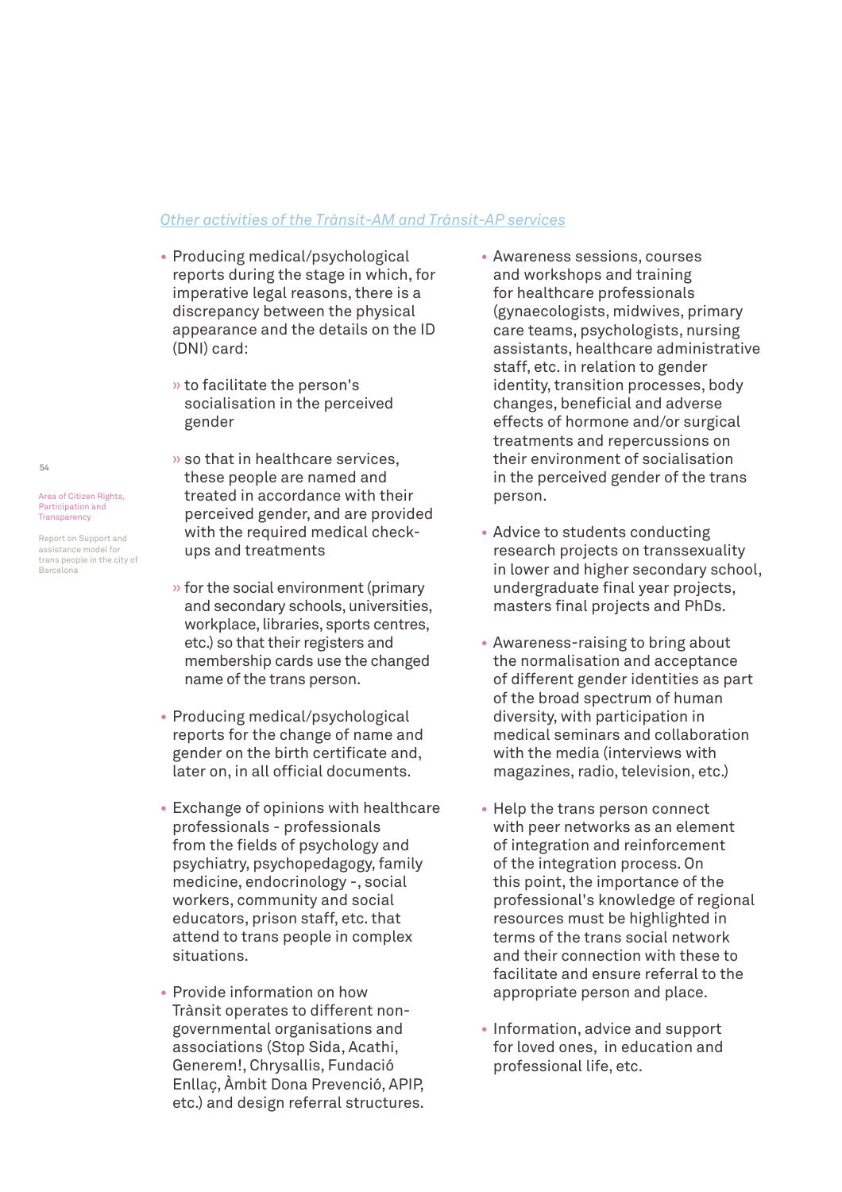*Other activities of the Trànsit-AM and Trànsit-AP services*

- Producing medical/psychological reports during the stage in which, for imperative legal reasons, there is a discrepancy between the physical appearance and the details on the ID (DNI) card:
  - to facilitate the person's socialisation in the perceived gender
  - so that in healthcare services, these people are named and treated in accordance with their perceived gender, and are provided with the required medical check-ups and treatments
  - for the social environment (primary and secondary schools, universities, workplace, libraries, sports centres, etc.) so that their registers and membership cards use the changed name of the trans person.
- Producing medical/psychological reports for the change of name and gender on the birth certificate and, later on, in all official documents.
- Exchange of opinions with healthcare professionals - professionals from the fields of psychology and psychiatry, psychopedagogy, family medicine, endocrinology -, social workers, community and social educators, prison staff, etc. that attend to trans people in complex situations.
- Provide information on how Trànsit operates to different non-governmental organisations and associations (Stop Sida, Acathi, Generem!, Chrysallis, Fundació Enllaç, Àmbit Dona Prevenció, APIP, etc.) and design referral structures.
- Awareness sessions, courses and workshops and training for healthcare professionals (gynaecologists, midwives, primary care teams, psychologists, nursing assistants, healthcare administrative staff, etc. in relation to gender identity, transition processes, body changes, beneficial and adverse effects of hormone and/or surgical treatments and repercussions on their environment of socialisation in the perceived gender of the trans person.
- Advice to students conducting research projects on transsexuality in lower and higher secondary school, undergraduate final year projects, masters final projects and PhDs.
- Awareness-raising to bring about the normalisation and acceptance of different gender identities as part of the broad spectrum of human diversity, with participation in medical seminars and collaboration with the media (interviews with magazines, radio, television, etc.)
- Help the trans person connect with peer networks as an element of integration and reinforcement of the integration process. On this point, the importance of the professional's knowledge of regional resources must be highlighted in terms of the trans social network and their connection with these to facilitate and ensure referral to the appropriate person and place.
- Information, advice and support for loved ones, in education and professional life, etc.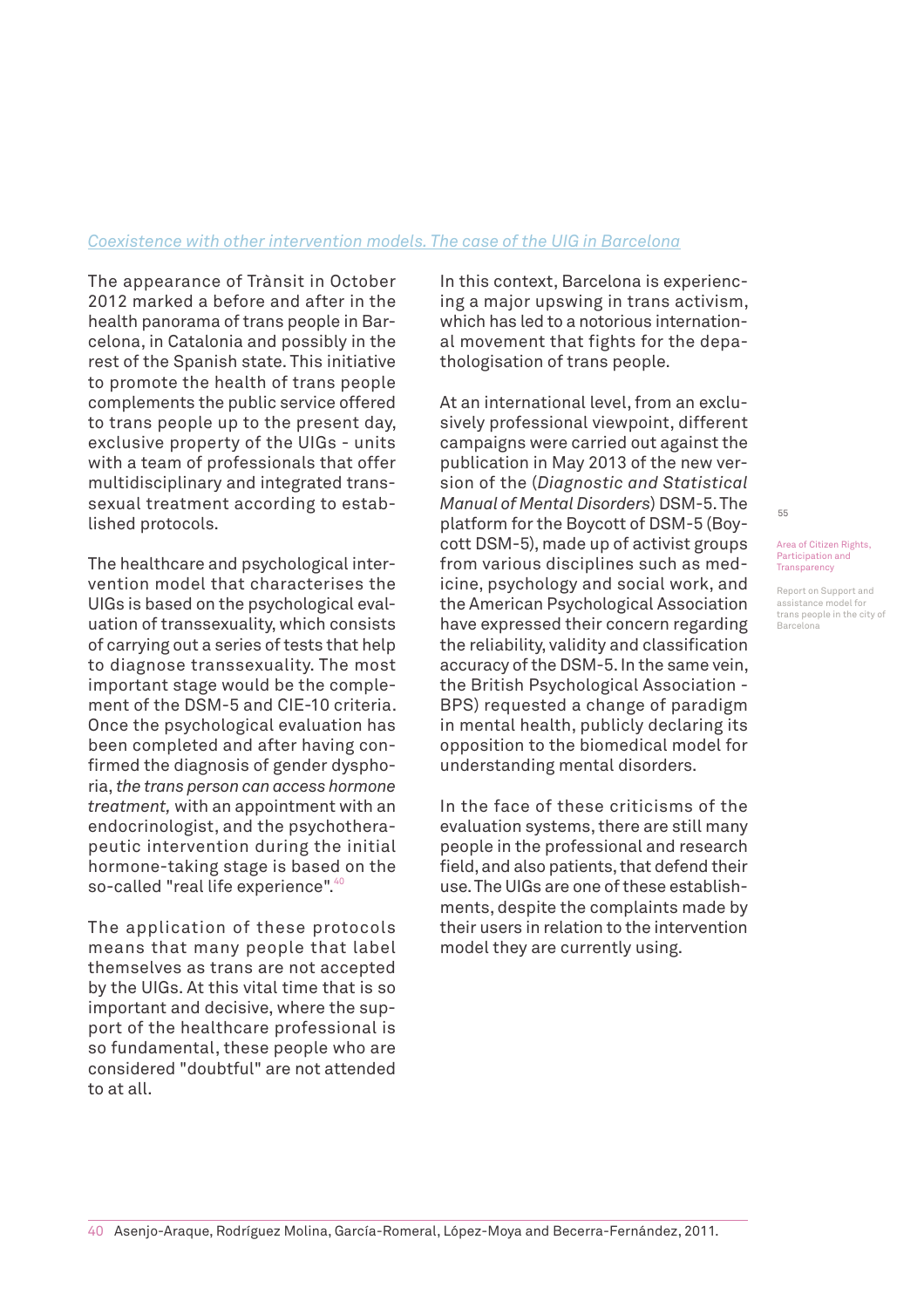### *Coexistence with other intervention models. The case of the UIG in Barcelona*

The appearance of Trànsit in October 2012 marked a before and after in the health panorama of trans people in Barcelona, in Catalonia and possibly in the rest of the Spanish state. This initiative to promote the health of trans people complements the public service offered to trans people up to the present day, exclusive property of the UIGs - units with a team of professionals that offer multidisciplinary and integrated transsexual treatment according to established protocols.

The healthcare and psychological intervention model that characterises the UIGs is based on the psychological evaluation of transsexuality, which consists of carrying out a series of tests that help to diagnose transsexuality. The most important stage would be the complement of the DSM-5 and CIE-10 criteria. Once the psychological evaluation has been completed and after having confirmed the diagnosis of gender dysphoria, *the trans person can access hormone treatment,* with an appointment with an endocrinologist, and the psychotherapeutic intervention during the initial hormone-taking stage is based on the so-called "real life experience".[40]

The application of these protocols means that many people that label themselves as trans are not accepted by the UIGs. At this vital time that is so important and decisive, where the support of the healthcare professional is so fundamental, these people who are considered "doubtful" are not attended to at all.

In this context, Barcelona is experiencing a major upswing in trans activism, which has led to a notorious international movement that fights for the depathologisation of trans people.

At an international level, from an exclusively professional viewpoint, different campaigns were carried out against the publication in May 2013 of the new version of the (*Diagnostic and Statistical Manual of Mental Disorders*) DSM-5. The platform for the Boycott of DSM-5 (Boycott DSM-5), made up of activist groups from various disciplines such as medicine, psychology and social work, and the American Psychological Association have expressed their concern regarding the reliability, validity and classification accuracy of the DSM-5. In the same vein, the British Psychological Association - BPS) requested a change of paradigm in mental health, publicly declaring its opposition to the biomedical model for understanding mental disorders.

In the face of these criticisms of the evaluation systems, there are still many people in the professional and research field, and also patients, that defend their use. The UIGs are one of these establishments, despite the complaints made by their users in relation to the intervention model they are currently using.

[40] Asenjo-Araque, Rodríguez Molina, García-Romeral, López-Moya and Becerra-Fernández, 2011.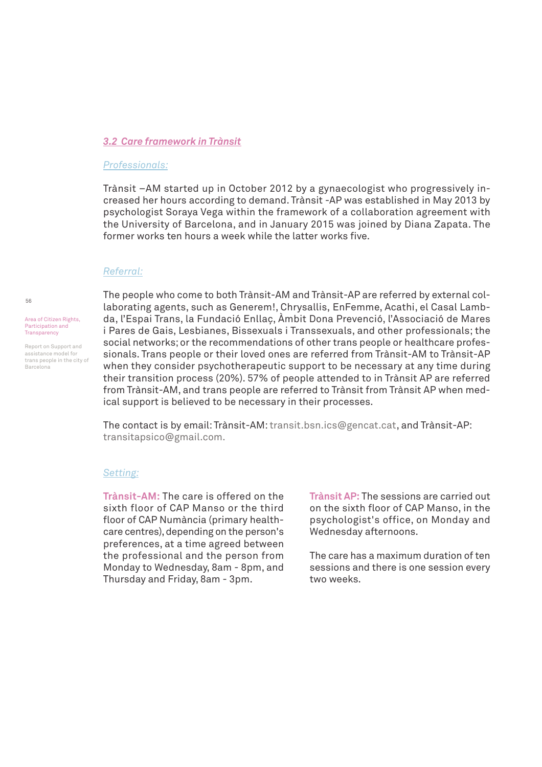### *3.2 Care framework in Trànsit*

*Professionals:*

Trànsit –AM started up in October 2012 by a gynaecologist who progressively increased her hours according to demand. Trànsit -AP was established in May 2013 by psychologist Soraya Vega within the framework of a collaboration agreement with the University of Barcelona, and in January 2015 was joined by Diana Zapata. The former works ten hours a week while the latter works five.

*Referral:*

The people who come to both Trànsit-AM and Trànsit-AP are referred by external collaborating agents, such as Generem!, Chrysallis, EnFemme, Acathi, el Casal Lambda, l'Espai Trans, la Fundació Enllaç, Àmbit Dona Prevenció, l'Associació de Mares i Pares de Gais, Lesbianes, Bissexuals i Transsexuals, and other professionals; the social networks; or the recommendations of other trans people or healthcare professionals. Trans people or their loved ones are referred from Trànsit-AM to Trànsit-AP when they consider psychotherapeutic support to be necessary at any time during their transition process (20%). 57% of people attended to in Trànsit AP are referred from Trànsit-AM, and trans people are referred to Trànsit from Trànsit AP when medical support is believed to be necessary in their processes.

The contact is by email: Trànsit-AM: transit.bsn.ics@gencat.cat, and Trànsit-AP: transitapsico@gmail.com.

*Setting:*

**Trànsit-AM:** The care is offered on the sixth floor of CAP Manso or the third floor of CAP Numància (primary healthcare centres), depending on the person's preferences, at a time agreed between the professional and the person from Monday to Wednesday, 8am - 8pm, and Thursday and Friday, 8am - 3pm.

**Trànsit AP:** The sessions are carried out on the sixth floor of CAP Manso, in the psychologist's office, on Monday and Wednesday afternoons.

The care has a maximum duration of ten sessions and there is one session every two weeks.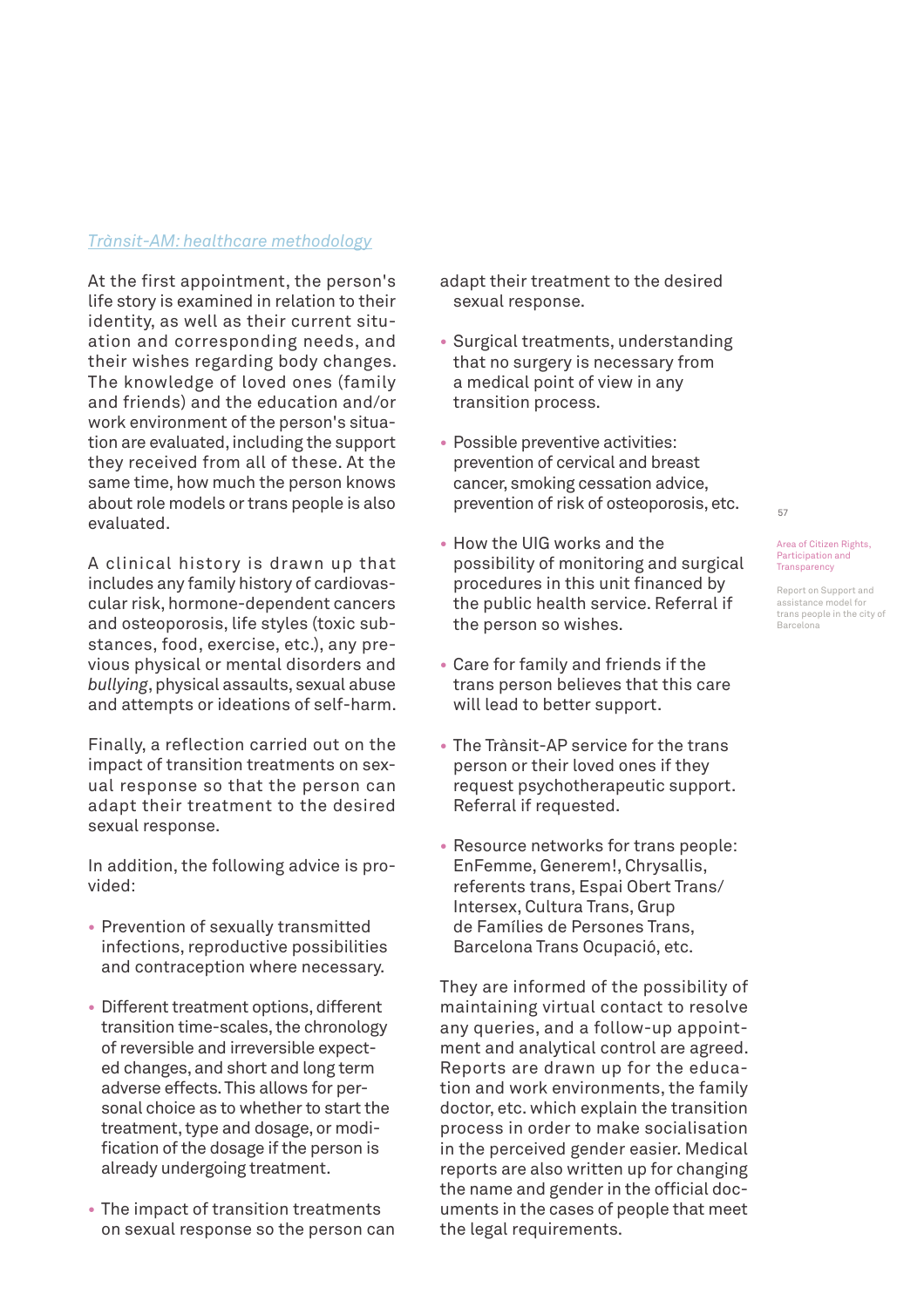*Trànsit-AM: healthcare methodology*

At the first appointment, the person's life story is examined in relation to their identity, as well as their current situation and corresponding needs, and their wishes regarding body changes. The knowledge of loved ones (family and friends) and the education and/or work environment of the person's situation are evaluated, including the support they received from all of these. At the same time, how much the person knows about role models or trans people is also evaluated.

A clinical history is drawn up that includes any family history of cardiovascular risk, hormone-dependent cancers and osteoporosis, life styles (toxic substances, food, exercise, etc.), any previous physical or mental disorders and *bullying*, physical assaults, sexual abuse and attempts or ideations of self-harm.

Finally, a reflection carried out on the impact of transition treatments on sexual response so that the person can adapt their treatment to the desired sexual response.

In addition, the following advice is provided:

- Prevention of sexually transmitted infections, reproductive possibilities and contraception where necessary.
- Different treatment options, different transition time-scales, the chronology of reversible and irreversible expected changes, and short and long term adverse effects. This allows for personal choice as to whether to start the treatment, type and dosage, or modification of the dosage if the person is already undergoing treatment.
- The impact of transition treatments on sexual response so the person can adapt their treatment to the desired sexual response.
- Surgical treatments, understanding that no surgery is necessary from a medical point of view in any transition process.
- Possible preventive activities: prevention of cervical and breast cancer, smoking cessation advice, prevention of risk of osteoporosis, etc.
- How the UIG works and the possibility of monitoring and surgical procedures in this unit financed by the public health service. Referral if the person so wishes.
- Care for family and friends if the trans person believes that this care will lead to better support.
- The Trànsit-AP service for the trans person or their loved ones if they request psychotherapeutic support. Referral if requested.
- Resource networks for trans people: EnFemme, Generem!, Chrysallis, referents trans, Espai Obert Trans/Intersex, Cultura Trans, Grup de Famílies de Persones Trans, Barcelona Trans Ocupació, etc.

They are informed of the possibility of maintaining virtual contact to resolve any queries, and a follow-up appointment and analytical control are agreed. Reports are drawn up for the education and work environments, the family doctor, etc. which explain the transition process in order to make socialisation in the perceived gender easier. Medical reports are also written up for changing the name and gender in the official documents in the cases of people that meet the legal requirements.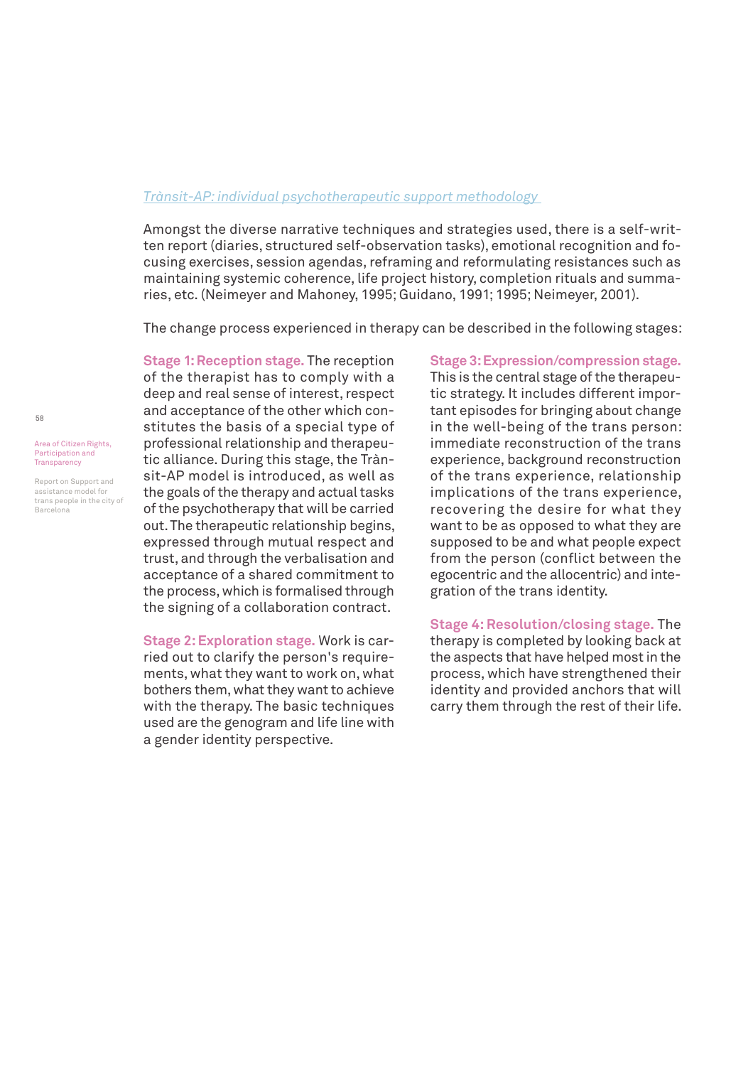*Trànsit-AP: individual psychotherapeutic support methodology*

Amongst the diverse narrative techniques and strategies used, there is a self-written report (diaries, structured self-observation tasks), emotional recognition and focusing exercises, session agendas, reframing and reformulating resistances such as maintaining systemic coherence, life project history, completion rituals and summaries, etc. (Neimeyer and Mahoney, 1995; Guidano, 1991; 1995; Neimeyer, 2001).

The change process experienced in therapy can be described in the following stages:

**Stage 1: Reception stage.** The reception of the therapist has to comply with a deep and real sense of interest, respect and acceptance of the other which constitutes the basis of a special type of professional relationship and therapeutic alliance. During this stage, the Trànsit-AP model is introduced, as well as the goals of the therapy and actual tasks of the psychotherapy that will be carried out. The therapeutic relationship begins, expressed through mutual respect and trust, and through the verbalisation and acceptance of a shared commitment to the process, which is formalised through the signing of a collaboration contract.

**Stage 2: Exploration stage.** Work is carried out to clarify the person's requirements, what they want to work on, what bothers them, what they want to achieve with the therapy. The basic techniques used are the genogram and life line with a gender identity perspective.

**Stage 3: Expression/compression stage.** This is the central stage of the therapeutic strategy. It includes different important episodes for bringing about change in the well-being of the trans person: immediate reconstruction of the trans experience, background reconstruction of the trans experience, relationship implications of the trans experience, recovering the desire for what they want to be as opposed to what they are supposed to be and what people expect from the person (conflict between the egocentric and the allocentric) and integration of the trans identity.

**Stage 4: Resolution/closing stage.** The therapy is completed by looking back at the aspects that have helped most in the process, which have strengthened their identity and provided anchors that will carry them through the rest of their life.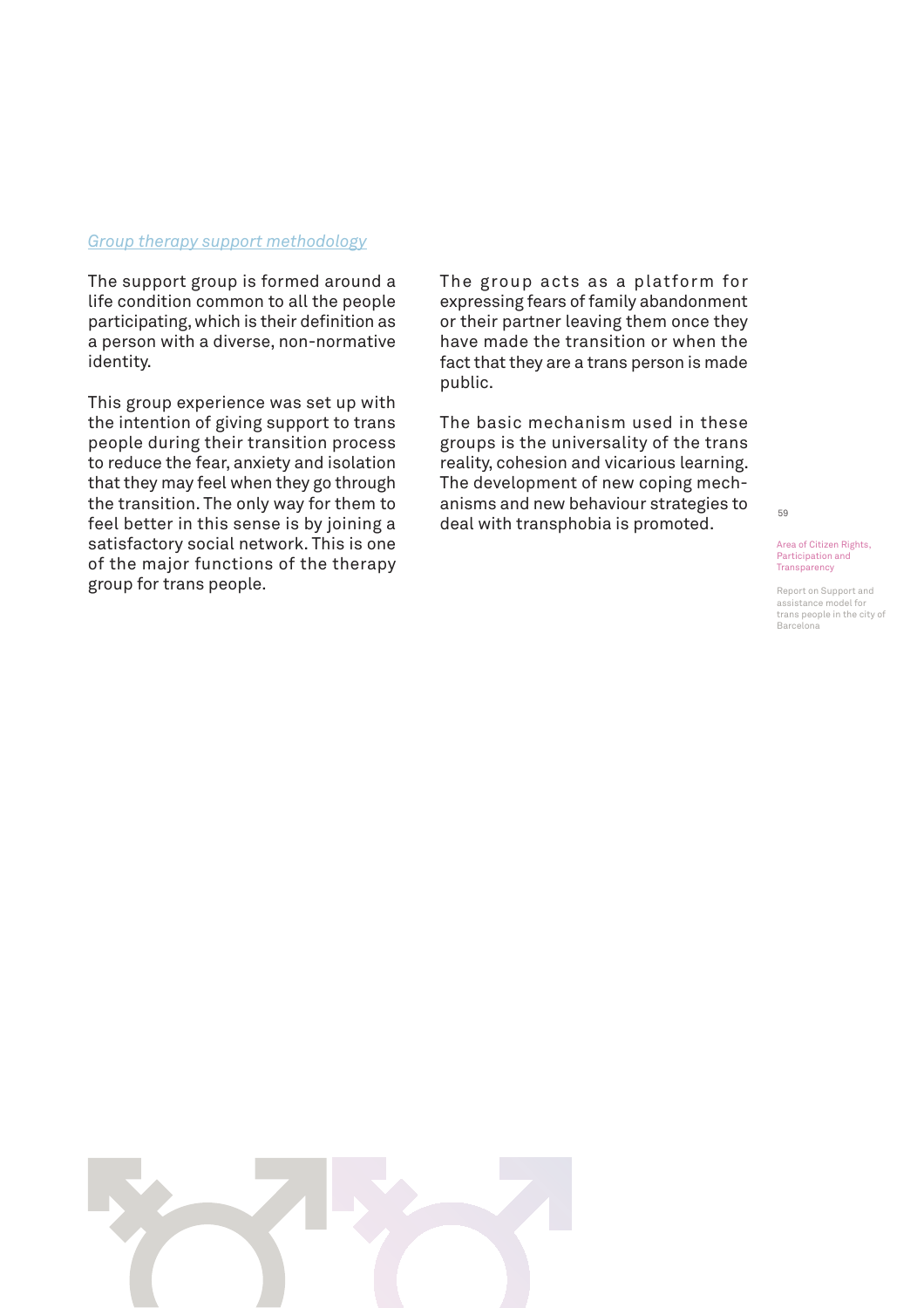### *Group therapy support methodology*

The support group is formed around a life condition common to all the people participating, which is their definition as a person with a diverse, non-normative identity.

This group experience was set up with the intention of giving support to trans people during their transition process to reduce the fear, anxiety and isolation that they may feel when they go through the transition. The only way for them to feel better in this sense is by joining a satisfactory social network. This is one of the major functions of the therapy group for trans people.

The group acts as a platform for expressing fears of family abandonment or their partner leaving them once they have made the transition or when the fact that they are a trans person is made public.

The basic mechanism used in these groups is the universality of the trans reality, cohesion and vicarious learning. The development of new coping mechanisms and new behaviour strategies to deal with transphobia is promoted.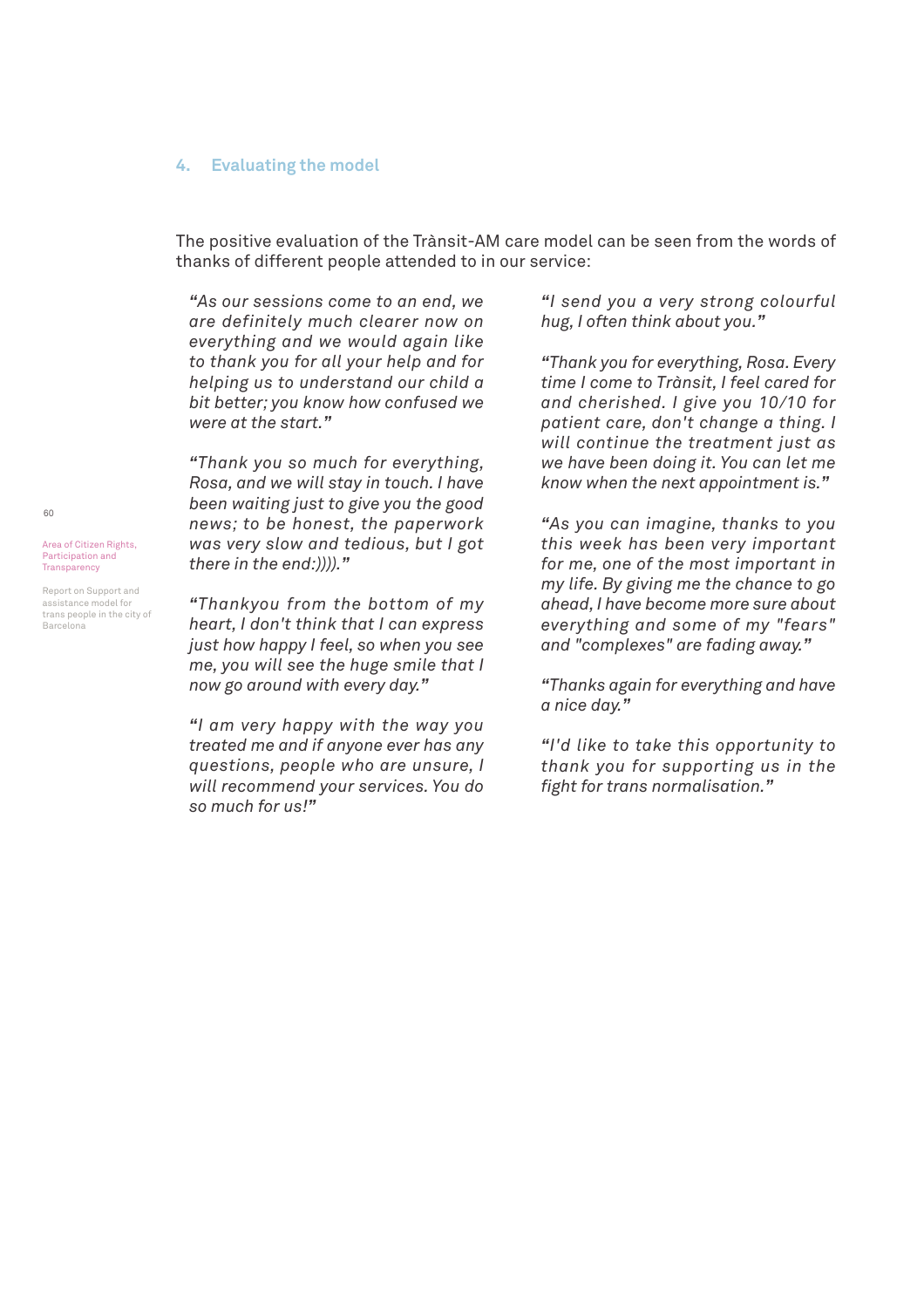## 4. Evaluating the model

The positive evaluation of the Trànsit-AM care model can be seen from the words of thanks of different people attended to in our service:

*"As our sessions come to an end, we are definitely much clearer now on everything and we would again like to thank you for all your help and for helping us to understand our child a bit better; you know how confused we were at the start."*

*"Thank you so much for everything, Rosa, and we will stay in touch. I have been waiting just to give you the good news; to be honest, the paperwork was very slow and tedious, but I got there in the end:))))."*

*"Thankyou from the bottom of my heart, I don't think that I can express just how happy I feel, so when you see me, you will see the huge smile that I now go around with every day."*

*"I am very happy with the way you treated me and if anyone ever has any questions, people who are unsure, I will recommend your services. You do so much for us!"*

*"I send you a very strong colourful hug, I often think about you."*

*"Thank you for everything, Rosa. Every time I come to Trànsit, I feel cared for and cherished. I give you 10/10 for patient care, don't change a thing. I will continue the treatment just as we have been doing it. You can let me know when the next appointment is."*

*"As you can imagine, thanks to you this week has been very important for me, one of the most important in my life. By giving me the chance to go ahead, I have become more sure about everything and some of my "fears" and "complexes" are fading away."*

*"Thanks again for everything and have a nice day."*

*"I'd like to take this opportunity to thank you for supporting us in the fight for trans normalisation."*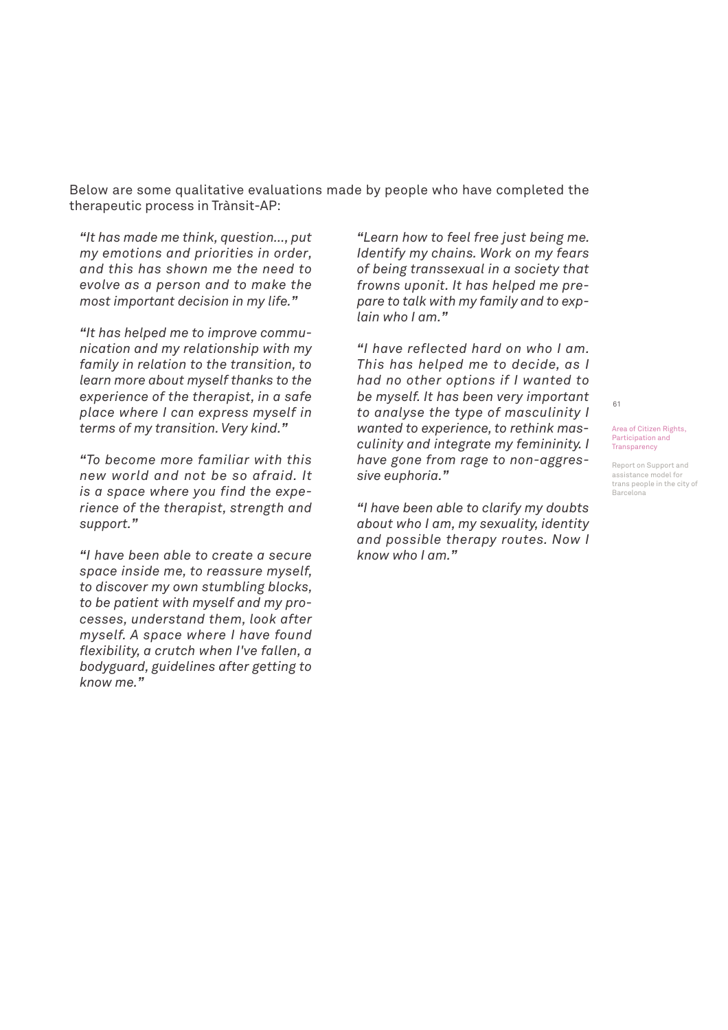Below are some qualitative evaluations made by people who have completed the therapeutic process in Trànsit-AP:

*"It has made me think, question..., put my emotions and priorities in order, and this has shown me the need to evolve as a person and to make the most important decision in my life."*

*"It has helped me to improve communication and my relationship with my family in relation to the transition, to learn more about myself thanks to the experience of the therapist, in a safe place where I can express myself in terms of my transition. Very kind."*

*"To become more familiar with this new world and not be so afraid. It is a space where you find the experience of the therapist, strength and support."*

*"I have been able to create a secure space inside me, to reassure myself, to discover my own stumbling blocks, to be patient with myself and my processes, understand them, look after myself. A space where I have found flexibility, a crutch when I've fallen, a bodyguard, guidelines after getting to know me."*

*"Learn how to feel free just being me. Identify my chains. Work on my fears of being transsexual in a society that frowns uponit. It has helped me prepare to talk with my family and to explain who I am."*

*"I have reflected hard on who I am. This has helped me to decide, as I had no other options if I wanted to be myself. It has been very important to analyse the type of masculinity I wanted to experience, to rethink masculinity and integrate my femininity. I have gone from rage to non-aggressive euphoria."*

*"I have been able to clarify my doubts about who I am, my sexuality, identity and possible therapy routes. Now I know who I am."*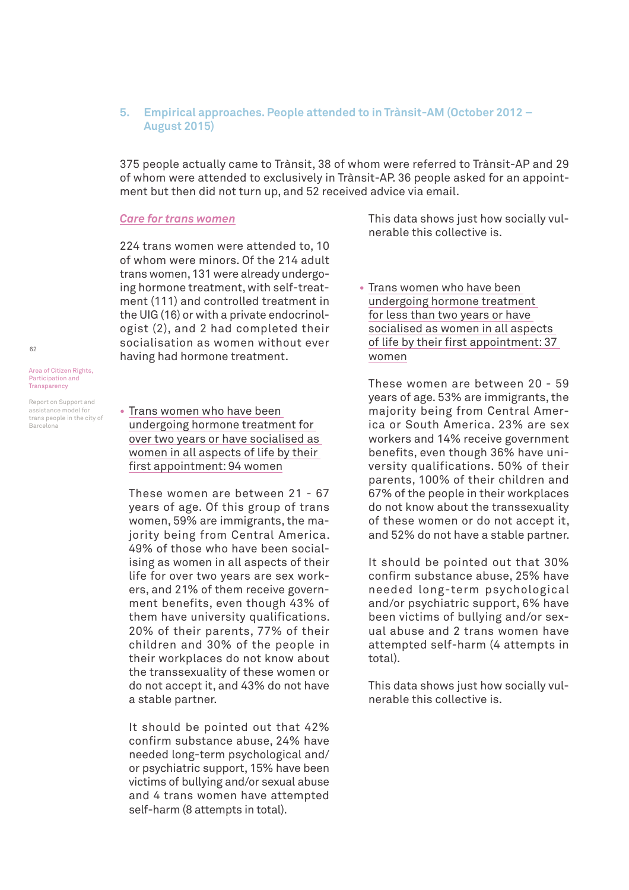## 5. Empirical approaches. People attended to in Trànsit-AM (October 2012 – August 2015)

375 people actually came to Trànsit, 38 of whom were referred to Trànsit-AP and 29 of whom were attended to exclusively in Trànsit-AP. 36 people asked for an appointment but then did not turn up, and 52 received advice via email.

### *Care for trans women*

224 trans women were attended to, 10 of whom were minors. Of the 214 adult trans women, 131 were already undergoing hormone treatment, with self-treatment (111) and controlled treatment in the UIG (16) or with a private endocrinologist (2), and 2 had completed their socialisation as women without ever having had hormone treatment.

- Trans women who have been undergoing hormone treatment for over two years or have socialised as women in all aspects of life by their first appointment: 94 women

These women are between 21 - 67 years of age. Of this group of trans women, 59% are immigrants, the majority being from Central America. 49% of those who have been socialising as women in all aspects of their life for over two years are sex workers, and 21% of them receive government benefits, even though 43% of them have university qualifications. 20% of their parents, 77% of their children and 30% of the people in their workplaces do not know about the transsexuality of these women or do not accept it, and 43% do not have a stable partner.

It should be pointed out that 42% confirm substance abuse, 24% have needed long-term psychological and/or psychiatric support, 15% have been victims of bullying and/or sexual abuse and 4 trans women have attempted self-harm (8 attempts in total).

This data shows just how socially vulnerable this collective is.

- Trans women who have been undergoing hormone treatment for less than two years or have socialised as women in all aspects of life by their first appointment: 37 women

These women are between 20 - 59 years of age. 53% are immigrants, the majority being from Central America or South America. 23% are sex workers and 14% receive government benefits, even though 36% have university qualifications. 50% of their parents, 100% of their children and 67% of the people in their workplaces do not know about the transsexuality of these women or do not accept it, and 52% do not have a stable partner.

It should be pointed out that 30% confirm substance abuse, 25% have needed long-term psychological and/or psychiatric support, 6% have been victims of bullying and/or sexual abuse and 2 trans women have attempted self-harm (4 attempts in total).

This data shows just how socially vulnerable this collective is.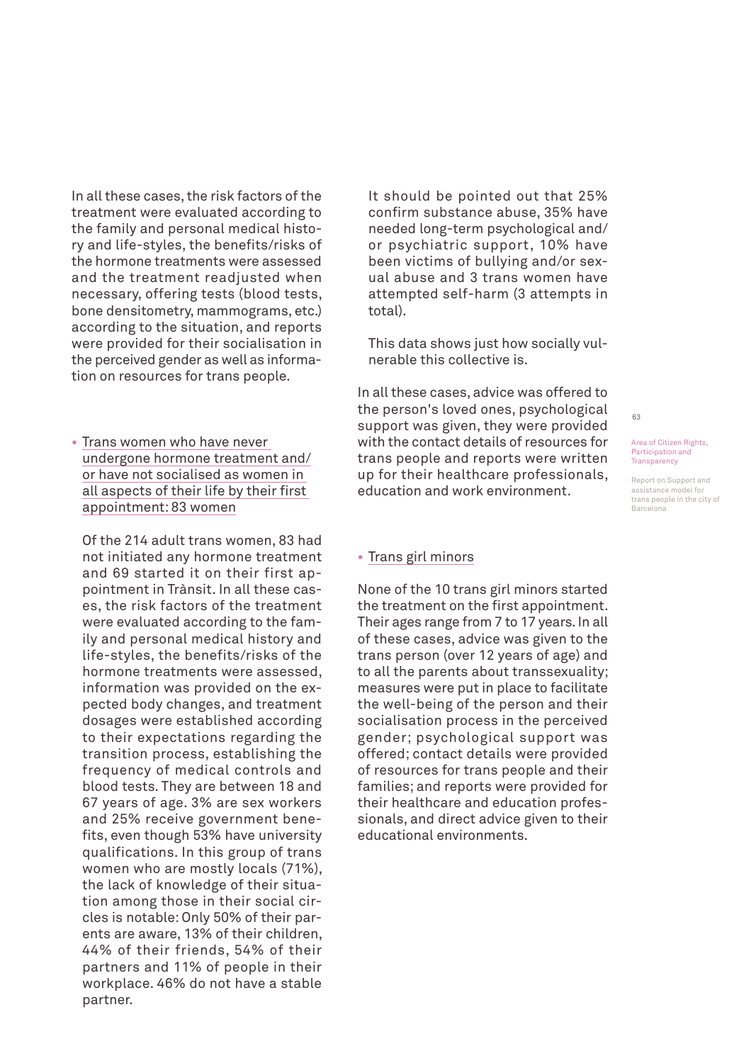In all these cases, the risk factors of the treatment were evaluated according to the family and personal medical history and life-styles, the benefits/risks of the hormone treatments were assessed and the treatment readjusted when necessary, offering tests (blood tests, bone densitometry, mammograms, etc.) according to the situation, and reports were provided for their socialisation in the perceived gender as well as information on resources for trans people.

- Trans women who have never undergone hormone treatment and/or have not socialised as women in all aspects of their life by their first appointment: 83 women

  Of the 214 adult trans women, 83 had not initiated any hormone treatment and 69 started it on their first appointment in Trànsit. In all these cases, the risk factors of the treatment were evaluated according to the family and personal medical history and life-styles, the benefits/risks of the hormone treatments were assessed, information was provided on the expected body changes, and treatment dosages were established according to their expectations regarding the transition process, establishing the frequency of medical controls and blood tests. They are between 18 and 67 years of age. 3% are sex workers and 25% receive government benefits, even though 53% have university qualifications. In this group of trans women who are mostly locals (71%), the lack of knowledge of their situation among those in their social circles is notable: Only 50% of their parents are aware, 13% of their children, 44% of their friends, 54% of their partners and 11% of people in their workplace. 46% do not have a stable partner.

  It should be pointed out that 25% confirm substance abuse, 35% have needed long-term psychological and/or psychiatric support, 10% have been victims of bullying and/or sexual abuse and 3 trans women have attempted self-harm (3 attempts in total).

  This data shows just how socially vulnerable this collective is.

In all these cases, advice was offered to the person's loved ones, psychological support was given, they were provided with the contact details of resources for trans people and reports were written up for their healthcare professionals, education and work environment.

- Trans girl minors

None of the 10 trans girl minors started the treatment on the first appointment. Their ages range from 7 to 17 years. In all of these cases, advice was given to the trans person (over 12 years of age) and to all the parents about transsexuality; measures were put in place to facilitate the well-being of the person and their socialisation process in the perceived gender; psychological support was offered; contact details were provided of resources for trans people and their families; and reports were provided for their healthcare and education professionals, and direct advice given to their educational environments.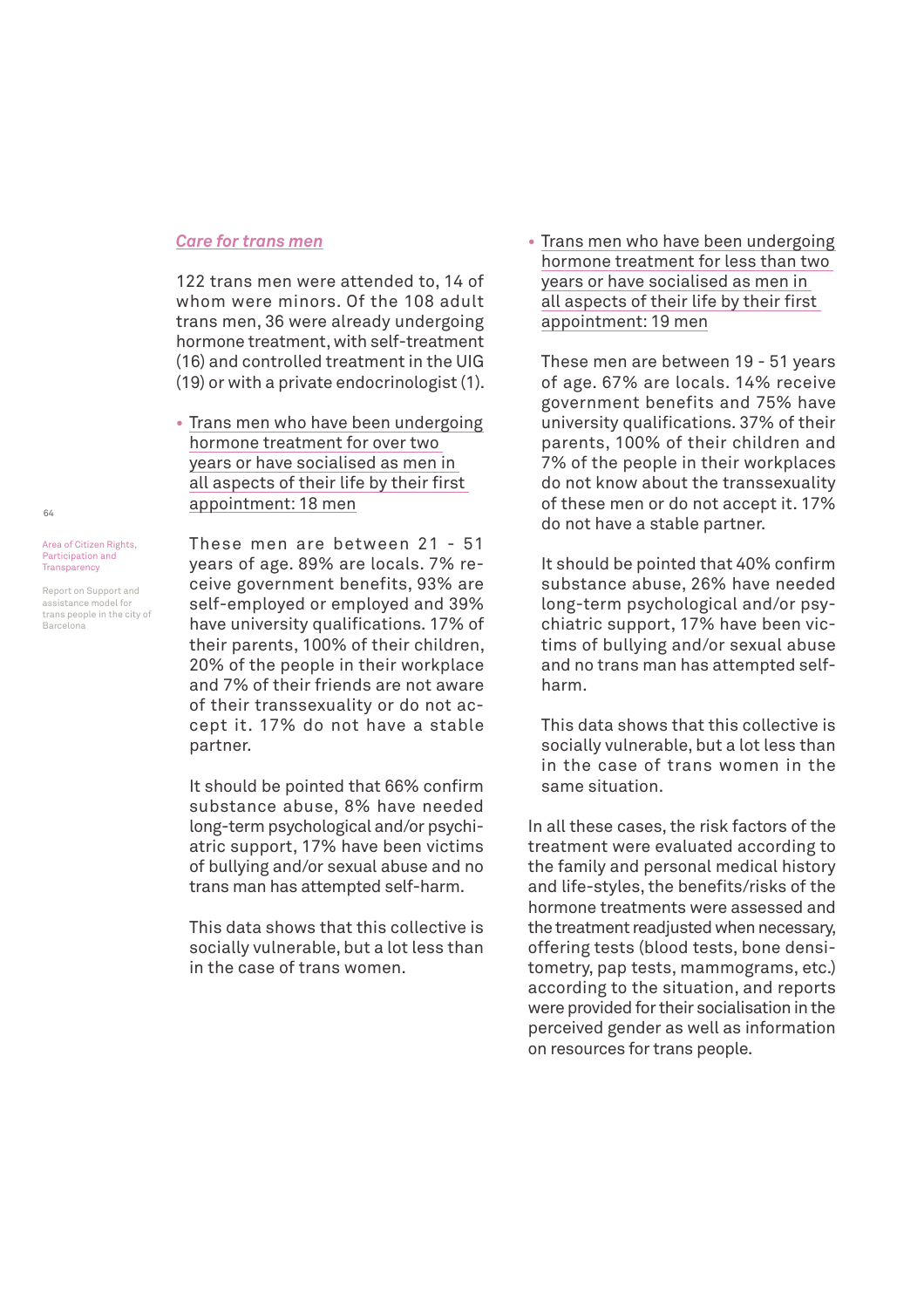### *Care for trans men*

122 trans men were attended to, 14 of whom were minors. Of the 108 adult trans men, 36 were already undergoing hormone treatment, with self-treatment (16) and controlled treatment in the UIG (19) or with a private endocrinologist (1).

- Trans men who have been undergoing hormone treatment for over two years or have socialised as men in all aspects of their life by their first appointment: 18 men

  These men are between 21 - 51 years of age. 89% are locals. 7% receive government benefits, 93% are self-employed or employed and 39% have university qualifications. 17% of their parents, 100% of their children, 20% of the people in their workplace and 7% of their friends are not aware of their transsexuality or do not accept it. 17% do not have a stable partner.

  It should be pointed that 66% confirm substance abuse, 8% have needed long-term psychological and/or psychiatric support, 17% have been victims of bullying and/or sexual abuse and no trans man has attempted self-harm.

  This data shows that this collective is socially vulnerable, but a lot less than in the case of trans women.

- Trans men who have been undergoing hormone treatment for less than two years or have socialised as men in all aspects of their life by their first appointment: 19 men

  These men are between 19 - 51 years of age. 67% are locals. 14% receive government benefits and 75% have university qualifications. 37% of their parents, 100% of their children and 7% of the people in their workplaces do not know about the transsexuality of these men or do not accept it. 17% do not have a stable partner.

  It should be pointed that 40% confirm substance abuse, 26% have needed long-term psychological and/or psychiatric support, 17% have been victims of bullying and/or sexual abuse and no trans man has attempted self-harm.

  This data shows that this collective is socially vulnerable, but a lot less than in the case of trans women in the same situation.

In all these cases, the risk factors of the treatment were evaluated according to the family and personal medical history and life-styles, the benefits/risks of the hormone treatments were assessed and the treatment readjusted when necessary, offering tests (blood tests, bone densitometry, pap tests, mammograms, etc.) according to the situation, and reports were provided for their socialisation in the perceived gender as well as information on resources for trans people.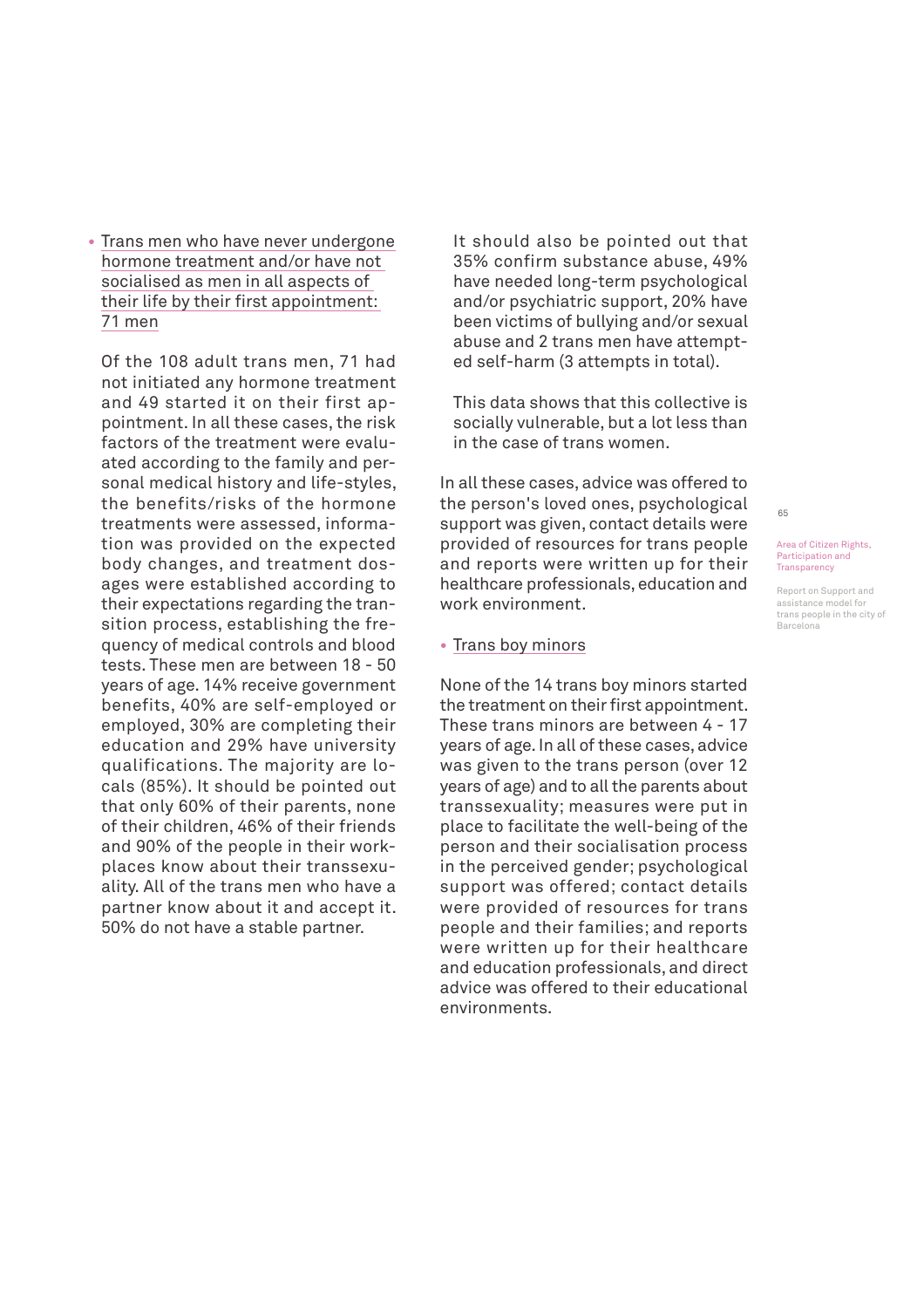- Trans men who have never undergone hormone treatment and/or have not socialised as men in all aspects of their life by their first appointment: 71 men

  Of the 108 adult trans men, 71 had not initiated any hormone treatment and 49 started it on their first appointment. In all these cases, the risk factors of the treatment were evaluated according to the family and personal medical history and life-styles, the benefits/risks of the hormone treatments were assessed, information was provided on the expected body changes, and treatment dosages were established according to their expectations regarding the transition process, establishing the frequency of medical controls and blood tests. These men are between 18 - 50 years of age. 14% receive government benefits, 40% are self-employed or employed, 30% are completing their education and 29% have university qualifications. The majority are locals (85%). It should be pointed out that only 60% of their parents, none of their children, 46% of their friends and 90% of the people in their workplaces know about their transsexuality. All of the trans men who have a partner know about it and accept it. 50% do not have a stable partner.

  It should also be pointed out that 35% confirm substance abuse, 49% have needed long-term psychological and/or psychiatric support, 20% have been victims of bullying and/or sexual abuse and 2 trans men have attempted self-harm (3 attempts in total).

  This data shows that this collective is socially vulnerable, but a lot less than in the case of trans women.

In all these cases, advice was offered to the person's loved ones, psychological support was given, contact details were provided of resources for trans people and reports were written up for their healthcare professionals, education and work environment.

- Trans boy minors

None of the 14 trans boy minors started the treatment on their first appointment. These trans minors are between 4 - 17 years of age. In all of these cases, advice was given to the trans person (over 12 years of age) and to all the parents about transsexuality; measures were put in place to facilitate the well-being of the person and their socialisation process in the perceived gender; psychological support was offered; contact details were provided of resources for trans people and their families; and reports were written up for their healthcare and education professionals, and direct advice was offered to their educational environments.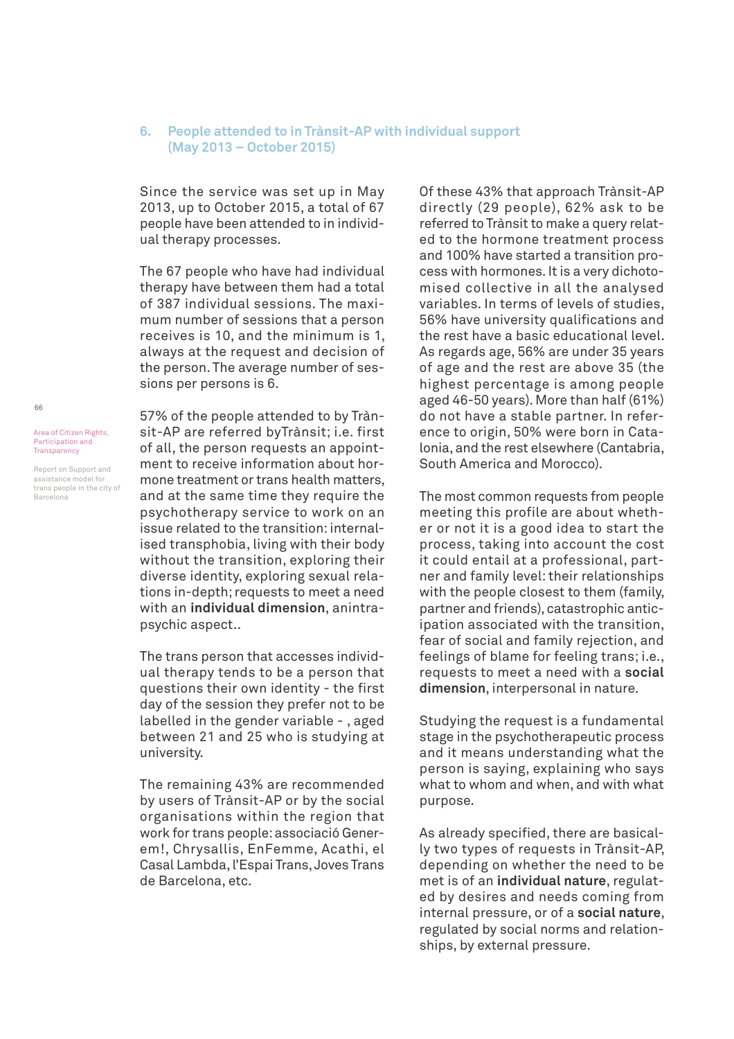## 6. People attended to in Trànsit-AP with individual support (May 2013 – October 2015)

Since the service was set up in May 2013, up to October 2015, a total of 67 people have been attended to in individual therapy processes.

The 67 people who have had individual therapy have between them had a total of 387 individual sessions. The maximum number of sessions that a person receives is 10, and the minimum is 1, always at the request and decision of the person. The average number of sessions per persons is 6.

57% of the people attended to by Trànsit-AP are referred byTrànsit; i.e. first of all, the person requests an appointment to receive information about hormone treatment or trans health matters, and at the same time they require the psychotherapy service to work on an issue related to the transition: internalised transphobia, living with their body without the transition, exploring their diverse identity, exploring sexual relations in-depth; requests to meet a need with an **individual dimension**, anintrapsychic aspect..

The trans person that accesses individual therapy tends to be a person that questions their own identity - the first day of the session they prefer not to be labelled in the gender variable - , aged between 21 and 25 who is studying at university.

The remaining 43% are recommended by users of Trànsit-AP or by the social organisations within the region that work for trans people: associació Generem!, Chrysallis, EnFemme, Acathi, el Casal Lambda, l'Espai Trans, Joves Trans de Barcelona, etc.

Of these 43% that approach Trànsit-AP directly (29 people), 62% ask to be referred to Trànsit to make a query related to the hormone treatment process and 100% have started a transition process with hormones. It is a very dichotomised collective in all the analysed variables. In terms of levels of studies, 56% have university qualifications and the rest have a basic educational level. As regards age, 56% are under 35 years of age and the rest are above 35 (the highest percentage is among people aged 46-50 years). More than half (61%) do not have a stable partner. In reference to origin, 50% were born in Catalonia, and the rest elsewhere (Cantabria, South America and Morocco).

The most common requests from people meeting this profile are about whether or not it is a good idea to start the process, taking into account the cost it could entail at a professional, partner and family level: their relationships with the people closest to them (family, partner and friends), catastrophic anticipation associated with the transition, fear of social and family rejection, and feelings of blame for feeling trans; i.e., requests to meet a need with a **social dimension**, interpersonal in nature.

Studying the request is a fundamental stage in the psychotherapeutic process and it means understanding what the person is saying, explaining who says what to whom and when, and with what purpose.

As already specified, there are basically two types of requests in Trànsit-AP, depending on whether the need to be met is of an **individual nature**, regulated by desires and needs coming from internal pressure, or of a **social nature**, regulated by social norms and relationships, by external pressure.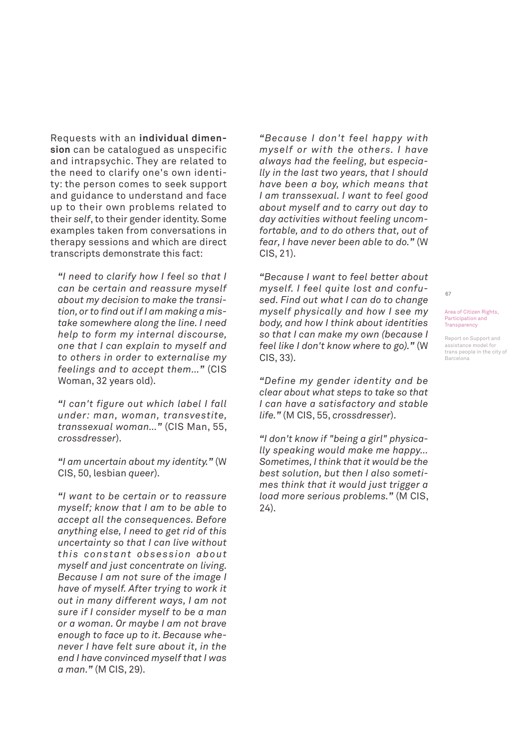Requests with an **individual dimension** can be catalogued as unspecific and intrapsychic. They are related to the need to clarify one's own identity: the person comes to seek support and guidance to understand and face up to their own problems related to their *self*, to their gender identity. Some examples taken from conversations in therapy sessions and which are direct transcripts demonstrate this fact:

> *"I need to clarify how I feel so that I can be certain and reassure myself about my decision to make the transition, or to find out if I am making a mistake somewhere along the line. I need help to form my internal discourse, one that I can explain to myself and to others in order to externalise my feelings and to accept them..."* (CIS Woman, 32 years old).

> *"I can't figure out which label I fall under: man, woman, transvestite, transsexual woman..."* (CIS Man, 55, *crossdresser*).

> *"I am uncertain about my identity."* (W CIS, 50, lesbian *queer*).

> *"I want to be certain or to reassure myself; know that I am to be able to accept all the consequences. Before anything else, I need to get rid of this uncertainty so that I can live without this constant obsession about myself and just concentrate on living. Because I am not sure of the image I have of myself. After trying to work it out in many different ways, I am not sure if I consider myself to be a man or a woman. Or maybe I am not brave enough to face up to it. Because whenever I have felt sure about it, in the end I have convinced myself that I was a man."* (M CIS, 29).

> *"Because I don't feel happy with myself or with the others. I have always had the feeling, but especially in the last two years, that I should have been a boy, which means that I am transsexual. I want to feel good about myself and to carry out day to day activities without feeling uncomfortable, and to do others that, out of fear, I have never been able to do."* (W CIS, 21).

> *"Because I want to feel better about myself. I feel quite lost and confused. Find out what I can do to change myself physically and how I see my body, and how I think about identities so that I can make my own (because I feel like I don't know where to go)."* (W CIS, 33).

> *"Define my gender identity and be clear about what steps to take so that I can have a satisfactory and stable life."* (M CIS, 55, *crossdresser*).

> *"I don't know if "being a girl" physically speaking would make me happy... Sometimes, I think that it would be the best solution, but then I also sometimes think that it would just trigger a load more serious problems."* (M CIS, 24).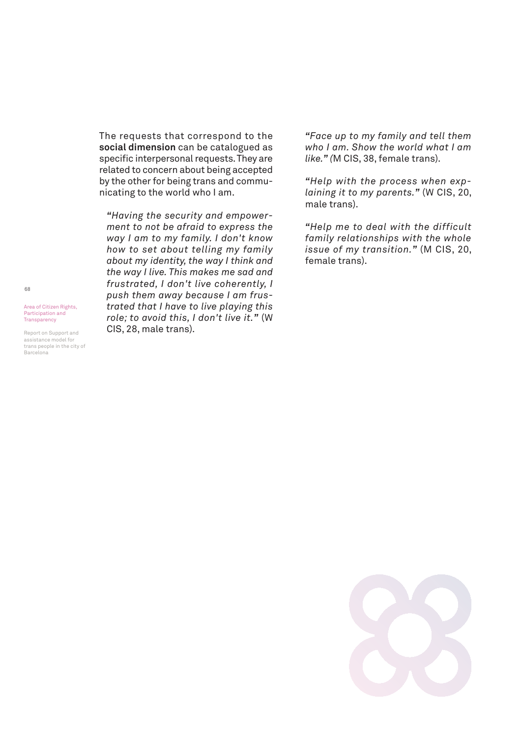The requests that correspond to the **social dimension** can be catalogued as specific interpersonal requests. They are related to concern about being accepted by the other for being trans and communicating to the world who I am.

> *"Having the security and empowerment to not be afraid to express the way I am to my family. I don't know how to set about telling my family about my identity, the way I think and the way I live. This makes me sad and frustrated, I don't live coherently, I push them away because I am frustrated that I have to live playing this role; to avoid this, I don't live it."* (W CIS, 28, male trans).

*"Face up to my family and tell them who I am. Show the world what I am like." (*M CIS, 38, female trans).

*"Help with the process when explaining it to my parents."* (W CIS, 20, male trans).

*"Help me to deal with the difficult family relationships with the whole issue of my transition."* (M CIS, 20, female trans).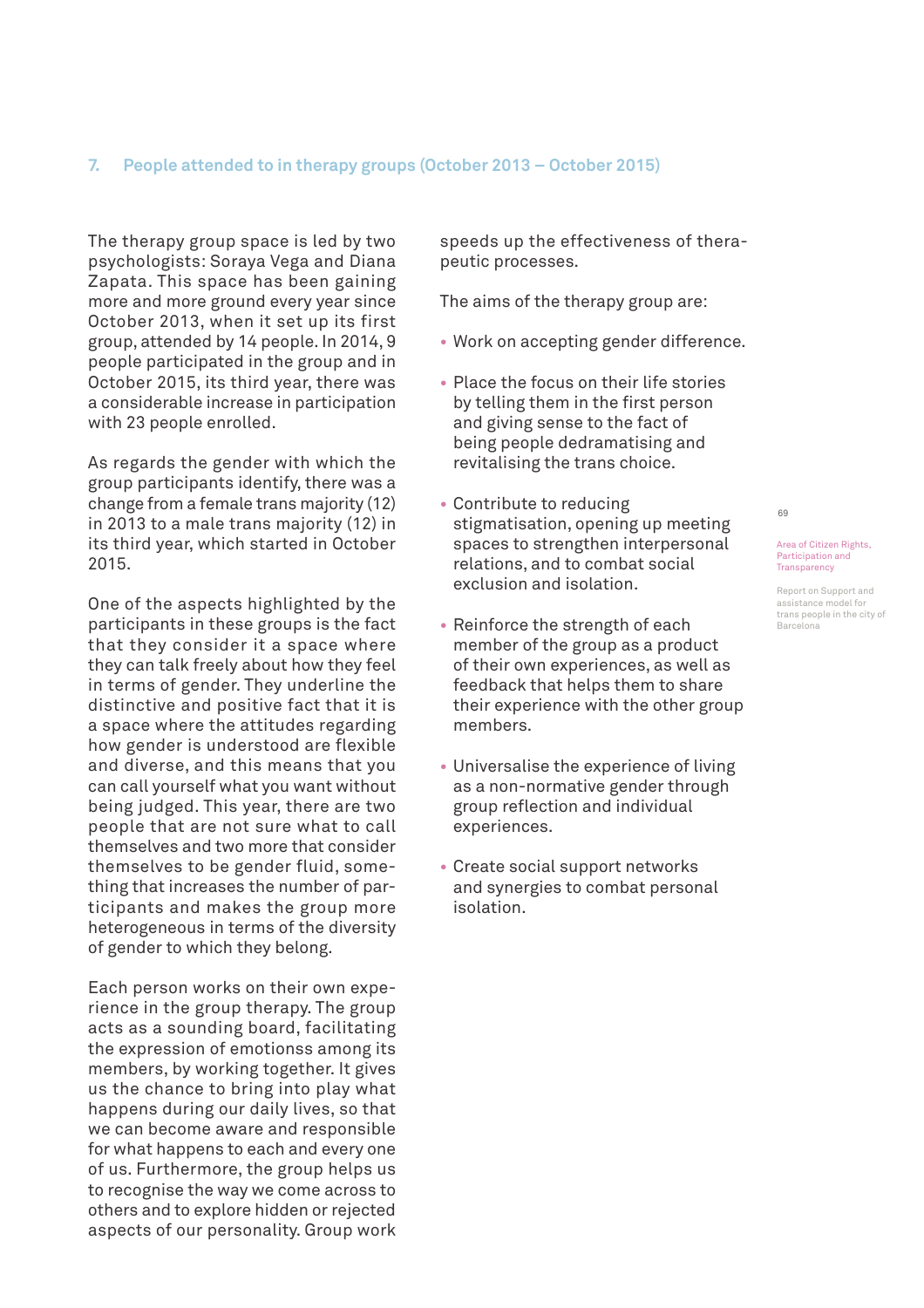## 7. People attended to in therapy groups (October 2013 – October 2015)

The therapy group space is led by two psychologists: Soraya Vega and Diana Zapata. This space has been gaining more and more ground every year since October 2013, when it set up its first group, attended by 14 people. In 2014, 9 people participated in the group and in October 2015, its third year, there was a considerable increase in participation with 23 people enrolled.

As regards the gender with which the group participants identify, there was a change from a female trans majority (12) in 2013 to a male trans majority (12) in its third year, which started in October 2015.

One of the aspects highlighted by the participants in these groups is the fact that they consider it a space where they can talk freely about how they feel in terms of gender. They underline the distinctive and positive fact that it is a space where the attitudes regarding how gender is understood are flexible and diverse, and this means that you can call yourself what you want without being judged. This year, there are two people that are not sure what to call themselves and two more that consider themselves to be gender fluid, something that increases the number of participants and makes the group more heterogeneous in terms of the diversity of gender to which they belong.

Each person works on their own experience in the group therapy. The group acts as a sounding board, facilitating the expression of emotionss among its members, by working together. It gives us the chance to bring into play what happens during our daily lives, so that we can become aware and responsible for what happens to each and every one of us. Furthermore, the group helps us to recognise the way we come across to others and to explore hidden or rejected aspects of our personality. Group work speeds up the effectiveness of therapeutic processes.

The aims of the therapy group are:

- Work on accepting gender difference.
- Place the focus on their life stories by telling them in the first person and giving sense to the fact of being people dedramatising and revitalising the trans choice.
- Contribute to reducing stigmatisation, opening up meeting spaces to strengthen interpersonal relations, and to combat social exclusion and isolation.
- Reinforce the strength of each member of the group as a product of their own experiences, as well as feedback that helps them to share their experience with the other group members.
- Universalise the experience of living as a non-normative gender through group reflection and individual experiences.
- Create social support networks and synergies to combat personal isolation.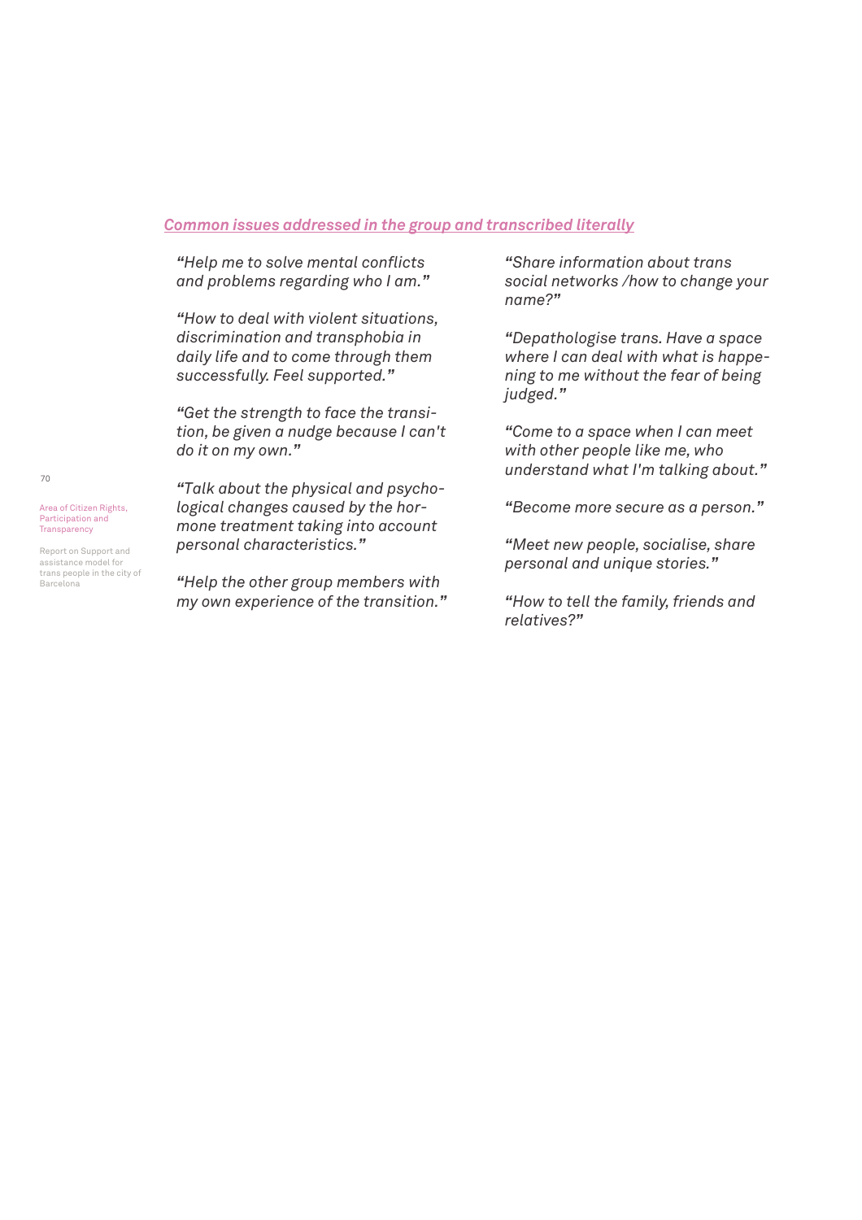***Common issues addressed in the group and transcribed literally***

*"Help me to solve mental conflicts and problems regarding who I am."*

*"How to deal with violent situations, discrimination and transphobia in daily life and to come through them successfully. Feel supported."*

*"Get the strength to face the transition, be given a nudge because I can't do it on my own."*

*"Talk about the physical and psychological changes caused by the hormone treatment taking into account personal characteristics."*

*"Help the other group members with my own experience of the transition."*

*"Share information about trans social networks /how to change your name?"*

*"Depathologise trans. Have a space where I can deal with what is happening to me without the fear of being judged."*

*"Come to a space when I can meet with other people like me, who understand what I'm talking about."*

*"Become more secure as a person."*

*"Meet new people, socialise, share personal and unique stories."*

*"How to tell the family, friends and relatives?"*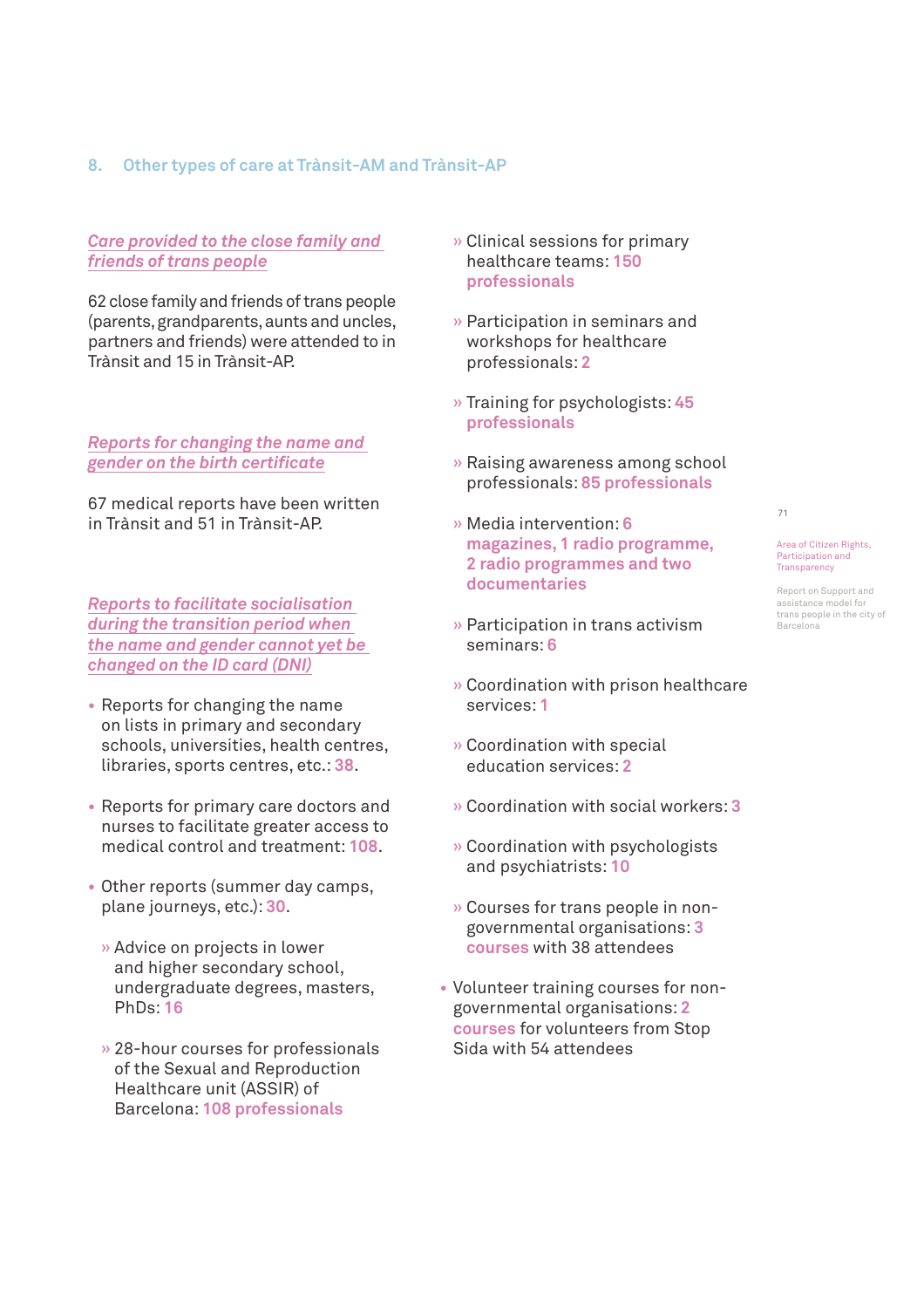## 8. Other types of care at Trànsit-AM and Trànsit-AP

*Care provided to the close family and friends of trans people*

62 close family and friends of trans people (parents, grandparents, aunts and uncles, partners and friends) were attended to in Trànsit and 15 in Trànsit-AP.

*Reports for changing the name and gender on the birth certificate*

67 medical reports have been written in Trànsit and 51 in Trànsit-AP.

*Reports to facilitate socialisation during the transition period when the name and gender cannot yet be changed on the ID card (DNI)*

- Reports for changing the name on lists in primary and secondary schools, universities, health centres, libraries, sports centres, etc.: 38.
- Reports for primary care doctors and nurses to facilitate greater access to medical control and treatment: 108.
- Other reports (summer day camps, plane journeys, etc.): 30.
  - » Advice on projects in lower and higher secondary school, undergraduate degrees, masters, PhDs: 16
  - » 28-hour courses for professionals of the Sexual and Reproduction Healthcare unit (ASSIR) of Barcelona: **108 professionals**
  - » Clinical sessions for primary healthcare teams: **150 professionals**
  - » Participation in seminars and workshops for healthcare professionals: 2
  - » Training for psychologists: **45 professionals**
  - » Raising awareness among school professionals: **85 professionals**
  - » Media intervention: **6 magazines, 1 radio programme, 2 radio programmes and two documentaries**
  - » Participation in trans activism seminars: 6
  - » Coordination with prison healthcare services: 1
  - » Coordination with special education services: 2
  - » Coordination with social workers: 3
  - » Coordination with psychologists and psychiatrists: 10
  - » Courses for trans people in non-governmental organisations: 3 courses with 38 attendees
- Volunteer training courses for non-governmental organisations: 2 courses for volunteers from Stop Sida with 54 attendees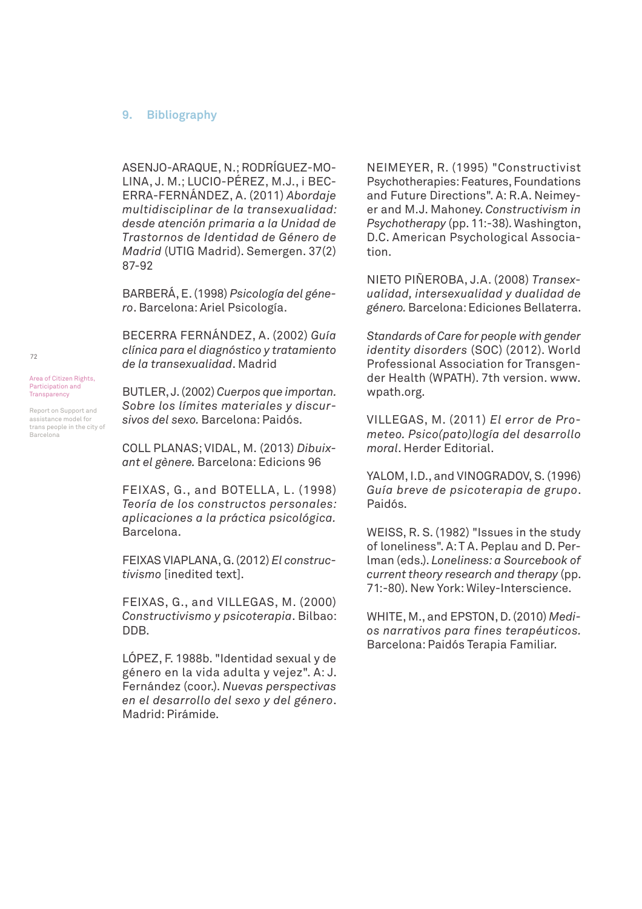## 9. Bibliography

ASENJO-ARAQUE, N.; RODRÍGUEZ-MOLINA, J. M.; LUCIO-PÉREZ, M.J., i BECERRA-FERNÁNDEZ, A. (2011) *Abordaje multidisciplinar de la transexualidad: desde atención primaria a la Unidad de Trastornos de Identidad de Género de Madrid* (UTIG Madrid). Semergen. 37(2) 87-92

BARBERÁ, E. (1998) *Psicología del género*. Barcelona: Ariel Psicología.

BECERRA FERNÁNDEZ, A. (2002) *Guía clínica para el diagnóstico y tratamiento de la transexualidad*. Madrid

BUTLER, J. (2002) *Cuerpos que importan. Sobre los límites materiales y discursivos del sexo.* Barcelona: Paidós.

COLL PLANAS; VIDAL, M. (2013) *Dibuixant el gènere.* Barcelona: Edicions 96

FEIXAS, G., and BOTELLA, L. (1998) *Teoría de los constructos personales: aplicaciones a la práctica psicológica.* Barcelona.

FEIXAS VIAPLANA, G. (2012) *El constructivismo* [inedited text].

FEIXAS, G., and VILLEGAS, M. (2000) *Constructivismo y psicoterapia*. Bilbao: DDB.

LÓPEZ, F. 1988b. "Identidad sexual y de género en la vida adulta y vejez". A: J. Fernández (coor.). *Nuevas perspectivas en el desarrollo del sexo y del género*. Madrid: Pirámide.

NEIMEYER, R. (1995) "Constructivist Psychotherapies: Features, Foundations and Future Directions". A: R.A. Neimeyer and M.J. Mahoney. *Constructivism in Psychotherapy* (pp. 11:-38). Washington, D.C. American Psychological Association.

NIETO PIÑEROBA, J.A. (2008) *Transexualidad, intersexualidad y dualidad de género.* Barcelona: Ediciones Bellaterra.

*Standards of Care for people with gender identity disorders* (SOC) (2012). World Professional Association for Transgender Health (WPATH). 7th version. www.wpath.org.

VILLEGAS, M. (2011) *El error de Prometeo. Psico(pato)logía del desarrollo moral*. Herder Editorial.

YALOM, I.D., and VINOGRADOV, S. (1996) *Guía breve de psicoterapia de grupo*. Paidós.

WEISS, R. S. (1982) "Issues in the study of loneliness". A: T A. Peplau and D. Perlman (eds.). *Loneliness: a Sourcebook of current theory research and therapy* (pp. 71:-80). New York: Wiley-Interscience.

WHITE, M., and EPSTON, D. (2010) *Medios narrativos para fines terapéuticos.* Barcelona: Paidós Terapia Familiar.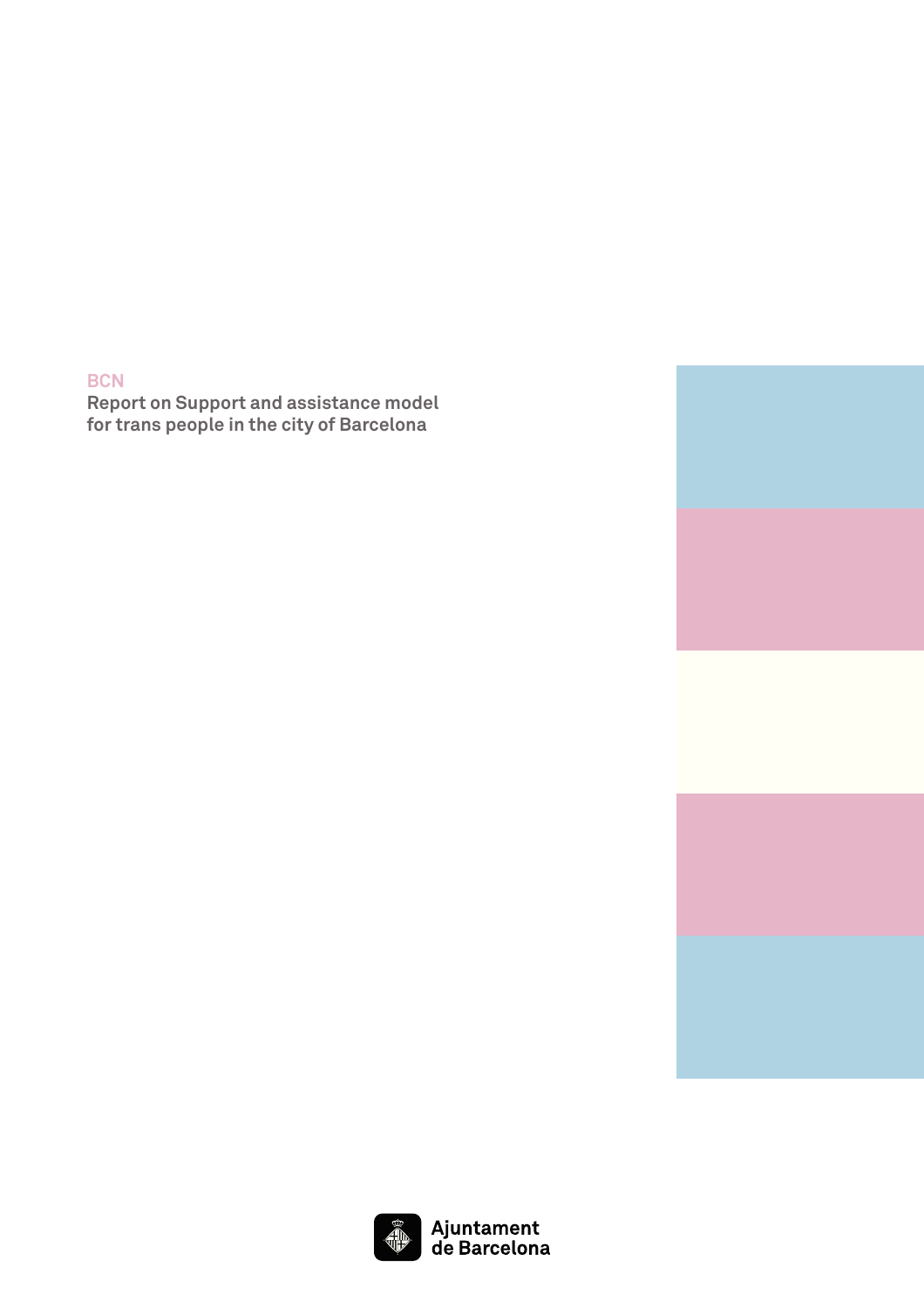BCN

Report on Support and assistance model for trans people in the city of Barcelona

Ajuntament de Barcelona